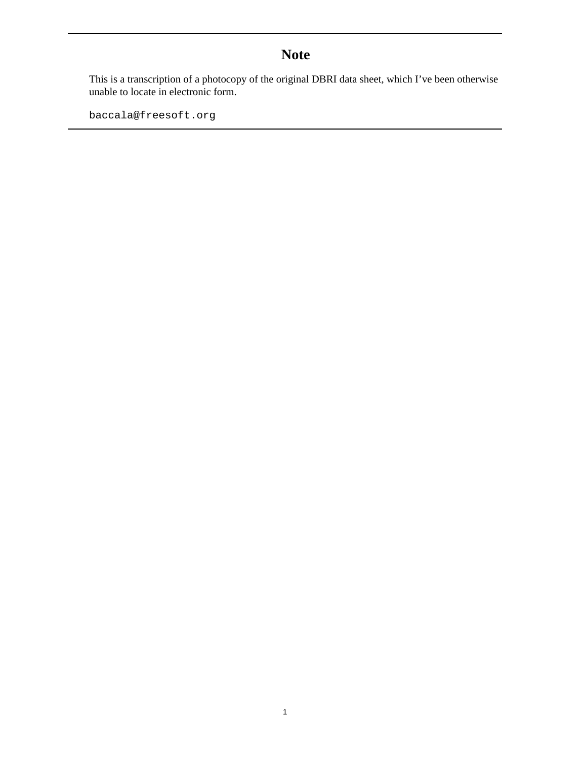# Note

This is a transcription of a photocopy of the original DBRI data sheet, which I've been otherwise unable to locate in electronic form.

`baccala@freesoft.org`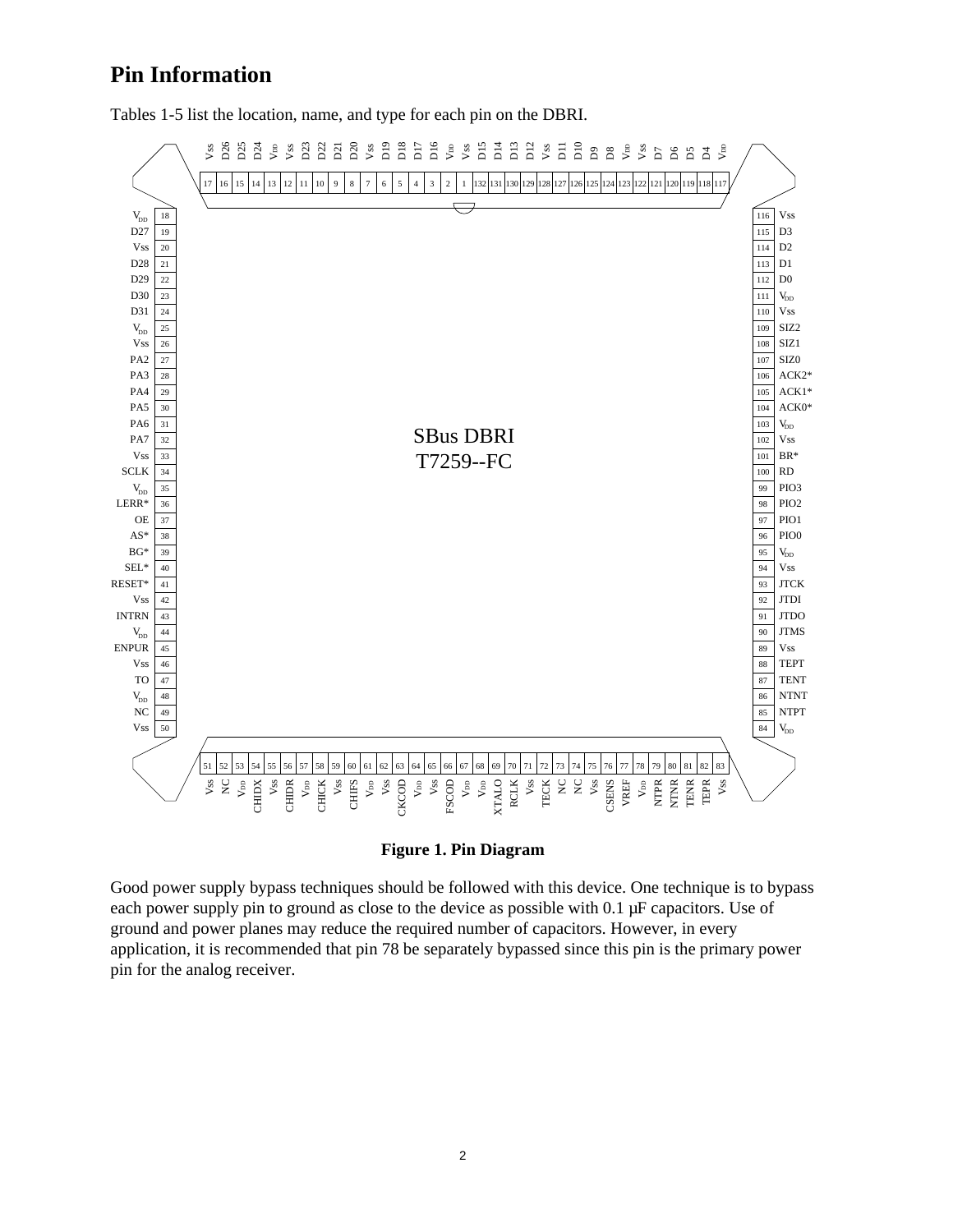# Pin Information

Tables 1-5 list the location, name, and type for each pin on the DBRI.

| Pin | Name | Pin | Name | Pin | Name | Pin | Name |
|---|---|---|---|---|---|---|---|
| 1 | Vss | 34 | SCLK | 67 | $V_{DD}$ | 100 | RD |
| 2 | $V_{DD}$ | 35 | $V_{DD}$ | 68 | $V_{DD}$ | 101 | BR* |
| 3 | D16 | 36 | LERR* | 69 | XTALO | 102 | Vss |
| 4 | D17 | 37 | OE | 70 | RCLK | 103 | $V_{DD}$ |
| 5 | D18 | 38 | AS* | 71 | Vss | 104 | ACK0* |
| 6 | D19 | 39 | BG* | 72 | TECK | 105 | ACK1* |
| 7 | Vss | 40 | SEL* | 73 | NC | 106 | ACK2* |
| 8 | D20 | 41 | RESET* | 74 | NC | 107 | SIZ0 |
| 9 | D21 | 42 | Vss | 75 | Vss | 108 | SIZ1 |
| 10 | D22 | 43 | INTRN | 76 | CSENS | 109 | SIZ2 |
| 11 | D23 | 44 | $V_{DD}$ | 77 | VREF | 110 | Vss |
| 12 | Vss | 45 | ENPUR | 78 | $V_{DD}$ | 111 | $V_{DD}$ |
| 13 | $V_{DD}$ | 46 | Vss | 79 | NTPR | 112 | D0 |
| 14 | D24 | 47 | TO | 80 | NTNR | 113 | D1 |
| 15 | D25 | 48 | $V_{DD}$ | 81 | TENR | 114 | D2 |
| 16 | D26 | 49 | NC | 82 | TEPR | 115 | D3 |
| 17 | Vss | 50 | Vss | 83 | Vss | 116 | Vss |
| 18 | $V_{DD}$ | 51 | Vss | 84 | $V_{DD}$ | 117 | $V_{DD}$ |
| 19 | D27 | 52 | NC | 85 | NTPT | 118 | D4 |
| 20 | Vss | 53 | $V_{DD}$ | 86 | NTNT | 119 | D5 |
| 21 | D28 | 54 | CHIDX | 87 | TENT | 120 | D6 |
| 22 | D29 | 55 | Vss | 88 | TEPT | 121 | D7 |
| 23 | D30 | 56 | CHIDR | 89 | Vss | 122 | Vss |
| 24 | D31 | 57 | $V_{DD}$ | 90 | JTMS | 123 | $V_{DD}$ |
| 25 | $V_{DD}$ | 58 | CHICK | 91 | JTDO | 124 | D8 |
| 26 | Vss | 59 | Vss | 92 | JTDI | 125 | D9 |
| 27 | PA2 | 60 | CHIFS | 93 | JTCK | 126 | D10 |
| 28 | PA3 | 61 | $V_{DD}$ | 94 | Vss | 127 | D11 |
| 29 | PA4 | 62 | Vss | 95 | $V_{DD}$ | 128 | Vss |
| 30 | PA5 | 63 | CKCOD | 96 | PIO0 | 129 | D12 |
| 31 | PA6 | 64 | $V_{DD}$ | 97 | PIO1 | 130 | D13 |
| 32 | PA7 | 65 | Vss | 98 | PIO2 | 131 | D14 |
| 33 | Vss | 66 | FSCOD | 99 | PIO3 | 132 | D15 |

SBus DBRI T7259--FC

**Figure 1. Pin Diagram**

Good power supply bypass techniques should be followed with this device. One technique is to bypass each power supply pin to ground as close to the device as possible with 0.1 µF capacitors. Use of ground and power planes may reduce the required number of capacitors. However, in every application, it is recommended that pin 78 be separately bypassed since this pin is the primary power pin for the analog receiver.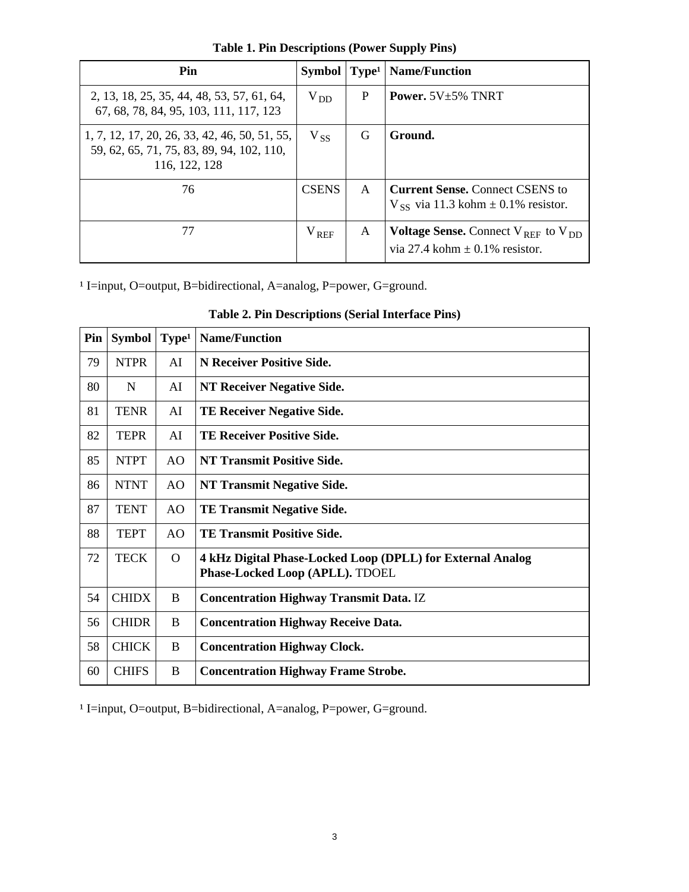**Table 1. Pin Descriptions (Power Supply Pins)**

| Pin | Symbol | Type[1] | Name/Function |
|---|---|---|---|
| 2, 13, 18, 25, 35, 44, 48, 53, 57, 61, 64, 67, 68, 78, 84, 95, 103, 111, 117, 123 | $V_{DD}$ | P | **Power.** 5V±5% TNRT |
| 1, 7, 12, 17, 20, 26, 33, 42, 46, 50, 51, 55, 59, 62, 65, 71, 75, 83, 89, 94, 102, 110, 116, 122, 128 | $V_{SS}$ | G | **Ground.** |
| 76 | CSENS | A | **Current Sense.** Connect CSENS to $V_{SS}$ via 11.3 kohm ± 0.1% resistor. |
| 77 | $V_{REF}$ | A | **Voltage Sense.** Connect $V_{REF}$ to $V_{DD}$ via 27.4 kohm ± 0.1% resistor. |

[1] I=input, O=output, B=bidirectional, A=analog, P=power, G=ground.

**Table 2. Pin Descriptions (Serial Interface Pins)**

| Pin | Symbol | Type[1] | Name/Function |
|---|---|---|---|
| 79 | NTPR | AI | **N Receiver Positive Side.** |
| 80 | N | AI | **NT Receiver Negative Side.** |
| 81 | TENR | AI | **TE Receiver Negative Side.** |
| 82 | TEPR | AI | **TE Receiver Positive Side.** |
| 85 | NTPT | AO | **NT Transmit Positive Side.** |
| 86 | NTNT | AO | **NT Transmit Negative Side.** |
| 87 | TENT | AO | **TE Transmit Negative Side.** |
| 88 | TEPT | AO | **TE Transmit Positive Side.** |
| 72 | TECK | O | **4 kHz Digital Phase-Locked Loop (DPLL) for External Analog Phase-Locked Loop (APLL).** TDOEL |
| 54 | CHIDX | B | **Concentration Highway Transmit Data.** IZ |
| 56 | CHIDR | B | **Concentration Highway Receive Data.** |
| 58 | CHICK | B | **Concentration Highway Clock.** |
| 60 | CHIFS | B | **Concentration Highway Frame Strobe.** |

[1] I=input, O=output, B=bidirectional, A=analog, P=power, G=ground.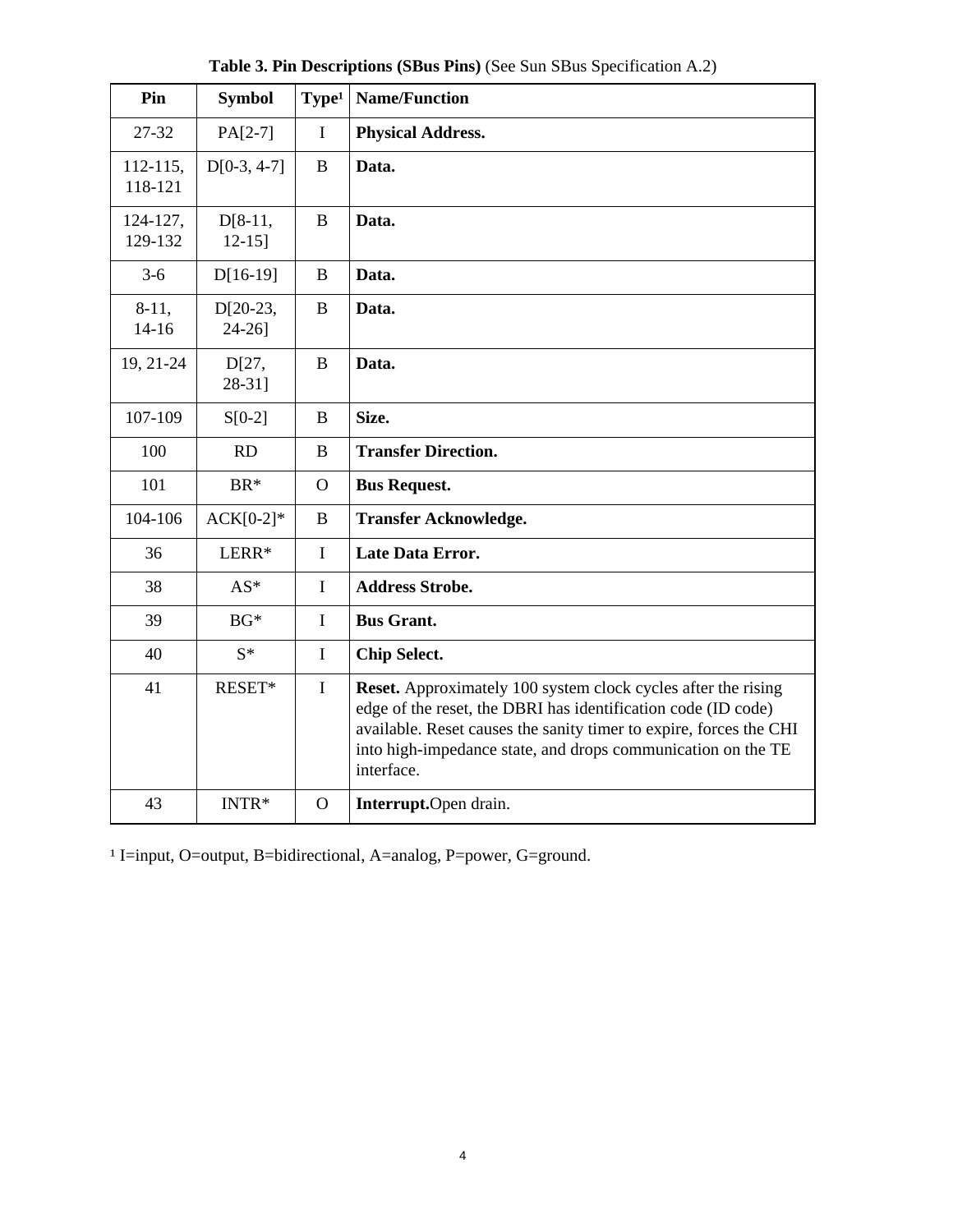**Table 3. Pin Descriptions (SBus Pins)** (See Sun SBus Specification A.2)

| Pin | Symbol | Type[1] | Name/Function |
|---|---|---|---|
| 27-32 | PA[2-7] | I | **Physical Address.** |
| 112-115, 118-121 | D[0-3, 4-7] | B | **Data.** |
| 124-127, 129-132 | D[8-11, 12-15] | B | **Data.** |
| 3-6 | D[16-19] | B | **Data.** |
| 8-11, 14-16 | D[20-23, 24-26] | B | **Data.** |
| 19, 21-24 | D[27, 28-31] | B | **Data.** |
| 107-109 | S[0-2] | B | **Size.** |
| 100 | RD | B | **Transfer Direction.** |
| 101 | BR* | O | **Bus Request.** |
| 104-106 | ACK[0-2]* | B | **Transfer Acknowledge.** |
| 36 | LERR* | I | **Late Data Error.** |
| 38 | AS* | I | **Address Strobe.** |
| 39 | BG* | I | **Bus Grant.** |
| 40 | S* | I | **Chip Select.** |
| 41 | RESET* | I | **Reset.** Approximately 100 system clock cycles after the rising edge of the reset, the DBRI has identification code (ID code) available. Reset causes the sanity timer to expire, forces the CHI into high-impedance state, and drops communication on the TE interface. |
| 43 | INTR* | O | **Interrupt.**Open drain. |

[1] I=input, O=output, B=bidirectional, A=analog, P=power, G=ground.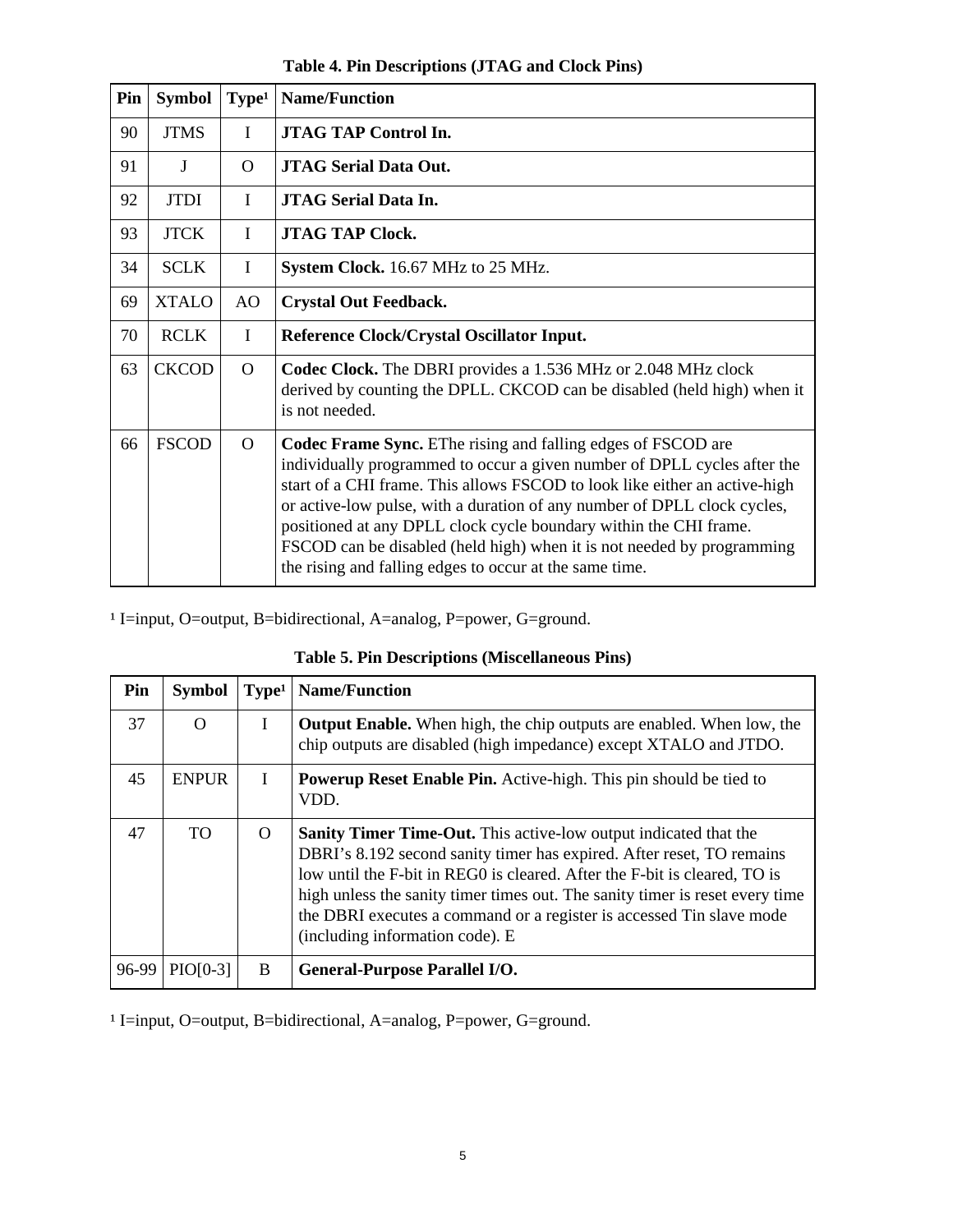**Table 4. Pin Descriptions (JTAG and Clock Pins)**

| Pin | Symbol | Type[1] | Name/Function |
|---|---|---|---|
| 90 | JTMS | I | **JTAG TAP Control In.** |
| 91 | J | O | **JTAG Serial Data Out.** |
| 92 | JTDI | I | **JTAG Serial Data In.** |
| 93 | JTCK | I | **JTAG TAP Clock.** |
| 34 | SCLK | I | **System Clock.** 16.67 MHz to 25 MHz. |
| 69 | XTALO | AO | **Crystal Out Feedback.** |
| 70 | RCLK | I | **Reference Clock/Crystal Oscillator Input.** |
| 63 | CKCOD | O | **Codec Clock.** The DBRI provides a 1.536 MHz or 2.048 MHz clock derived by counting the DPLL. CKCOD can be disabled (held high) when it is not needed. |
| 66 | FSCOD | O | **Codec Frame Sync.** EThe rising and falling edges of FSCOD are individually programmed to occur a given number of DPLL cycles after the start of a CHI frame. This allows FSCOD to look like either an active-high or active-low pulse, with a duration of any number of DPLL clock cycles, positioned at any DPLL clock cycle boundary within the CHI frame. FSCOD can be disabled (held high) when it is not needed by programming the rising and falling edges to occur at the same time. |

[1] I=input, O=output, B=bidirectional, A=analog, P=power, G=ground.

**Table 5. Pin Descriptions (Miscellaneous Pins)**

| Pin | Symbol | Type[1] | Name/Function |
|---|---|---|---|
| 37 | O | I | **Output Enable.** When high, the chip outputs are enabled. When low, the chip outputs are disabled (high impedance) except XTALO and JTDO. |
| 45 | ENPUR | I | **Powerup Reset Enable Pin.** Active-high. This pin should be tied to VDD. |
| 47 | TO | O | **Sanity Timer Time-Out.** This active-low output indicated that the DBRI's 8.192 second sanity timer has expired. After reset, TO remains low until the F-bit in REG0 is cleared. After the F-bit is cleared, TO is high unless the sanity timer times out. The sanity timer is reset every time the DBRI executes a command or a register is accessed Tin slave mode (including information code). E |
| 96-99 | PIO[0-3] | B | **General-Purpose Parallel I/O.** |

[1] I=input, O=output, B=bidirectional, A=analog, P=power, G=ground.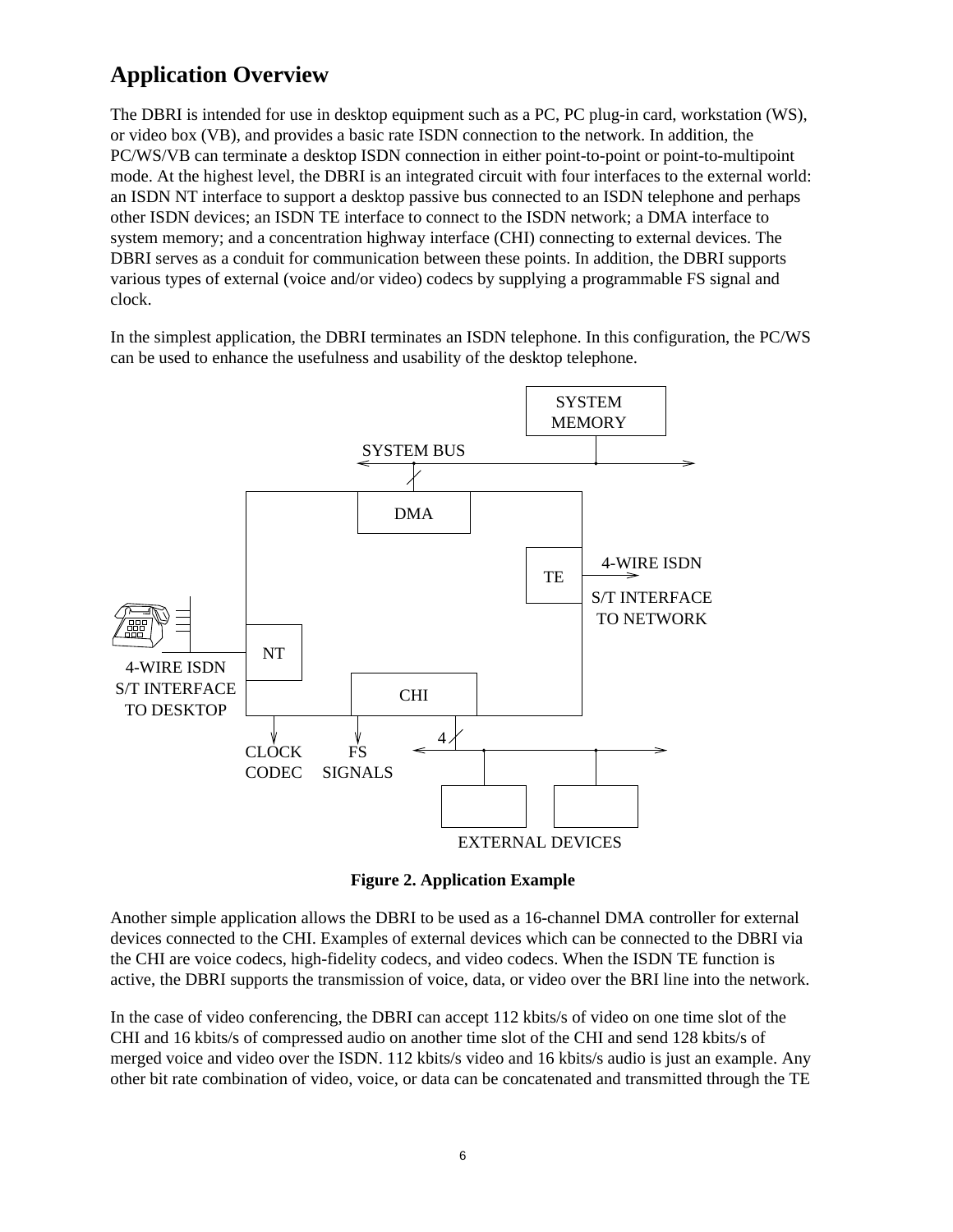## Application Overview

The DBRI is intended for use in desktop equipment such as a PC, PC plug-in card, workstation (WS), or video box (VB), and provides a basic rate ISDN connection to the network. In addition, the PC/WS/VB can terminate a desktop ISDN connection in either point-to-point or point-to-multipoint mode. At the highest level, the DBRI is an integrated circuit with four interfaces to the external world: an ISDN NT interface to support a desktop passive bus connected to an ISDN telephone and perhaps other ISDN devices; an ISDN TE interface to connect to the ISDN network; a DMA interface to system memory; and a concentration highway interface (CHI) connecting to external devices. The DBRI serves as a conduit for communication between these points. In addition, the DBRI supports various types of external (voice and/or video) codecs by supplying a programmable FS signal and clock.

In the simplest application, the DBRI terminates an ISDN telephone. In this configuration, the PC/WS can be used to enhance the usefulness and usability of the desktop telephone.

**Figure 2. Application Example**

Another simple application allows the DBRI to be used as a 16-channel DMA controller for external devices connected to the CHI. Examples of external devices which can be connected to the DBRI via the CHI are voice codecs, high-fidelity codecs, and video codecs. When the ISDN TE function is active, the DBRI supports the transmission of voice, data, or video over the BRI line into the network.

In the case of video conferencing, the DBRI can accept 112 kbits/s of video on one time slot of the CHI and 16 kbits/s of compressed audio on another time slot of the CHI and send 128 kbits/s of merged voice and video over the ISDN. 112 kbits/s video and 16 kbits/s audio is just an example. Any other bit rate combination of video, voice, or data can be concatenated and transmitted through the TE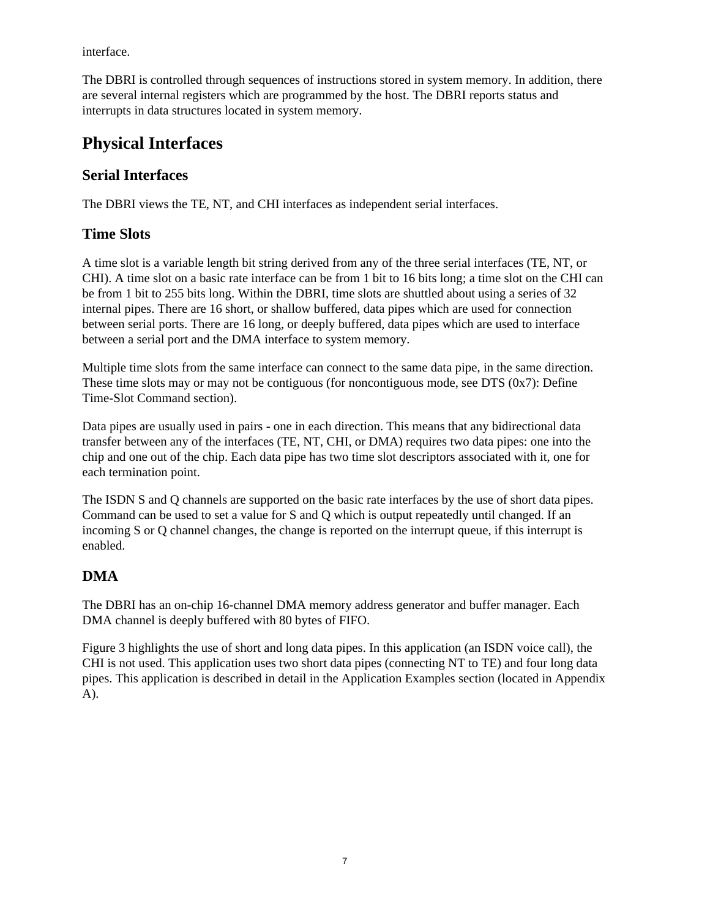interface.

The DBRI is controlled through sequences of instructions stored in system memory. In addition, there are several internal registers which are programmed by the host. The DBRI reports status and interrupts in data structures located in system memory.

# Physical Interfaces

## Serial Interfaces

The DBRI views the TE, NT, and CHI interfaces as independent serial interfaces.

## Time Slots

A time slot is a variable length bit string derived from any of the three serial interfaces (TE, NT, or CHI). A time slot on a basic rate interface can be from 1 bit to 16 bits long; a time slot on the CHI can be from 1 bit to 255 bits long. Within the DBRI, time slots are shuttled about using a series of 32 internal pipes. There are 16 short, or shallow buffered, data pipes which are used for connection between serial ports. There are 16 long, or deeply buffered, data pipes which are used to interface between a serial port and the DMA interface to system memory.

Multiple time slots from the same interface can connect to the same data pipe, in the same direction. These time slots may or may not be contiguous (for noncontiguous mode, see DTS (0x7): Define Time-Slot Command section).

Data pipes are usually used in pairs - one in each direction. This means that any bidirectional data transfer between any of the interfaces (TE, NT, CHI, or DMA) requires two data pipes: one into the chip and one out of the chip. Each data pipe has two time slot descriptors associated with it, one for each termination point.

The ISDN S and Q channels are supported on the basic rate interfaces by the use of short data pipes. Command can be used to set a value for S and Q which is output repeatedly until changed. If an incoming S or Q channel changes, the change is reported on the interrupt queue, if this interrupt is enabled.

## DMA

The DBRI has an on-chip 16-channel DMA memory address generator and buffer manager. Each DMA channel is deeply buffered with 80 bytes of FIFO.

Figure 3 highlights the use of short and long data pipes. In this application (an ISDN voice call), the CHI is not used. This application uses two short data pipes (connecting NT to TE) and four long data pipes. This application is described in detail in the Application Examples section (located in Appendix A).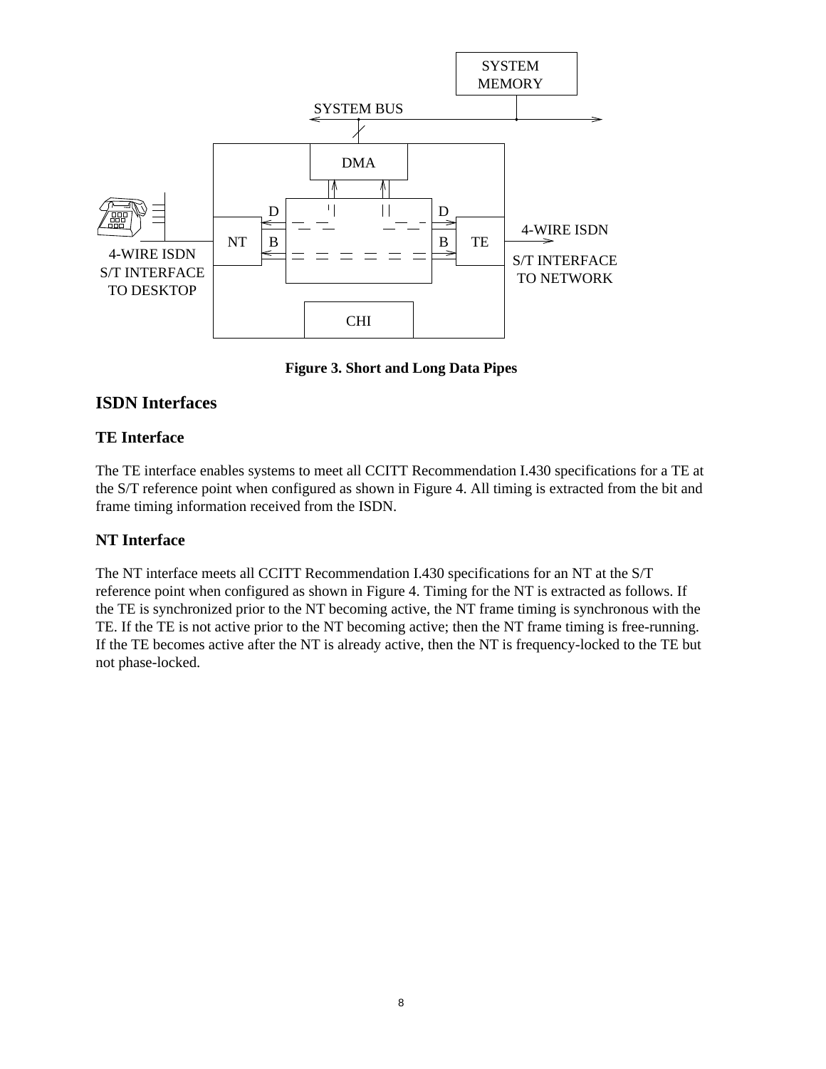SYSTEM MEMORY

SYSTEM BUS

DMA

D D

NT B B TE

4-WIRE ISDN S/T INTERFACE TO DESKTOP

4-WIRE ISDN S/T INTERFACE TO NETWORK

CHI

**Figure 3. Short and Long Data Pipes**

## ISDN Interfaces

### TE Interface

The TE interface enables systems to meet all CCITT Recommendation I.430 specifications for a TE at the S/T reference point when configured as shown in Figure 4. All timing is extracted from the bit and frame timing information received from the ISDN.

### NT Interface

The NT interface meets all CCITT Recommendation I.430 specifications for an NT at the S/T reference point when configured as shown in Figure 4. Timing for the NT is extracted as follows. If the TE is synchronized prior to the NT becoming active, the NT frame timing is synchronous with the TE. If the TE is not active prior to the NT becoming active; then the NT frame timing is free-running. If the TE becomes active after the NT is already active, then the NT is frequency-locked to the TE but not phase-locked.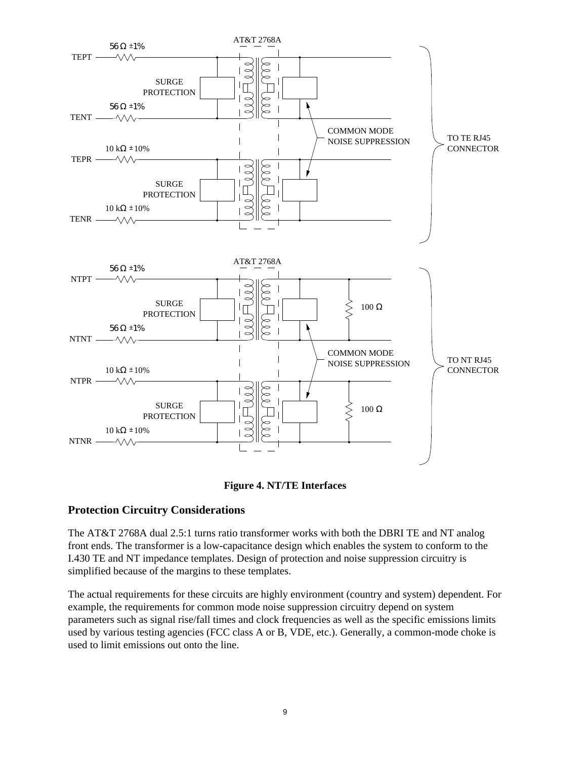**Figure 4. NT/TE Interfaces**

## Protection Circuitry Considerations

The AT&T 2768A dual 2.5:1 turns ratio transformer works with both the DBRI TE and NT analog front ends. The transformer is a low-capacitance design which enables the system to conform to the I.430 TE and NT impedance templates. Design of protection and noise suppression circuitry is simplified because of the margins to these templates.

The actual requirements for these circuits are highly environment (country and system) dependent. For example, the requirements for common mode noise suppression circuitry depend on system parameters such as signal rise/fall times and clock frequencies as well as the specific emissions limits used by various testing agencies (FCC class A or B, VDE, etc.). Generally, a common-mode choke is used to limit emissions out onto the line.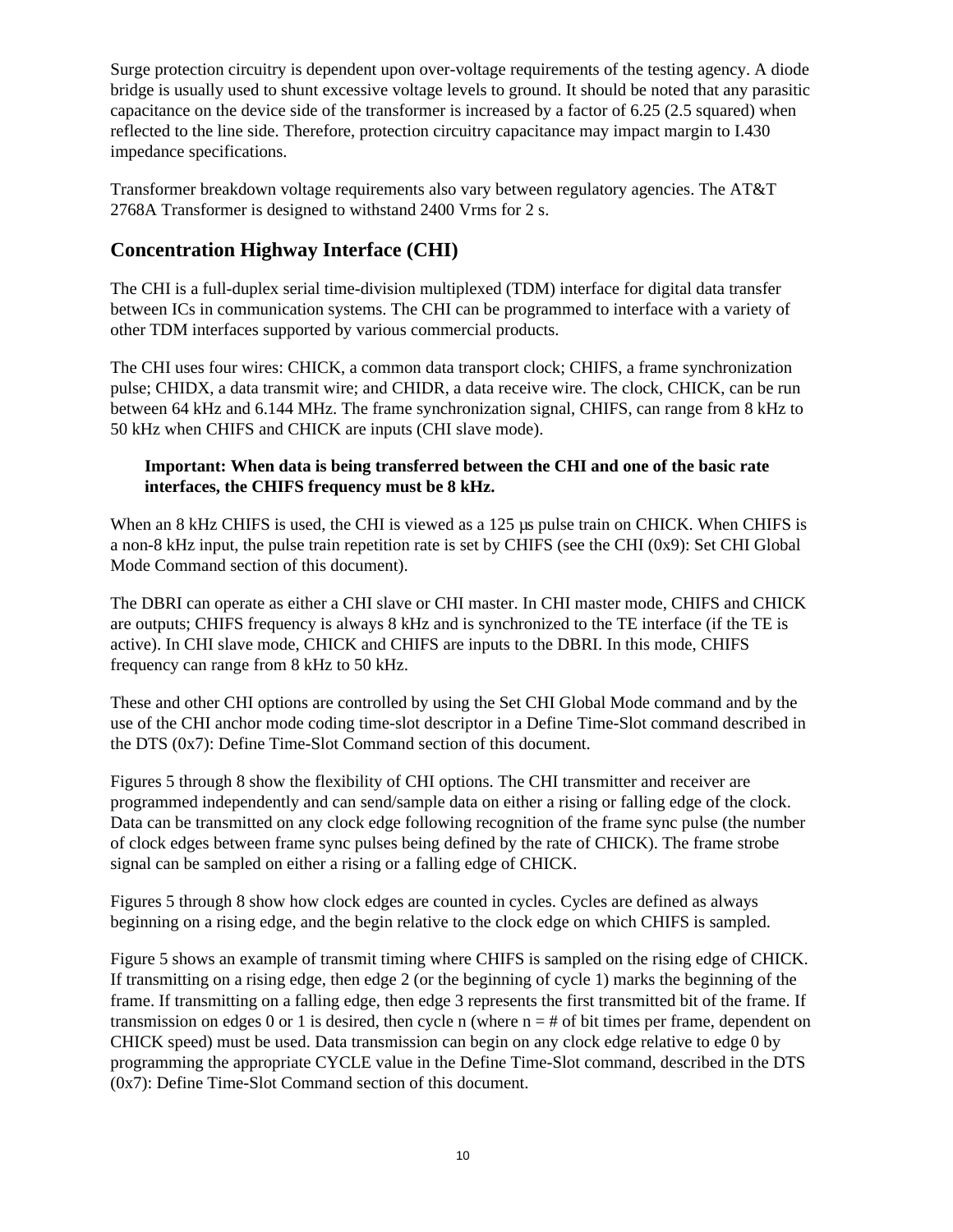Surge protection circuitry is dependent upon over-voltage requirements of the testing agency. A diode bridge is usually used to shunt excessive voltage levels to ground. It should be noted that any parasitic capacitance on the device side of the transformer is increased by a factor of 6.25 (2.5 squared) when reflected to the line side. Therefore, protection circuitry capacitance may impact margin to I.430 impedance specifications.

Transformer breakdown voltage requirements also vary between regulatory agencies. The AT&T 2768A Transformer is designed to withstand 2400 Vrms for 2 s.

## Concentration Highway Interface (CHI)

The CHI is a full-duplex serial time-division multiplexed (TDM) interface for digital data transfer between ICs in communication systems. The CHI can be programmed to interface with a variety of other TDM interfaces supported by various commercial products.

The CHI uses four wires: CHICK, a common data transport clock; CHIFS, a frame synchronization pulse; CHIDX, a data transmit wire; and CHIDR, a data receive wire. The clock, CHICK, can be run between 64 kHz and 6.144 MHz. The frame synchronization signal, CHIFS, can range from 8 kHz to 50 kHz when CHIFS and CHICK are inputs (CHI slave mode).

> **Important: When data is being transferred between the CHI and one of the basic rate interfaces, the CHIFS frequency must be 8 kHz.**

When an 8 kHz CHIFS is used, the CHI is viewed as a 125 µs pulse train on CHICK. When CHIFS is a non-8 kHz input, the pulse train repetition rate is set by CHIFS (see the CHI (0x9): Set CHI Global Mode Command section of this document).

The DBRI can operate as either a CHI slave or CHI master. In CHI master mode, CHIFS and CHICK are outputs; CHIFS frequency is always 8 kHz and is synchronized to the TE interface (if the TE is active). In CHI slave mode, CHICK and CHIFS are inputs to the DBRI. In this mode, CHIFS frequency can range from 8 kHz to 50 kHz.

These and other CHI options are controlled by using the Set CHI Global Mode command and by the use of the CHI anchor mode coding time-slot descriptor in a Define Time-Slot command described in the DTS (0x7): Define Time-Slot Command section of this document.

Figures 5 through 8 show the flexibility of CHI options. The CHI transmitter and receiver are programmed independently and can send/sample data on either a rising or falling edge of the clock. Data can be transmitted on any clock edge following recognition of the frame sync pulse (the number of clock edges between frame sync pulses being defined by the rate of CHICK). The frame strobe signal can be sampled on either a rising or a falling edge of CHICK.

Figures 5 through 8 show how clock edges are counted in cycles. Cycles are defined as always beginning on a rising edge, and the begin relative to the clock edge on which CHIFS is sampled.

Figure 5 shows an example of transmit timing where CHIFS is sampled on the rising edge of CHICK. If transmitting on a rising edge, then edge 2 (or the beginning of cycle 1) marks the beginning of the frame. If transmitting on a falling edge, then edge 3 represents the first transmitted bit of the frame. If transmission on edges 0 or 1 is desired, then cycle n (where n = # of bit times per frame, dependent on CHICK speed) must be used. Data transmission can begin on any clock edge relative to edge 0 by programming the appropriate CYCLE value in the Define Time-Slot command, described in the DTS (0x7): Define Time-Slot Command section of this document.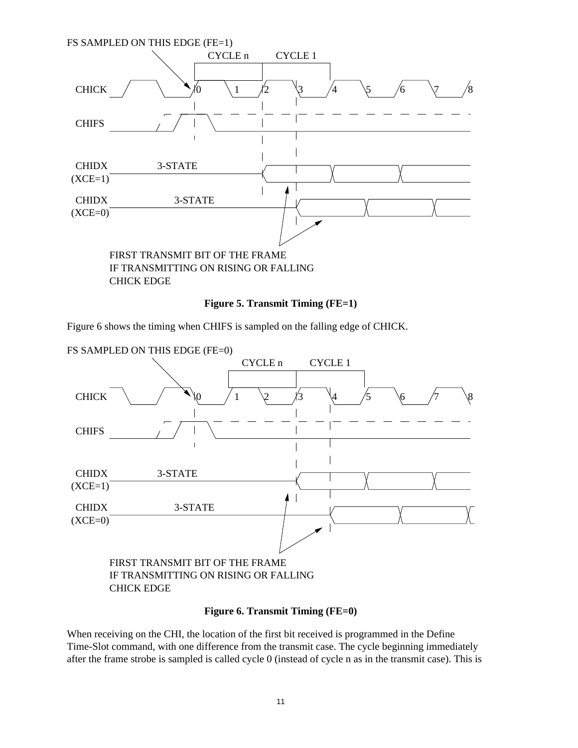**Figure 5. Transmit Timing (FE=1)**

Figure 6 shows the timing when CHIFS is sampled on the falling edge of CHICK.

**Figure 6. Transmit Timing (FE=0)**

When receiving on the CHI, the location of the first bit received is programmed in the Define Time-Slot command, with one difference from the transmit case. The cycle beginning immediately after the frame strobe is sampled is called cycle 0 (instead of cycle n as in the transmit case). This is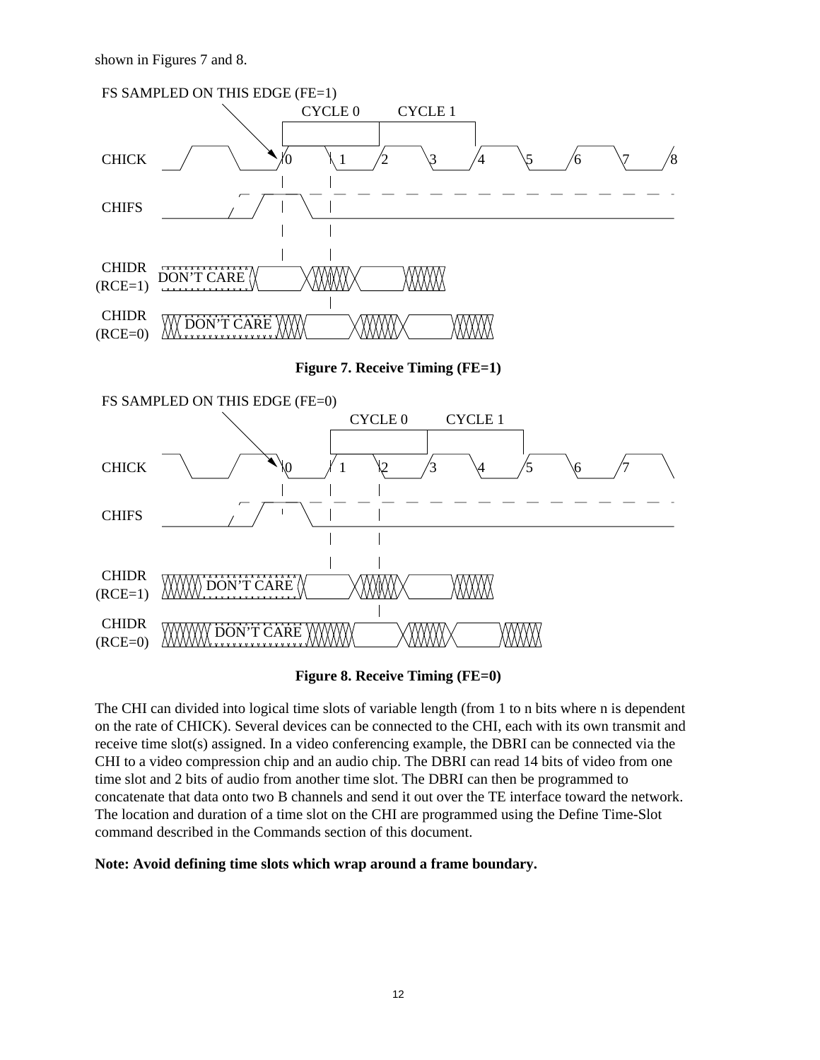shown in Figures 7 and 8.

**Figure 7. Receive Timing (FE=1)**

**Figure 8. Receive Timing (FE=0)**

The CHI can divided into logical time slots of variable length (from 1 to n bits where n is dependent on the rate of CHICK). Several devices can be connected to the CHI, each with its own transmit and receive time slot(s) assigned. In a video conferencing example, the DBRI can be connected via the CHI to a video compression chip and an audio chip. The DBRI can read 14 bits of video from one time slot and 2 bits of audio from another time slot. The DBRI can then be programmed to concatenate that data onto two B channels and send it out over the TE interface toward the network. The location and duration of a time slot on the CHI are programmed using the Define Time-Slot command described in the Commands section of this document.

**Note: Avoid defining time slots which wrap around a frame boundary.**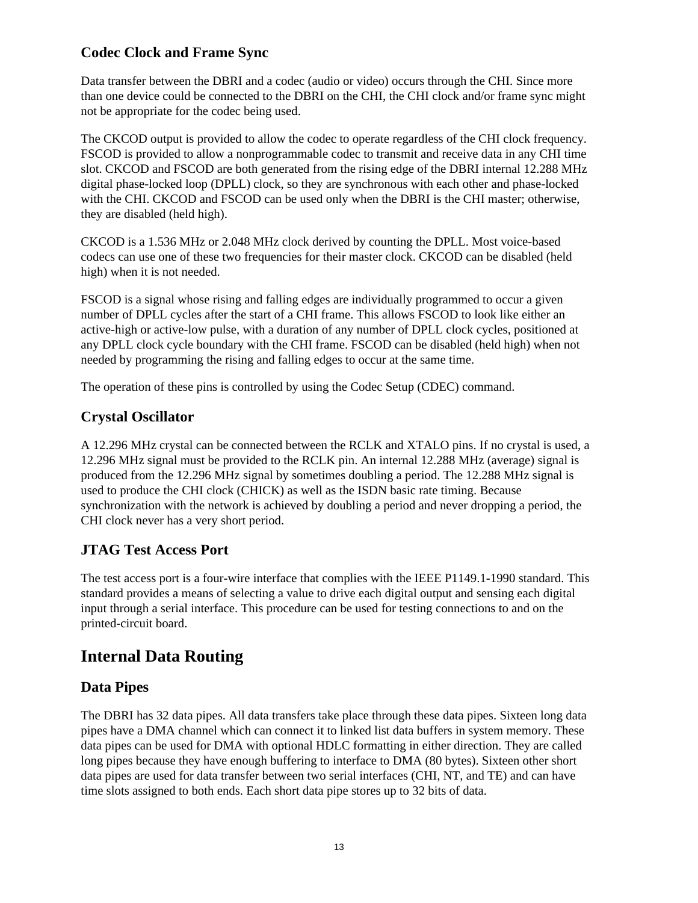### Codec Clock and Frame Sync

Data transfer between the DBRI and a codec (audio or video) occurs through the CHI. Since more than one device could be connected to the DBRI on the CHI, the CHI clock and/or frame sync might not be appropriate for the codec being used.

The CKCOD output is provided to allow the codec to operate regardless of the CHI clock frequency. FSCOD is provided to allow a nonprogrammable codec to transmit and receive data in any CHI time slot. CKCOD and FSCOD are both generated from the rising edge of the DBRI internal 12.288 MHz digital phase-locked loop (DPLL) clock, so they are synchronous with each other and phase-locked with the CHI. CKCOD and FSCOD can be used only when the DBRI is the CHI master; otherwise, they are disabled (held high).

CKCOD is a 1.536 MHz or 2.048 MHz clock derived by counting the DPLL. Most voice-based codecs can use one of these two frequencies for their master clock. CKCOD can be disabled (held high) when it is not needed.

FSCOD is a signal whose rising and falling edges are individually programmed to occur a given number of DPLL cycles after the start of a CHI frame. This allows FSCOD to look like either an active-high or active-low pulse, with a duration of any number of DPLL clock cycles, positioned at any DPLL clock cycle boundary with the CHI frame. FSCOD can be disabled (held high) when not needed by programming the rising and falling edges to occur at the same time.

The operation of these pins is controlled by using the Codec Setup (CDEC) command.

### Crystal Oscillator

A 12.296 MHz crystal can be connected between the RCLK and XTALO pins. If no crystal is used, a 12.296 MHz signal must be provided to the RCLK pin. An internal 12.288 MHz (average) signal is produced from the 12.296 MHz signal by sometimes doubling a period. The 12.288 MHz signal is used to produce the CHI clock (CHICK) as well as the ISDN basic rate timing. Because synchronization with the network is achieved by doubling a period and never dropping a period, the CHI clock never has a very short period.

### JTAG Test Access Port

The test access port is a four-wire interface that complies with the IEEE P1149.1-1990 standard. This standard provides a means of selecting a value to drive each digital output and sensing each digital input through a serial interface. This procedure can be used for testing connections to and on the printed-circuit board.

## Internal Data Routing

### Data Pipes

The DBRI has 32 data pipes. All data transfers take place through these data pipes. Sixteen long data pipes have a DMA channel which can connect it to linked list data buffers in system memory. These data pipes can be used for DMA with optional HDLC formatting in either direction. They are called long pipes because they have enough buffering to interface to DMA (80 bytes). Sixteen other short data pipes are used for data transfer between two serial interfaces (CHI, NT, and TE) and can have time slots assigned to both ends. Each short data pipe stores up to 32 bits of data.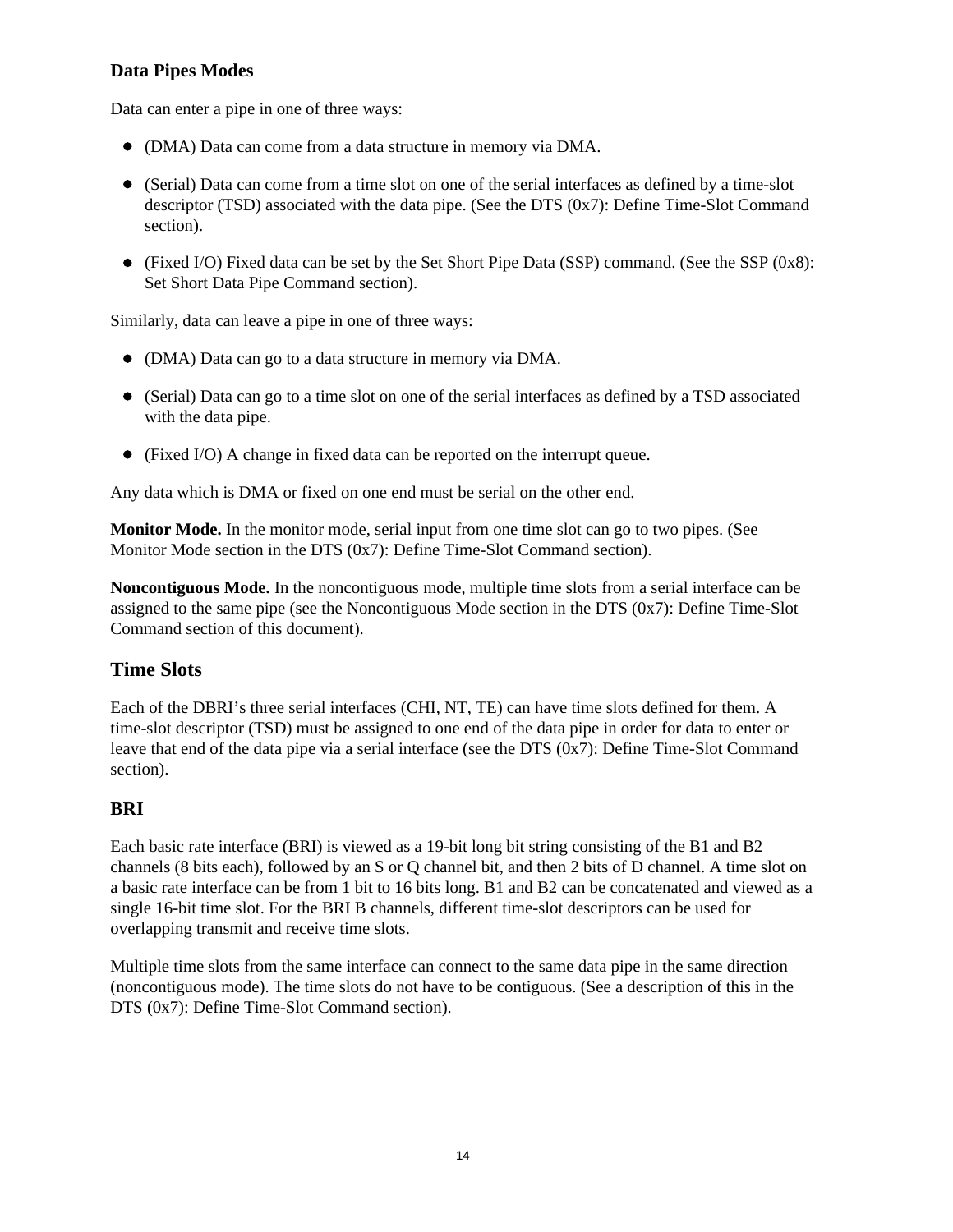### Data Pipes Modes

Data can enter a pipe in one of three ways:

- (DMA) Data can come from a data structure in memory via DMA.
- (Serial) Data can come from a time slot on one of the serial interfaces as defined by a time-slot descriptor (TSD) associated with the data pipe. (See the DTS (0x7): Define Time-Slot Command section).
- (Fixed I/O) Fixed data can be set by the Set Short Pipe Data (SSP) command. (See the SSP (0x8): Set Short Data Pipe Command section).

Similarly, data can leave a pipe in one of three ways:

- (DMA) Data can go to a data structure in memory via DMA.
- (Serial) Data can go to a time slot on one of the serial interfaces as defined by a TSD associated with the data pipe.
- (Fixed I/O) A change in fixed data can be reported on the interrupt queue.

Any data which is DMA or fixed on one end must be serial on the other end.

**Monitor Mode.** In the monitor mode, serial input from one time slot can go to two pipes. (See Monitor Mode section in the DTS (0x7): Define Time-Slot Command section).

**Noncontiguous Mode.** In the noncontiguous mode, multiple time slots from a serial interface can be assigned to the same pipe (see the Noncontiguous Mode section in the DTS (0x7): Define Time-Slot Command section of this document).

## Time Slots

Each of the DBRI's three serial interfaces (CHI, NT, TE) can have time slots defined for them. A time-slot descriptor (TSD) must be assigned to one end of the data pipe in order for data to enter or leave that end of the data pipe via a serial interface (see the DTS (0x7): Define Time-Slot Command section).

### BRI

Each basic rate interface (BRI) is viewed as a 19-bit long bit string consisting of the B1 and B2 channels (8 bits each), followed by an S or Q channel bit, and then 2 bits of D channel. A time slot on a basic rate interface can be from 1 bit to 16 bits long. B1 and B2 can be concatenated and viewed as a single 16-bit time slot. For the BRI B channels, different time-slot descriptors can be used for overlapping transmit and receive time slots.

Multiple time slots from the same interface can connect to the same data pipe in the same direction (noncontiguous mode). The time slots do not have to be contiguous. (See a description of this in the DTS (0x7): Define Time-Slot Command section).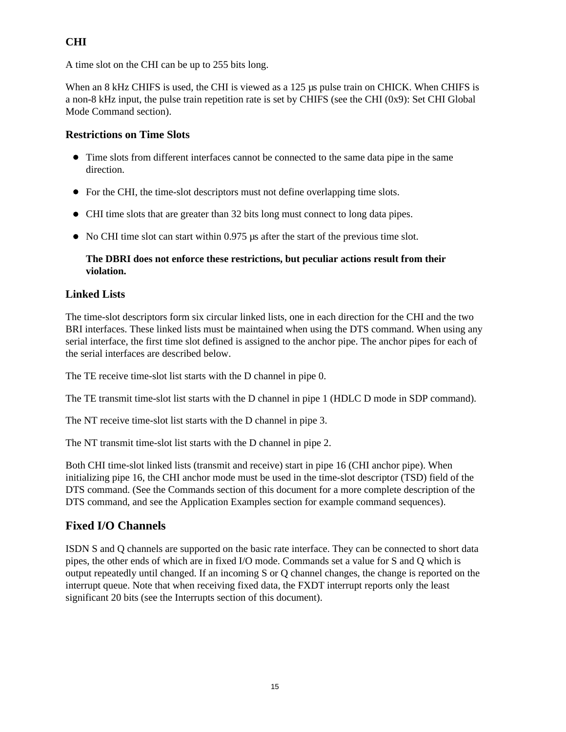### CHI

A time slot on the CHI can be up to 255 bits long.

When an 8 kHz CHIFS is used, the CHI is viewed as a 125 µs pulse train on CHICK. When CHIFS is a non-8 kHz input, the pulse train repetition rate is set by CHIFS (see the CHI (0x9): Set CHI Global Mode Command section).

### Restrictions on Time Slots

- Time slots from different interfaces cannot be connected to the same data pipe in the same direction.
- For the CHI, the time-slot descriptors must not define overlapping time slots.
- CHI time slots that are greater than 32 bits long must connect to long data pipes.
- No CHI time slot can start within 0.975 µs after the start of the previous time slot.

  **The DBRI does not enforce these restrictions, but peculiar actions result from their violation.**

### Linked Lists

The time-slot descriptors form six circular linked lists, one in each direction for the CHI and the two BRI interfaces. These linked lists must be maintained when using the DTS command. When using any serial interface, the first time slot defined is assigned to the anchor pipe. The anchor pipes for each of the serial interfaces are described below.

The TE receive time-slot list starts with the D channel in pipe 0.

The TE transmit time-slot list starts with the D channel in pipe 1 (HDLC D mode in SDP command).

The NT receive time-slot list starts with the D channel in pipe 3.

The NT transmit time-slot list starts with the D channel in pipe 2.

Both CHI time-slot linked lists (transmit and receive) start in pipe 16 (CHI anchor pipe). When initializing pipe 16, the CHI anchor mode must be used in the time-slot descriptor (TSD) field of the DTS command. (See the Commands section of this document for a more complete description of the DTS command, and see the Application Examples section for example command sequences).

## Fixed I/O Channels

ISDN S and Q channels are supported on the basic rate interface. They can be connected to short data pipes, the other ends of which are in fixed I/O mode. Commands set a value for S and Q which is output repeatedly until changed. If an incoming S or Q channel changes, the change is reported on the interrupt queue. Note that when receiving fixed data, the FXDT interrupt reports only the least significant 20 bits (see the Interrupts section of this document).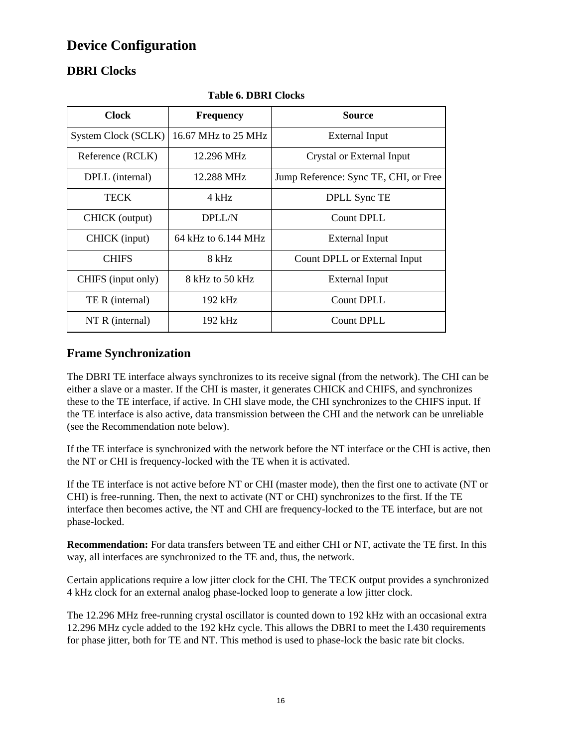# Device Configuration

## DBRI Clocks

**Table 6. DBRI Clocks**

| Clock | Frequency | Source |
|---|---|---|
| System Clock (SCLK) | 16.67 MHz to 25 MHz | External Input |
| Reference (RCLK) | 12.296 MHz | Crystal or External Input |
| DPLL (internal) | 12.288 MHz | Jump Reference: Sync TE, CHI, or Free |
| TECK | 4 kHz | DPLL Sync TE |
| CHICK (output) | DPLL/N | Count DPLL |
| CHICK (input) | 64 kHz to 6.144 MHz | External Input |
| CHIFS | 8 kHz | Count DPLL or External Input |
| CHIFS (input only) | 8 kHz to 50 kHz | External Input |
| TE R (internal) | 192 kHz | Count DPLL |
| NT R (internal) | 192 kHz | Count DPLL |

## Frame Synchronization

The DBRI TE interface always synchronizes to its receive signal (from the network). The CHI can be either a slave or a master. If the CHI is master, it generates CHICK and CHIFS, and synchronizes these to the TE interface, if active. In CHI slave mode, the CHI synchronizes to the CHIFS input. If the TE interface is also active, data transmission between the CHI and the network can be unreliable (see the Recommendation note below).

If the TE interface is synchronized with the network before the NT interface or the CHI is active, then the NT or CHI is frequency-locked with the TE when it is activated.

If the TE interface is not active before NT or CHI (master mode), then the first one to activate (NT or CHI) is free-running. Then, the next to activate (NT or CHI) synchronizes to the first. If the TE interface then becomes active, the NT and CHI are frequency-locked to the TE interface, but are not phase-locked.

**Recommendation:** For data transfers between TE and either CHI or NT, activate the TE first. In this way, all interfaces are synchronized to the TE and, thus, the network.

Certain applications require a low jitter clock for the CHI. The TECK output provides a synchronized 4 kHz clock for an external analog phase-locked loop to generate a low jitter clock.

The 12.296 MHz free-running crystal oscillator is counted down to 192 kHz with an occasional extra 12.296 MHz cycle added to the 192 kHz cycle. This allows the DBRI to meet the I.430 requirements for phase jitter, both for TE and NT. This method is used to phase-lock the basic rate bit clocks.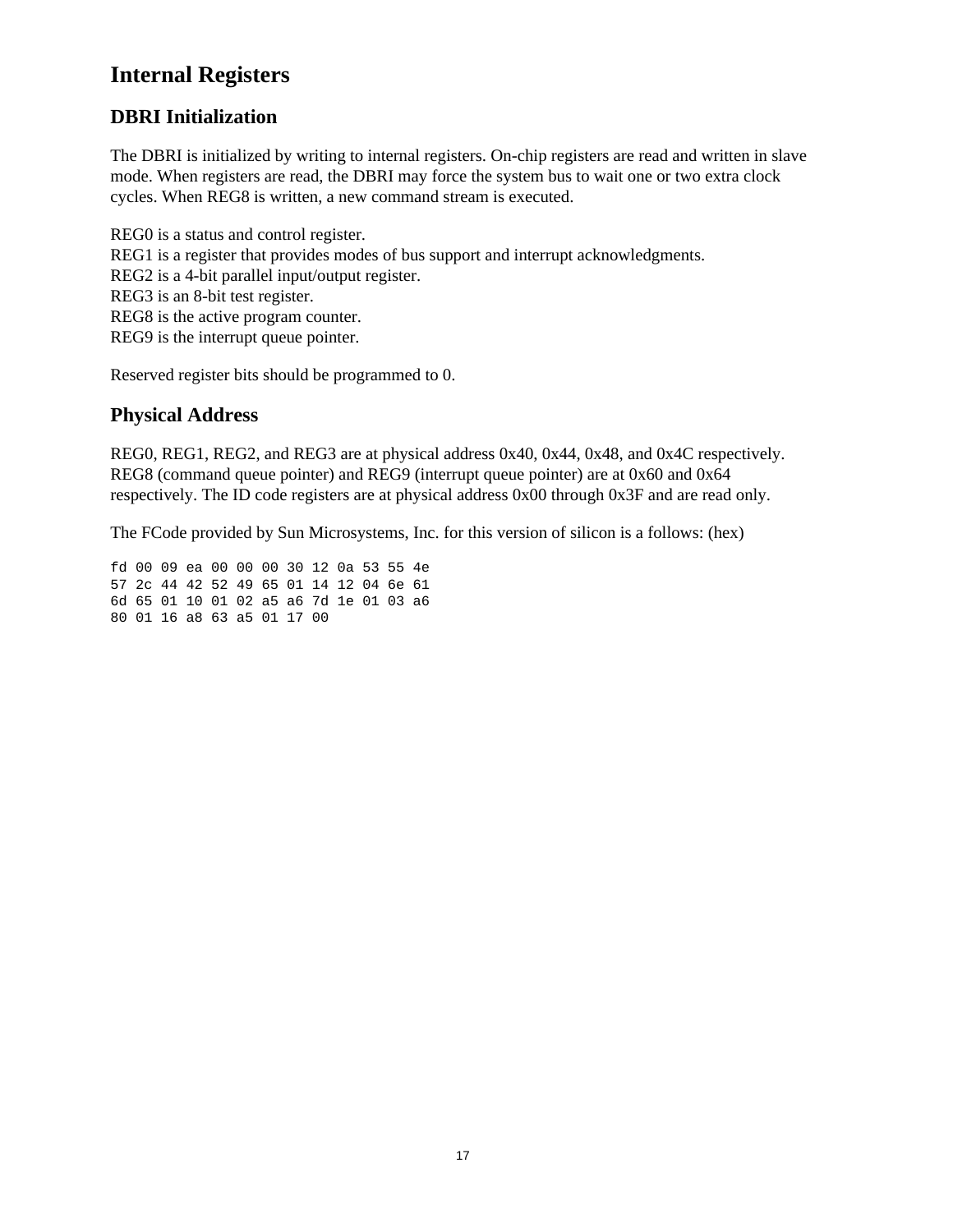# Internal Registers

## DBRI Initialization

The DBRI is initialized by writing to internal registers. On-chip registers are read and written in slave mode. When registers are read, the DBRI may force the system bus to wait one or two extra clock cycles. When REG8 is written, a new command stream is executed.

REG0 is a status and control register.
REG1 is a register that provides modes of bus support and interrupt acknowledgments.
REG2 is a 4-bit parallel input/output register.
REG3 is an 8-bit test register.
REG8 is the active program counter.
REG9 is the interrupt queue pointer.

Reserved register bits should be programmed to 0.

## Physical Address

REG0, REG1, REG2, and REG3 are at physical address 0x40, 0x44, 0x48, and 0x4C respectively. REG8 (command queue pointer) and REG9 (interrupt queue pointer) are at 0x60 and 0x64 respectively. The ID code registers are at physical address 0x00 through 0x3F and are read only.

The FCode provided by Sun Microsystems, Inc. for this version of silicon is a follows: (hex)

```
fd 00 09 ea 00 00 00 30 12 0a 53 55 4e
57 2c 44 42 52 49 65 01 14 12 04 6e 61
6d 65 01 10 01 02 a5 a6 7d 1e 01 03 a6
80 01 16 a8 63 a5 01 17 00
```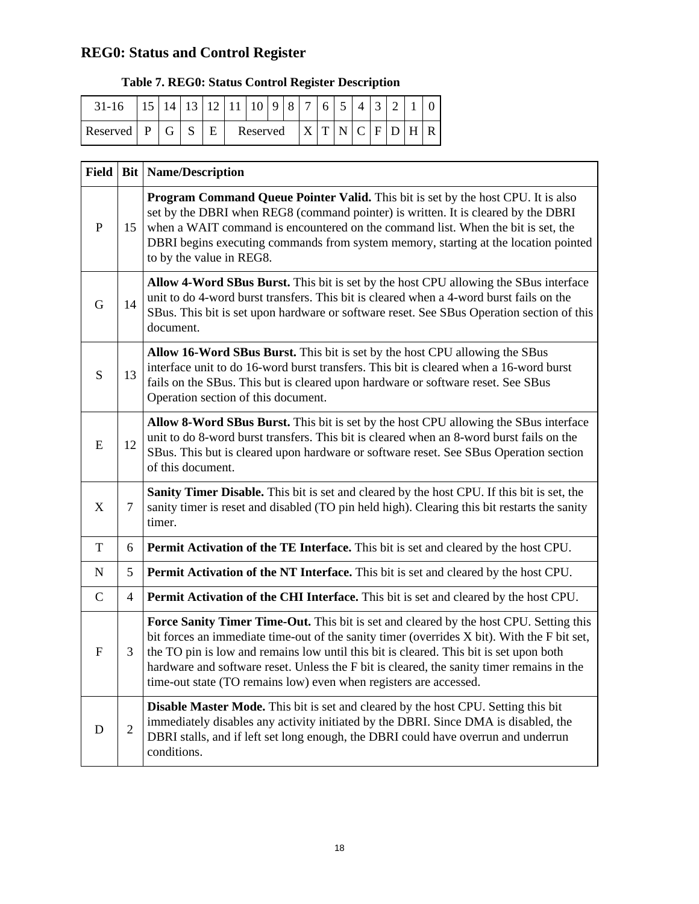## REG0: Status and Control Register

**Table 7. REG0: Status Control Register Description**

| 31-16 | 15 | 14 | 13 | 12 | 11 | 10 | 9 | 8 | 7 | 6 | 5 | 4 | 3 | 2 | 1 | 0 |
|---|---|---|---|---|---|---|---|---|---|---|---|---|---|---|---|---|
| Reserved | P | G | S | E | Reserved | | | | X | T | N | C | F | D | H | R |

| Field | Bit | Name/Description |
|---|---|---|
| P | 15 | **Program Command Queue Pointer Valid.** This bit is set by the host CPU. It is also set by the DBRI when REG8 (command pointer) is written. It is cleared by the DBRI when a WAIT command is encountered on the command list. When the bit is set, the DBRI begins executing commands from system memory, starting at the location pointed to by the value in REG8. |
| G | 14 | **Allow 4-Word SBus Burst.** This bit is set by the host CPU allowing the SBus interface unit to do 4-word burst transfers. This bit is cleared when a 4-word burst fails on the SBus. This bit is set upon hardware or software reset. See SBus Operation section of this document. |
| S | 13 | **Allow 16-Word SBus Burst.** This bit is set by the host CPU allowing the SBus interface unit to do 16-word burst transfers. This bit is cleared when a 16-word burst fails on the SBus. This but is cleared upon hardware or software reset. See SBus Operation section of this document. |
| E | 12 | **Allow 8-Word SBus Burst.** This bit is set by the host CPU allowing the SBus interface unit to do 8-word burst transfers. This bit is cleared when an 8-word burst fails on the SBus. This but is cleared upon hardware or software reset. See SBus Operation section of this document. |
| X | 7 | **Sanity Timer Disable.** This bit is set and cleared by the host CPU. If this bit is set, the sanity timer is reset and disabled (TO pin held high). Clearing this bit restarts the sanity timer. |
| T | 6 | **Permit Activation of the TE Interface.** This bit is set and cleared by the host CPU. |
| N | 5 | **Permit Activation of the NT Interface.** This bit is set and cleared by the host CPU. |
| C | 4 | **Permit Activation of the CHI Interface.** This bit is set and cleared by the host CPU. |
| F | 3 | **Force Sanity Timer Time-Out.** This bit is set and cleared by the host CPU. Setting this bit forces an immediate time-out of the sanity timer (overrides X bit). With the F bit set, the TO pin is low and remains low until this bit is cleared. This bit is set upon both hardware and software reset. Unless the F bit is cleared, the sanity timer remains in the time-out state (TO remains low) even when registers are accessed. |
| D | 2 | **Disable Master Mode.** This bit is set and cleared by the host CPU. Setting this bit immediately disables any activity initiated by the DBRI. Since DMA is disabled, the DBRI stalls, and if left set long enough, the DBRI could have overrun and underrun conditions. |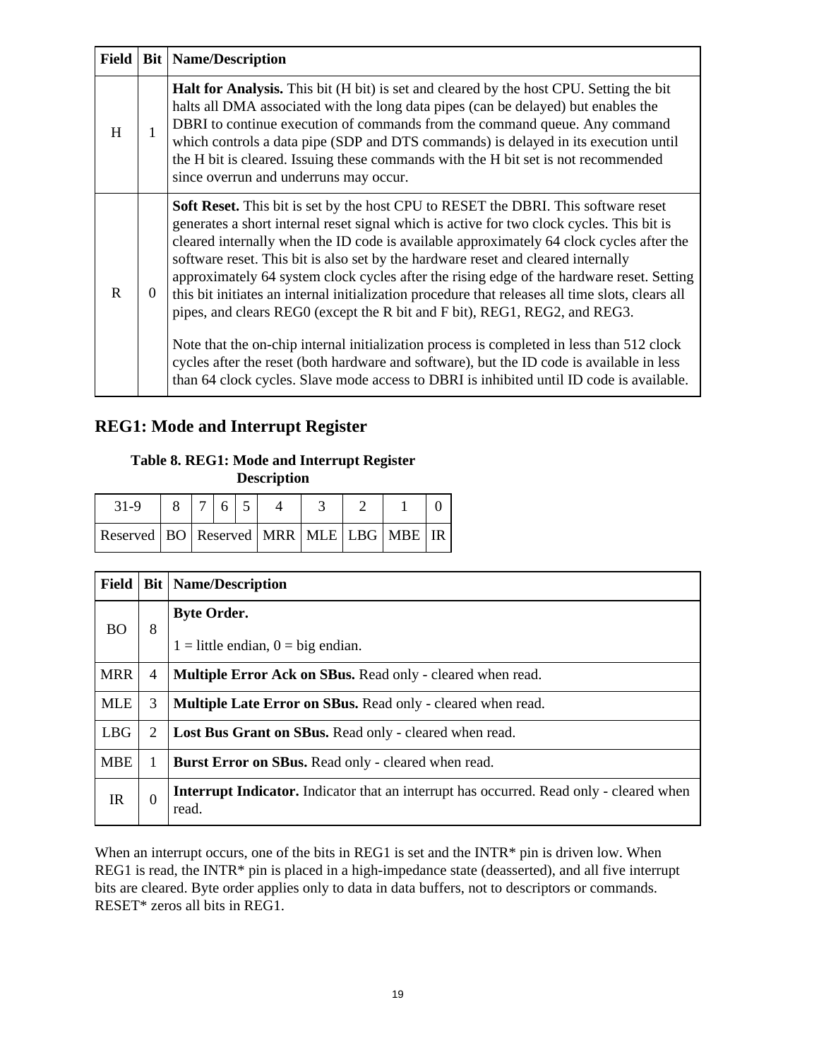| Field | Bit | Name/Description |
|---|---|---|
| H | 1 | **Halt for Analysis.** This bit (H bit) is set and cleared by the host CPU. Setting the bit halts all DMA associated with the long data pipes (can be delayed) but enables the DBRI to continue execution of commands from the command queue. Any command which controls a data pipe (SDP and DTS commands) is delayed in its execution until the H bit is cleared. Issuing these commands with the H bit set is not recommended since overrun and underruns may occur. |
| R | 0 | **Soft Reset.** This bit is set by the host CPU to RESET the DBRI. This software reset generates a short internal reset signal which is active for two clock cycles. This bit is cleared internally when the ID code is available approximately 64 clock cycles after the software reset. This bit is also set by the hardware reset and cleared internally approximately 64 system clock cycles after the rising edge of the hardware reset. Setting this bit initiates an internal initialization procedure that releases all time slots, clears all pipes, and clears REG0 (except the R bit and F bit), REG1, REG2, and REG3.<br><br>Note that the on-chip internal initialization process is completed in less than 512 clock cycles after the reset (both hardware and software), but the ID code is available in less than 64 clock cycles. Slave mode access to DBRI is inhibited until ID code is available. |

## REG1: Mode and Interrupt Register

**Table 8. REG1: Mode and Interrupt Register Description**

| 31-9 | 8 | 7 | 6 | 5 | 4 | 3 | 2 | 1 | 0 |
|---|---|---|---|---|---|---|---|---|---|
| Reserved | BO | Reserved | | | MRR | MLE | LBG | MBE | IR |

| Field | Bit | Name/Description |
|---|---|---|
| BO | 8 | **Byte Order.**<br><br>1 = little endian, 0 = big endian. |
| MRR | 4 | **Multiple Error Ack on SBus.** Read only - cleared when read. |
| MLE | 3 | **Multiple Late Error on SBus.** Read only - cleared when read. |
| LBG | 2 | **Lost Bus Grant on SBus.** Read only - cleared when read. |
| MBE | 1 | **Burst Error on SBus.** Read only - cleared when read. |
| IR | 0 | **Interrupt Indicator.** Indicator that an interrupt has occurred. Read only - cleared when read. |

When an interrupt occurs, one of the bits in REG1 is set and the INTR* pin is driven low. When REG1 is read, the INTR* pin is placed in a high-impedance state (deasserted), and all five interrupt bits are cleared. Byte order applies only to data in data buffers, not to descriptors or commands. RESET* zeros all bits in REG1.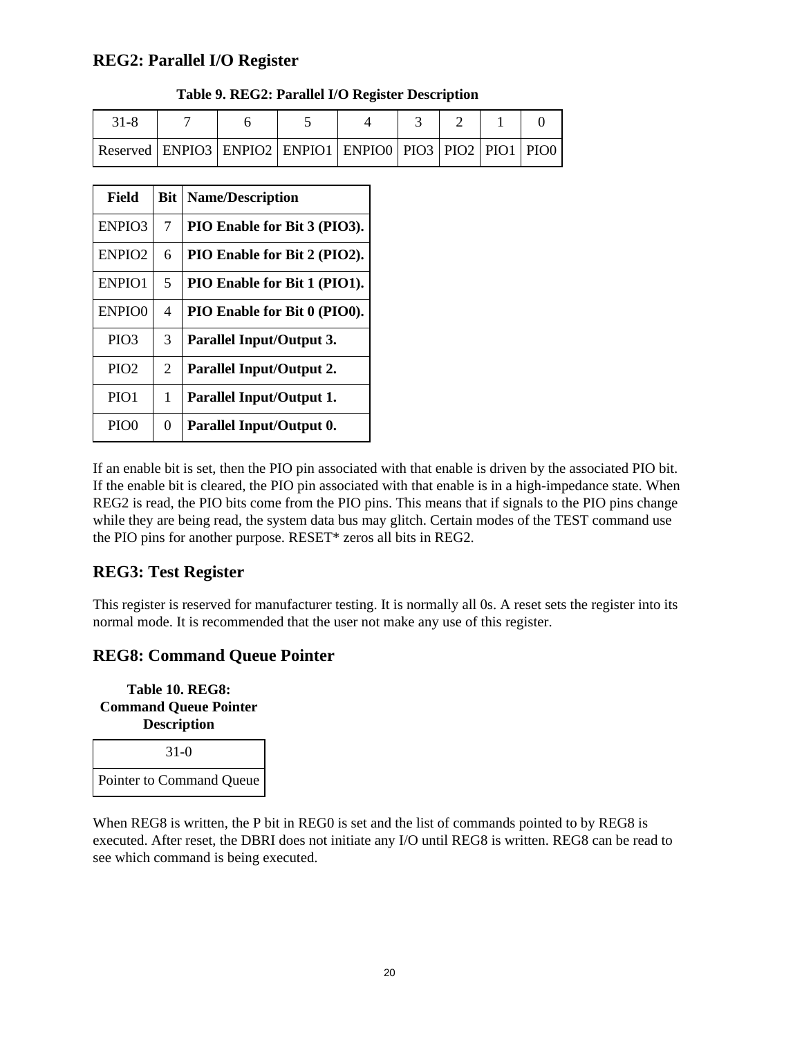## REG2: Parallel I/O Register

**Table 9. REG2: Parallel I/O Register Description**

| 31-8 | 7 | 6 | 5 | 4 | 3 | 2 | 1 | 0 |
|---|---|---|---|---|---|---|---|---|
| Reserved | ENPIO3 | ENPIO2 | ENPIO1 | ENPIO0 | PIO3 | PIO2 | PIO1 | PIO0 |

| Field | Bit | Name/Description |
|---|---|---|
| ENPIO3 | 7 | **PIO Enable for Bit 3 (PIO3).** |
| ENPIO2 | 6 | **PIO Enable for Bit 2 (PIO2).** |
| ENPIO1 | 5 | **PIO Enable for Bit 1 (PIO1).** |
| ENPIO0 | 4 | **PIO Enable for Bit 0 (PIO0).** |
| PIO3 | 3 | **Parallel Input/Output 3.** |
| PIO2 | 2 | **Parallel Input/Output 2.** |
| PIO1 | 1 | **Parallel Input/Output 1.** |
| PIO0 | 0 | **Parallel Input/Output 0.** |

If an enable bit is set, then the PIO pin associated with that enable is driven by the associated PIO bit. If the enable bit is cleared, the PIO pin associated with that enable is in a high-impedance state. When REG2 is read, the PIO bits come from the PIO pins. This means that if signals to the PIO pins change while they are being read, the system data bus may glitch. Certain modes of the TEST command use the PIO pins for another purpose. RESET* zeros all bits in REG2.

## REG3: Test Register

This register is reserved for manufacturer testing. It is normally all 0s. A reset sets the register into its normal mode. It is recommended that the user not make any use of this register.

## REG8: Command Queue Pointer

**Table 10. REG8: Command Queue Pointer Description**

| 31-0 |
|---|
| Pointer to Command Queue |

When REG8 is written, the P bit in REG0 is set and the list of commands pointed to by REG8 is executed. After reset, the DBRI does not initiate any I/O until REG8 is written. REG8 can be read to see which command is being executed.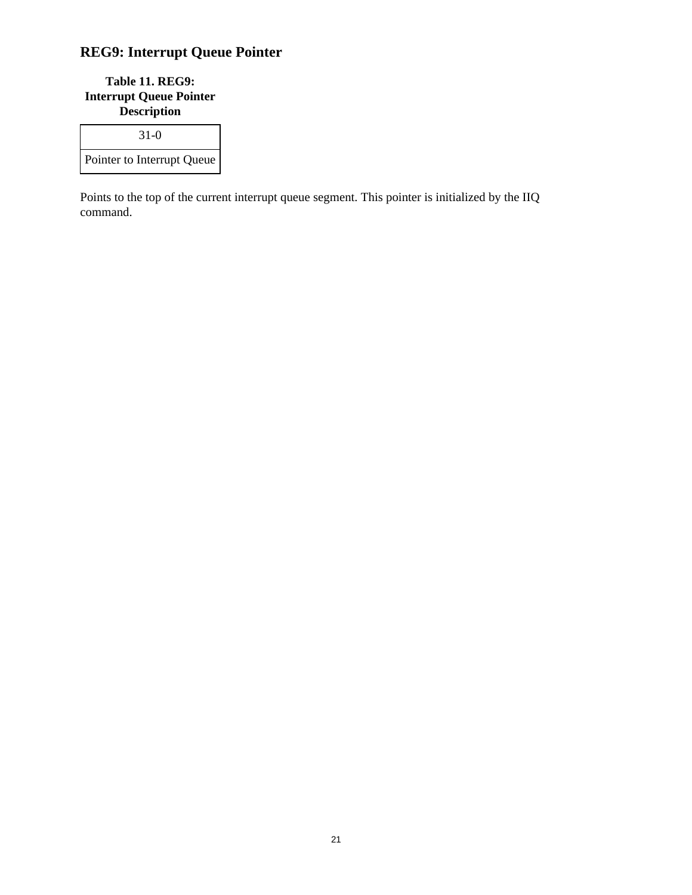## REG9: Interrupt Queue Pointer

**Table 11. REG9: Interrupt Queue Pointer Description**

| 31-0 |
| --- |
| Pointer to Interrupt Queue |

Points to the top of the current interrupt queue segment. This pointer is initialized by the IIQ command.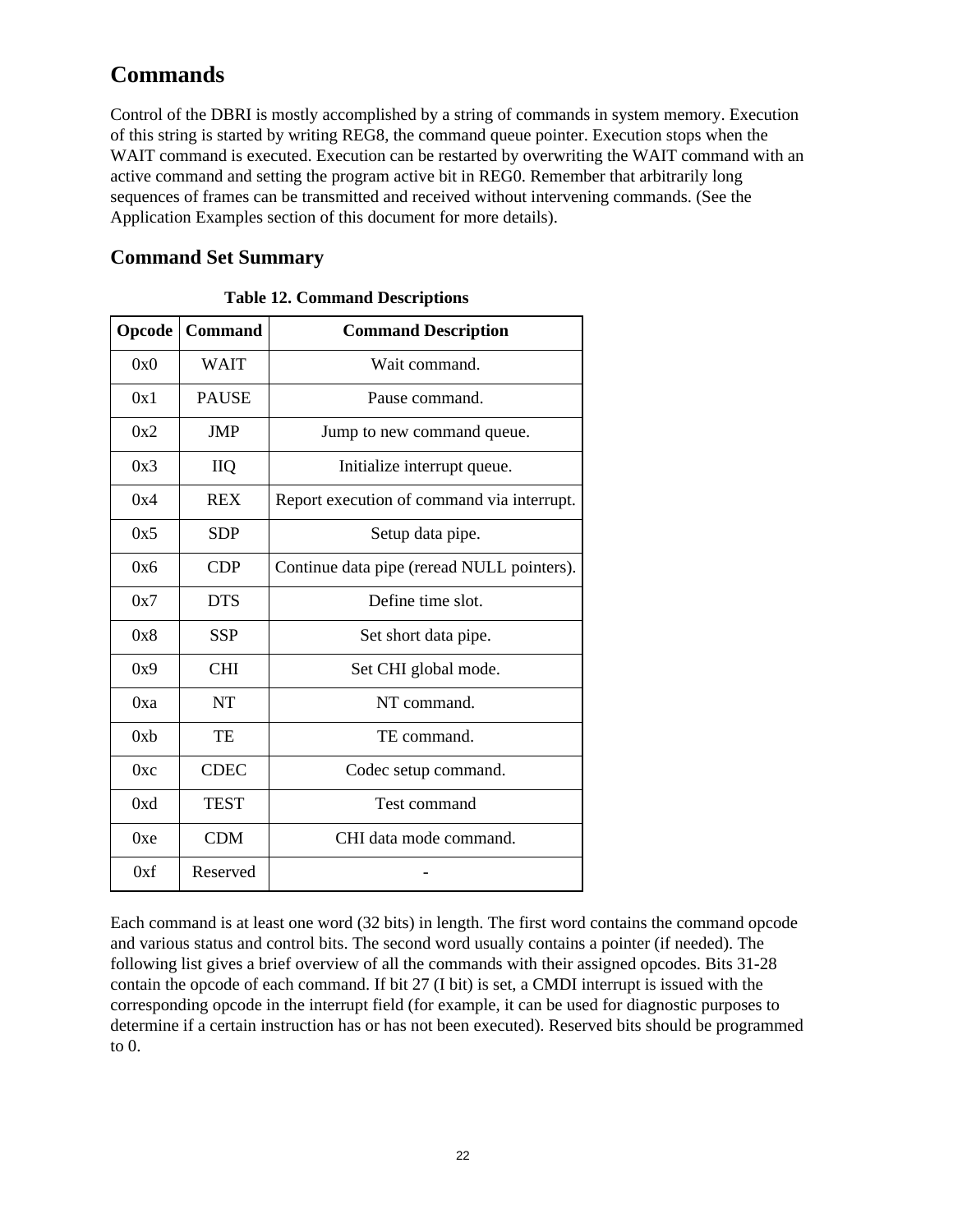# Commands

Control of the DBRI is mostly accomplished by a string of commands in system memory. Execution of this string is started by writing REG8, the command queue pointer. Execution stops when the WAIT command is executed. Execution can be restarted by overwriting the WAIT command with an active command and setting the program active bit in REG0. Remember that arbitrarily long sequences of frames can be transmitted and received without intervening commands. (See the Application Examples section of this document for more details).

## Command Set Summary

**Table 12. Command Descriptions**

| Opcode | Command | Command Description |
|---|---|---|
| 0x0 | WAIT | Wait command. |
| 0x1 | PAUSE | Pause command. |
| 0x2 | JMP | Jump to new command queue. |
| 0x3 | IIQ | Initialize interrupt queue. |
| 0x4 | REX | Report execution of command via interrupt. |
| 0x5 | SDP | Setup data pipe. |
| 0x6 | CDP | Continue data pipe (reread NULL pointers). |
| 0x7 | DTS | Define time slot. |
| 0x8 | SSP | Set short data pipe. |
| 0x9 | CHI | Set CHI global mode. |
| 0xa | NT | NT command. |
| 0xb | TE | TE command. |
| 0xc | CDEC | Codec setup command. |
| 0xd | TEST | Test command |
| 0xe | CDM | CHI data mode command. |
| 0xf | Reserved | - |

Each command is at least one word (32 bits) in length. The first word contains the command opcode and various status and control bits. The second word usually contains a pointer (if needed). The following list gives a brief overview of all the commands with their assigned opcodes. Bits 31-28 contain the opcode of each command. If bit 27 (I bit) is set, a CMDI interrupt is issued with the corresponding opcode in the interrupt field (for example, it can be used for diagnostic purposes to determine if a certain instruction has or has not been executed). Reserved bits should be programmed to 0.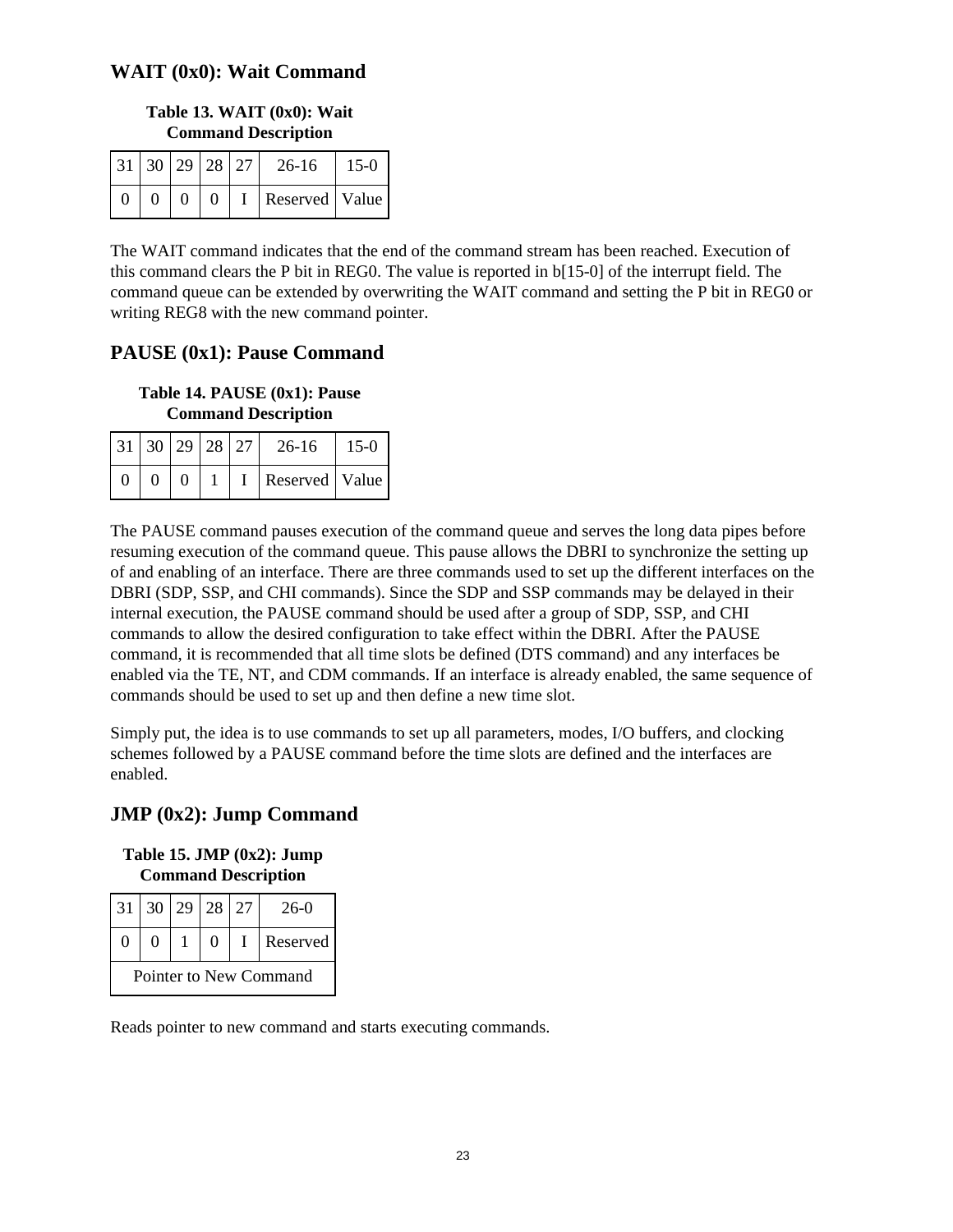## WAIT (0x0): Wait Command

**Table 13. WAIT (0x0): Wait Command Description**

| 31 | 30 | 29 | 28 | 27 | 26-16 | 15-0 |
|---|---|---|---|---|---|---|
| 0 | 0 | 0 | 0 | I | Reserved | Value |

The WAIT command indicates that the end of the command stream has been reached. Execution of this command clears the P bit in REG0. The value is reported in b[15-0] of the interrupt field. The command queue can be extended by overwriting the WAIT command and setting the P bit in REG0 or writing REG8 with the new command pointer.

## PAUSE (0x1): Pause Command

**Table 14. PAUSE (0x1): Pause Command Description**

| 31 | 30 | 29 | 28 | 27 | 26-16 | 15-0 |
|---|---|---|---|---|---|---|
| 0 | 0 | 0 | 1 | I | Reserved | Value |

The PAUSE command pauses execution of the command queue and serves the long data pipes before resuming execution of the command queue. This pause allows the DBRI to synchronize the setting up of and enabling of an interface. There are three commands used to set up the different interfaces on the DBRI (SDP, SSP, and CHI commands). Since the SDP and SSP commands may be delayed in their internal execution, the PAUSE command should be used after a group of SDP, SSP, and CHI commands to allow the desired configuration to take effect within the DBRI. After the PAUSE command, it is recommended that all time slots be defined (DTS command) and any interfaces be enabled via the TE, NT, and CDM commands. If an interface is already enabled, the same sequence of commands should be used to set up and then define a new time slot.

Simply put, the idea is to use commands to set up all parameters, modes, I/O buffers, and clocking schemes followed by a PAUSE command before the time slots are defined and the interfaces are enabled.

## JMP (0x2): Jump Command

**Table 15. JMP (0x2): Jump Command Description**

| 31 | 30 | 29 | 28 | 27 | 26-0 |
|---|---|---|---|---|---|
| 0 | 0 | 1 | 0 | I | Reserved |
| Pointer to New Command | | | | | |

Reads pointer to new command and starts executing commands.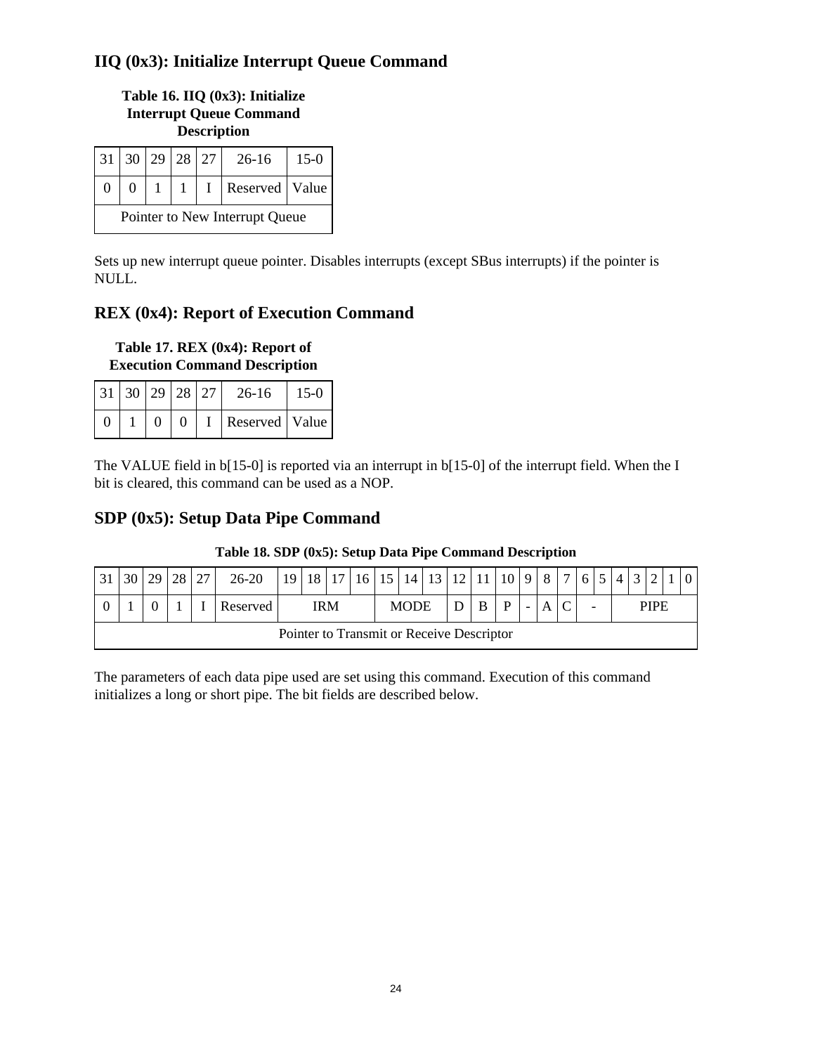### IIQ (0x3): Initialize Interrupt Queue Command

**Table 16. IIQ (0x3): Initialize Interrupt Queue Command Description**

| 31 | 30 | 29 | 28 | 27 | 26-16 | 15-0 |
|---|---|---|---|---|---|---|
| 0 | 0 | 1 | 1 | I | Reserved | Value |
| Pointer to New Interrupt Queue | | | | | | |

Sets up new interrupt queue pointer. Disables interrupts (except SBus interrupts) if the pointer is NULL.

### REX (0x4): Report of Execution Command

**Table 17. REX (0x4): Report of Execution Command Description**

| 31 | 30 | 29 | 28 | 27 | 26-16 | 15-0 |
|---|---|---|---|---|---|---|
| 0 | 1 | 0 | 0 | I | Reserved | Value |

The VALUE field in b[15-0] is reported via an interrupt in b[15-0] of the interrupt field. When the I bit is cleared, this command can be used as a NOP.

### SDP (0x5): Setup Data Pipe Command

**Table 18. SDP (0x5): Setup Data Pipe Command Description**

| 31 | 30 | 29 | 28 | 27 | 26-20 | 19 | 18 | 17 | 16 | 15 | 14 | 13 | 12 | 11 | 10 | 9 | 8 | 7 | 6 | 5 | 4 | 3 | 2 | 1 | 0 |
|---|---|---|---|---|---|---|---|---|---|---|---|---|---|---|---|---|---|---|---|---|---|---|---|---|---|
| 0 | 1 | 0 | 1 | I | Reserved | IRM | | | | MODE | | | D | B | P | - | A | C | - | | PIPE | | | | |
| Pointer to Transmit or Receive Descriptor | | | | | | | | | | | | | | | | | | | | | | | | | |

The parameters of each data pipe used are set using this command. Execution of this command initializes a long or short pipe. The bit fields are described below.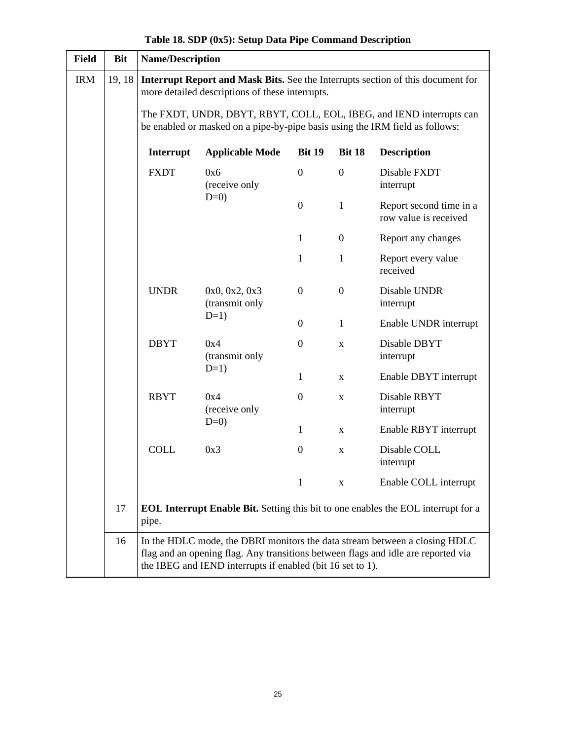**Table 18. SDP (0x5): Setup Data Pipe Command Description**

| Field | Bit | Name/Description |
|---|---|---|
| IRM | 19, 18 | **Interrupt Report and Mask Bits.** See the Interrupts section of this document for more detailed descriptions of these interrupts. The FXDT, UNDR, DBYT, RBYT, COLL, EOL, IBEG, and IEND interrupts can be enabled or masked on a pipe-by-pipe basis using the IRM field as follows: |
| | 17 | **EOL Interrupt Enable Bit.** Setting this bit to one enables the EOL interrupt for a pipe. |
| | 16 | In the HDLC mode, the DBRI monitors the data stream between a closing HDLC flag and an opening flag. Any transitions between flags and idle are reported via the IBEG and IEND interrupts if enabled (bit 16 set to 1). |

IRM field (bits 19, 18):

| Interrupt | Applicable Mode | Bit 19 | Bit 18 | Description |
|---|---|---|---|---|
| FXDT | 0x6 (receive only D=0) | 0 | 0 | Disable FXDT interrupt |
| | | 0 | 1 | Report second time in a row value is received |
| | | 1 | 0 | Report any changes |
| | | 1 | 1 | Report every value received |
| UNDR | 0x0, 0x2, 0x3 (transmit only D=1) | 0 | 0 | Disable UNDR interrupt |
| | | 0 | 1 | Enable UNDR interrupt |
| DBYT | 0x4 (transmit only D=1) | 0 | x | Disable DBYT interrupt |
| | | 1 | x | Enable DBYT interrupt |
| RBYT | 0x4 (receive only D=0) | 0 | x | Disable RBYT interrupt |
| | | 1 | x | Enable RBYT interrupt |
| COLL | 0x3 | 0 | x | Disable COLL interrupt |
| | | 1 | x | Enable COLL interrupt |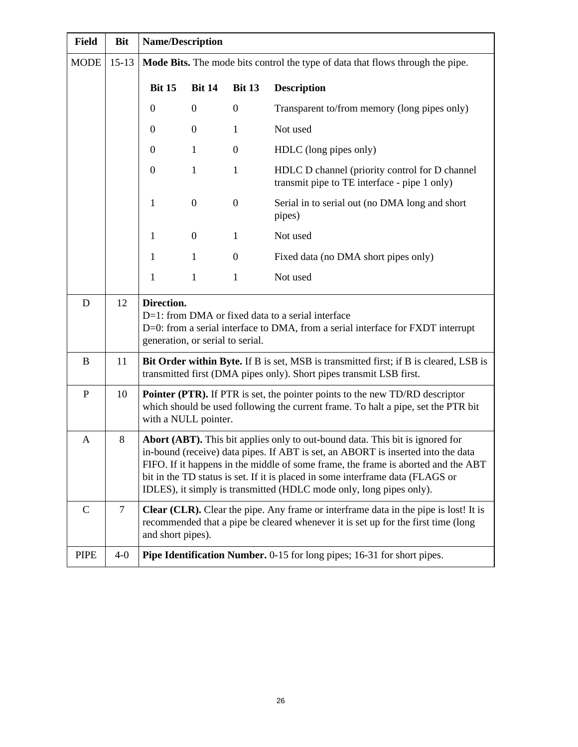| Field | Bit | Name/Description |
| --- | --- | --- |
| MODE | 15-13 | **Mode Bits.** The mode bits control the type of data that flows through the pipe.<br><br>**Bit 15 / Bit 14 / Bit 13 — Description**<br>0 0 0 — Transparent to/from memory (long pipes only)<br>0 0 1 — Not used<br>0 1 0 — HDLC (long pipes only)<br>0 1 1 — HDLC D channel (priority control for D channel transmit pipe to TE interface - pipe 1 only)<br>1 0 0 — Serial in to serial out (no DMA long and short pipes)<br>1 0 1 — Not used<br>1 1 0 — Fixed data (no DMA short pipes only)<br>1 1 1 — Not used |
| D | 12 | **Direction.**<br>D=1: from DMA or fixed data to a serial interface<br>D=0: from a serial interface to DMA, from a serial interface for FXDT interrupt generation, or serial to serial. |
| B | 11 | **Bit Order within Byte.** If B is set, MSB is transmitted first; if B is cleared, LSB is transmitted first (DMA pipes only). Short pipes transmit LSB first. |
| P | 10 | **Pointer (PTR).** If PTR is set, the pointer points to the new TD/RD descriptor which should be used following the current frame. To halt a pipe, set the PTR bit with a NULL pointer. |
| A | 8 | **Abort (ABT).** This bit applies only to out-bound data. This bit is ignored for in-bound (receive) data pipes. If ABT is set, an ABORT is inserted into the data FIFO. If it happens in the middle of some frame, the frame is aborted and the ABT bit in the TD status is set. If it is placed in some interframe data (FLAGS or IDLES), it simply is transmitted (HDLC mode only, long pipes only). |
| C | 7 | **Clear (CLR).** Clear the pipe. Any frame or interframe data in the pipe is lost! It is recommended that a pipe be cleared whenever it is set up for the first time (long and short pipes). |
| PIPE | 4-0 | **Pipe Identification Number.** 0-15 for long pipes; 16-31 for short pipes. |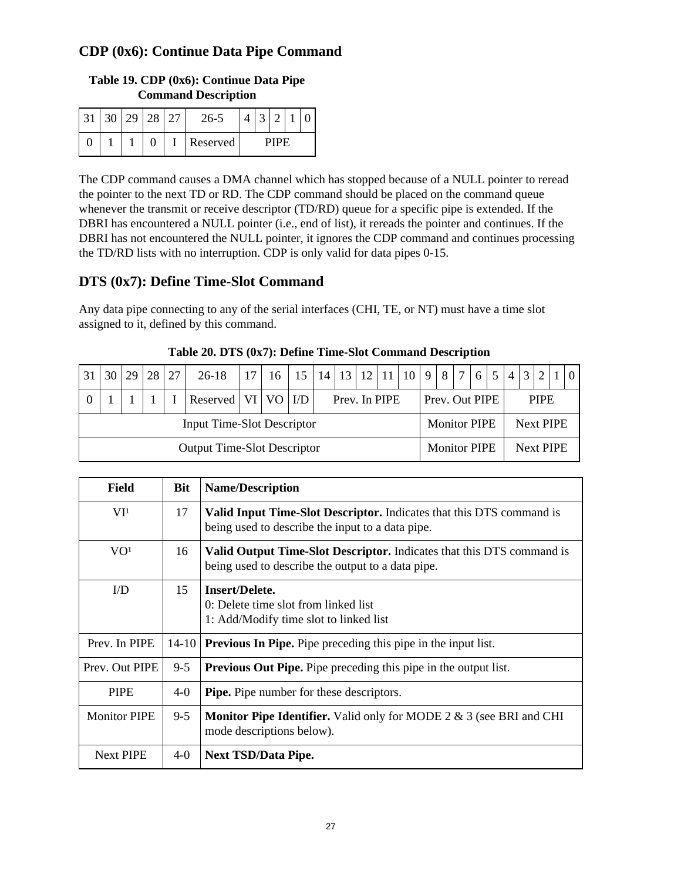## CDP (0x6): Continue Data Pipe Command

**Table 19. CDP (0x6): Continue Data Pipe Command Description**

| 31 | 30 | 29 | 28 | 27 | 26-5 | 4 | 3 | 2 | 1 | 0 |
|---|---|---|---|---|---|---|---|---|---|---|
| 0 | 1 | 1 | 0 | I | Reserved | PIPE | | | | |

The CDP command causes a DMA channel which has stopped because of a NULL pointer to reread the pointer to the next TD or RD. The CDP command should be placed on the command queue whenever the transmit or receive descriptor (TD/RD) queue for a specific pipe is extended. If the DBRI has encountered a NULL pointer (i.e., end of list), it rereads the pointer and continues. If the DBRI has not encountered the NULL pointer, it ignores the CDP command and continues processing the TD/RD lists with no interruption. CDP is only valid for data pipes 0-15.

## DTS (0x7): Define Time-Slot Command

Any data pipe connecting to any of the serial interfaces (CHI, TE, or NT) must have a time slot assigned to it, defined by this command.

**Table 20. DTS (0x7): Define Time-Slot Command Description**

| 31 | 30 | 29 | 28 | 27 | 26-18 | 17 | 16 | 15 | 14 | 13 | 12 | 11 | 10 | 9 | 8 | 7 | 6 | 5 | 4 | 3 | 2 | 1 | 0 |
|---|---|---|---|---|---|---|---|---|---|---|---|---|---|---|---|---|---|---|---|---|---|---|---|
| 0 | 1 | 1 | 1 | I | Reserved | VI | VO | I/D | Prev. In PIPE | | | | | Prev. Out PIPE | | | | | PIPE | | | | |
| Input Time-Slot Descriptor | | | | | | | | | | | | | | Monitor PIPE | | | | | Next PIPE | | | | |
| Output Time-Slot Descriptor | | | | | | | | | | | | | | Monitor PIPE | | | | | Next PIPE | | | | |

| Field | Bit | Name/Description |
|---|---|---|
| VI[1] | 17 | **Valid Input Time-Slot Descriptor.** Indicates that this DTS command is being used to describe the input to a data pipe. |
| VO[1] | 16 | **Valid Output Time-Slot Descriptor.** Indicates that this DTS command is being used to describe the output to a data pipe. |
| I/D | 15 | **Insert/Delete.**<br>0: Delete time slot from linked list<br>1: Add/Modify time slot to linked list |
| Prev. In PIPE | 14-10 | **Previous In Pipe.** Pipe preceding this pipe in the input list. |
| Prev. Out PIPE | 9-5 | **Previous Out Pipe.** Pipe preceding this pipe in the output list. |
| PIPE | 4-0 | **Pipe.** Pipe number for these descriptors. |
| Monitor PIPE | 9-5 | **Monitor Pipe Identifier.** Valid only for MODE 2 & 3 (see BRI and CHI mode descriptions below). |
| Next PIPE | 4-0 | **Next TSD/Data Pipe.** |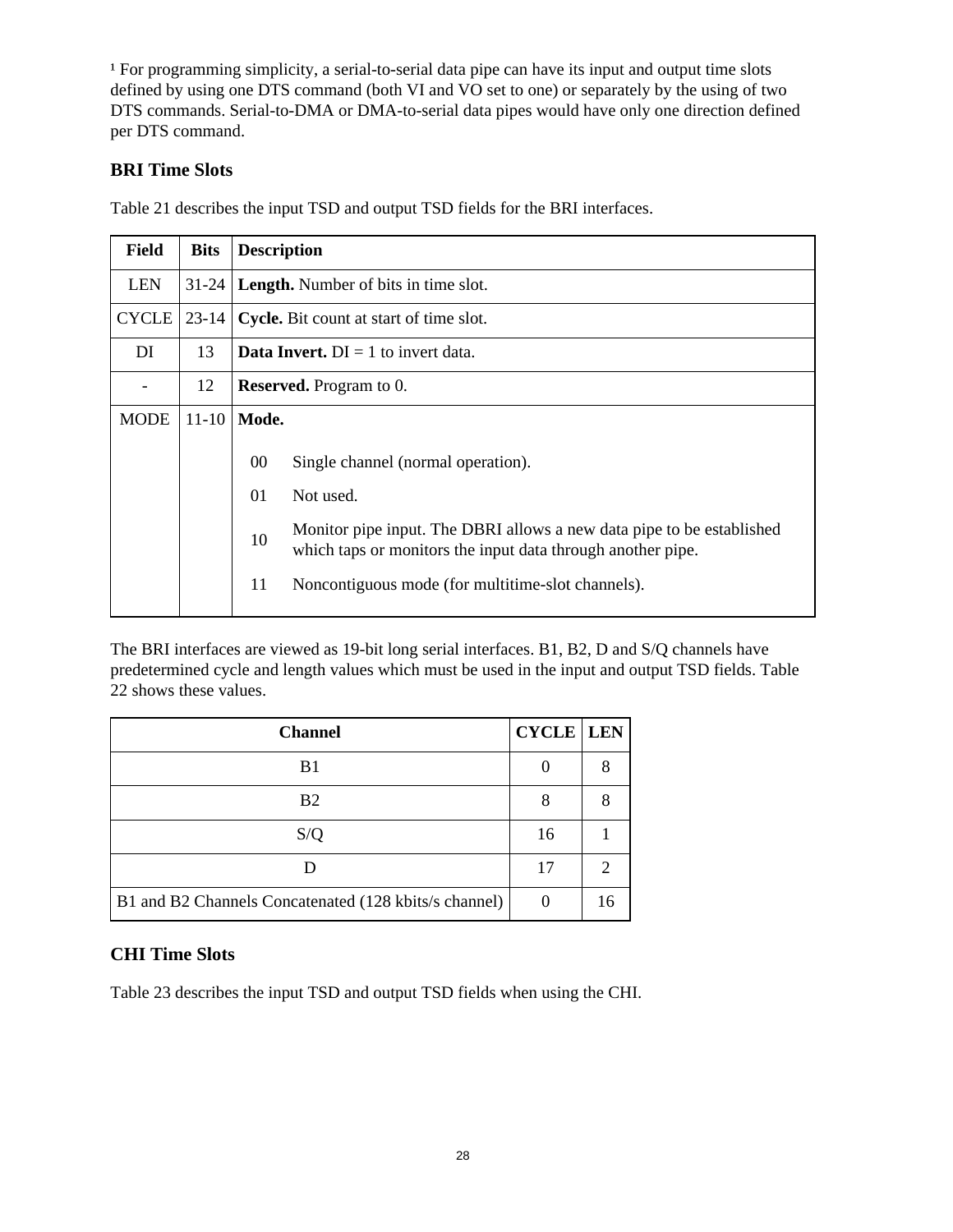[1] For programming simplicity, a serial-to-serial data pipe can have its input and output time slots defined by using one DTS command (both VI and VO set to one) or separately by the using of two DTS commands. Serial-to-DMA or DMA-to-serial data pipes would have only one direction defined per DTS command.

### BRI Time Slots

Table 21 describes the input TSD and output TSD fields for the BRI interfaces.

| Field | Bits | Description |
|---|---|---|
| LEN | 31-24 | **Length.** Number of bits in time slot. |
| CYCLE | 23-14 | **Cycle.** Bit count at start of time slot. |
| DI | 13 | **Data Invert.** DI = 1 to invert data. |
| - | 12 | **Reserved.** Program to 0. |
| MODE | 11-10 | **Mode.**<br>00 Single channel (normal operation).<br>01 Not used.<br>10 Monitor pipe input. The DBRI allows a new data pipe to be established which taps or monitors the input data through another pipe.<br>11 Noncontiguous mode (for multitime-slot channels). |

The BRI interfaces are viewed as 19-bit long serial interfaces. B1, B2, D and S/Q channels have predetermined cycle and length values which must be used in the input and output TSD fields. Table 22 shows these values.

| Channel | CYCLE | LEN |
|---|---|---|
| B1 | 0 | 8 |
| B2 | 8 | 8 |
| S/Q | 16 | 1 |
| D | 17 | 2 |
| B1 and B2 Channels Concatenated (128 kbits/s channel) | 0 | 16 |

### CHI Time Slots

Table 23 describes the input TSD and output TSD fields when using the CHI.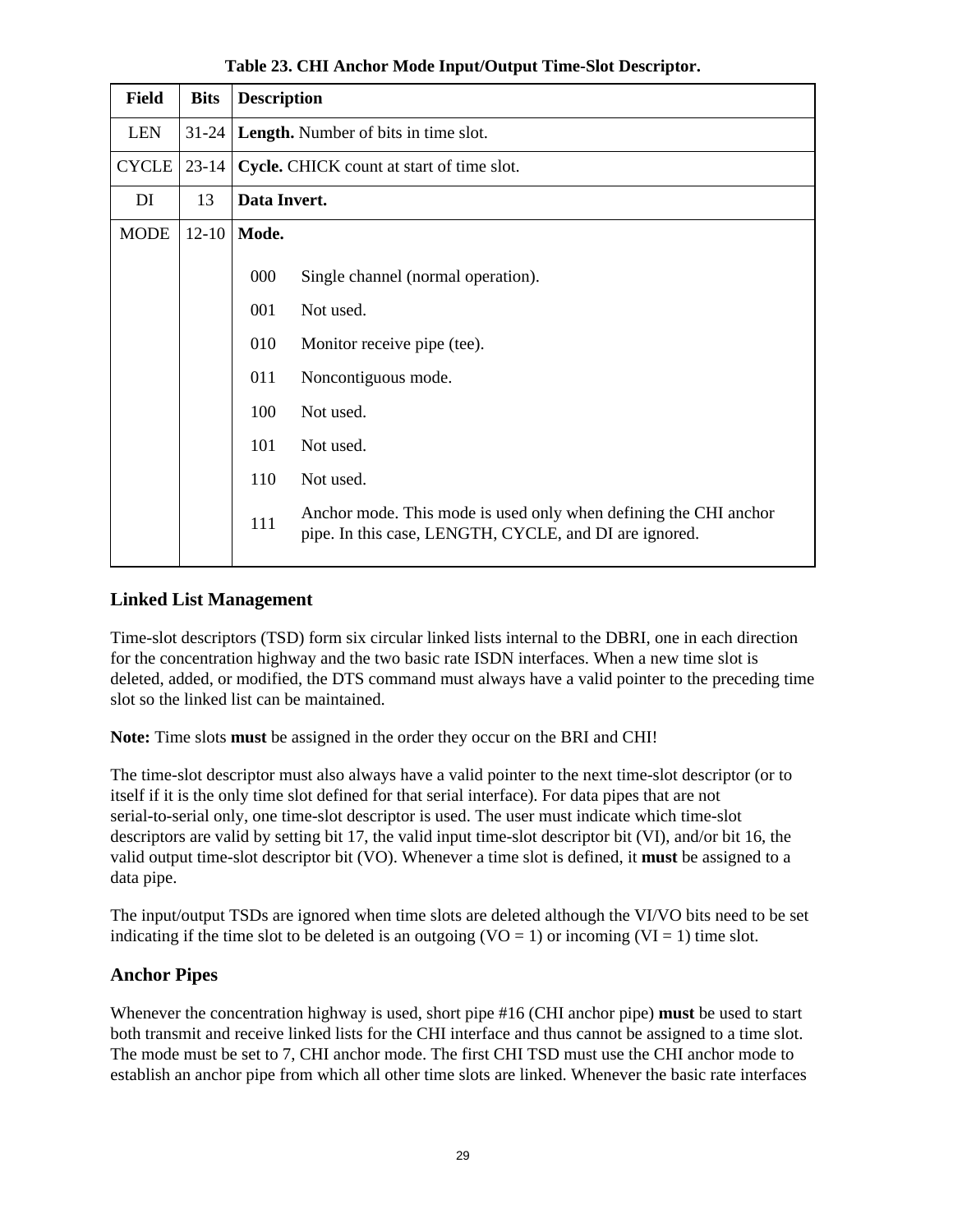**Table 23. CHI Anchor Mode Input/Output Time-Slot Descriptor.**

| Field | Bits | Description |
|---|---|---|
| LEN | 31-24 | **Length.** Number of bits in time slot. |
| CYCLE | 23-14 | **Cycle.** CHICK count at start of time slot. |
| DI | 13 | **Data Invert.** |
| MODE | 12-10 | **Mode.**<br><br>000 Single channel (normal operation).<br>001 Not used.<br>010 Monitor receive pipe (tee).<br>011 Noncontiguous mode.<br>100 Not used.<br>101 Not used.<br>110 Not used.<br>111 Anchor mode. This mode is used only when defining the CHI anchor pipe. In this case, LENGTH, CYCLE, and DI are ignored. |

## Linked List Management

Time-slot descriptors (TSD) form six circular linked lists internal to the DBRI, one in each direction for the concentration highway and the two basic rate ISDN interfaces. When a new time slot is deleted, added, or modified, the DTS command must always have a valid pointer to the preceding time slot so the linked list can be maintained.

**Note:** Time slots **must** be assigned in the order they occur on the BRI and CHI!

The time-slot descriptor must also always have a valid pointer to the next time-slot descriptor (or to itself if it is the only time slot defined for that serial interface). For data pipes that are not serial-to-serial only, one time-slot descriptor is used. The user must indicate which time-slot descriptors are valid by setting bit 17, the valid input time-slot descriptor bit (VI), and/or bit 16, the valid output time-slot descriptor bit (VO). Whenever a time slot is defined, it **must** be assigned to a data pipe.

The input/output TSDs are ignored when time slots are deleted although the VI/VO bits need to be set indicating if the time slot to be deleted is an outgoing (VO = 1) or incoming (VI = 1) time slot.

## Anchor Pipes

Whenever the concentration highway is used, short pipe #16 (CHI anchor pipe) **must** be used to start both transmit and receive linked lists for the CHI interface and thus cannot be assigned to a time slot. The mode must be set to 7, CHI anchor mode. The first CHI TSD must use the CHI anchor mode to establish an anchor pipe from which all other time slots are linked. Whenever the basic rate interfaces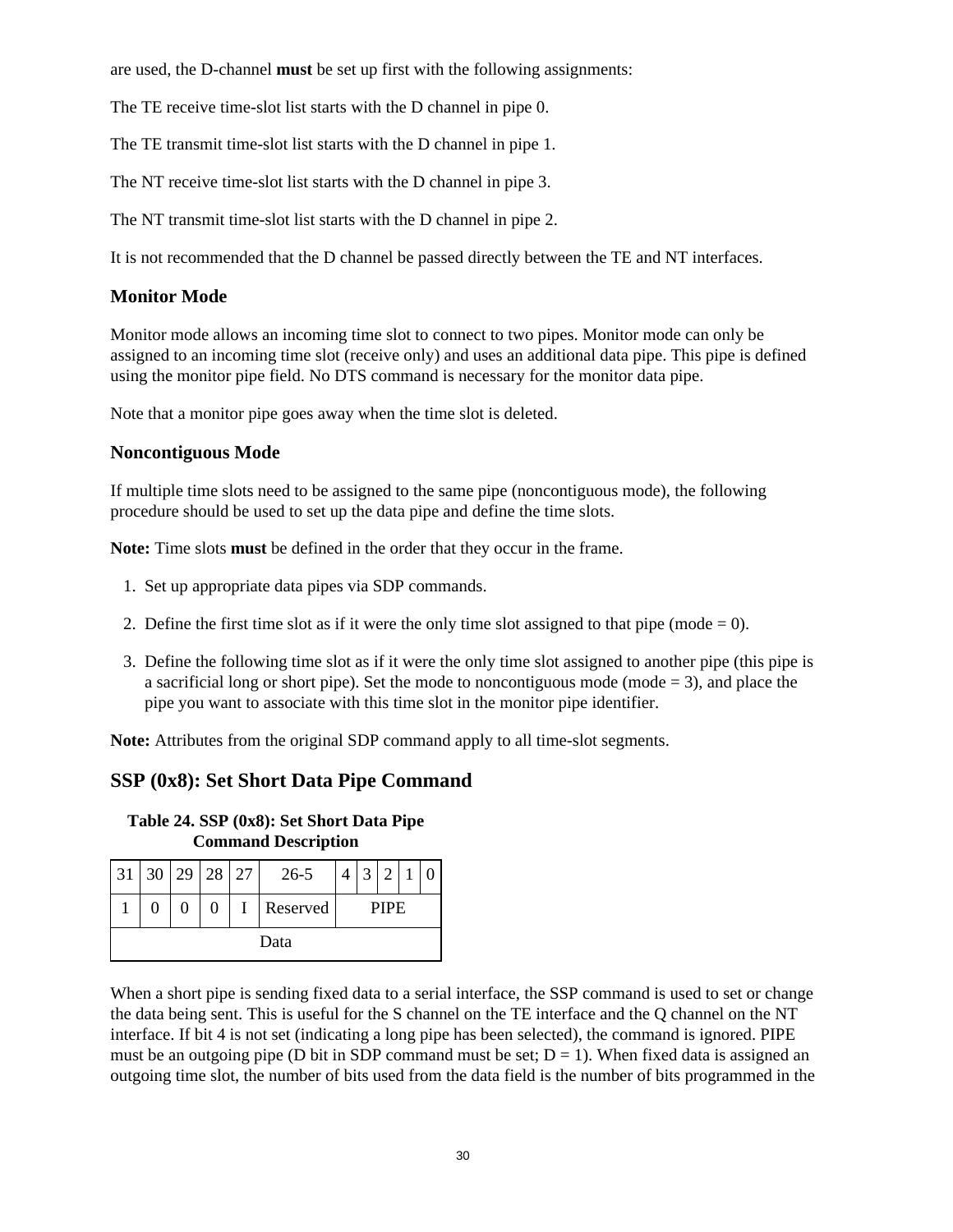are used, the D-channel **must** be set up first with the following assignments:

The TE receive time-slot list starts with the D channel in pipe 0.

The TE transmit time-slot list starts with the D channel in pipe 1.

The NT receive time-slot list starts with the D channel in pipe 3.

The NT transmit time-slot list starts with the D channel in pipe 2.

It is not recommended that the D channel be passed directly between the TE and NT interfaces.

### Monitor Mode

Monitor mode allows an incoming time slot to connect to two pipes. Monitor mode can only be assigned to an incoming time slot (receive only) and uses an additional data pipe. This pipe is defined using the monitor pipe field. No DTS command is necessary for the monitor data pipe.

Note that a monitor pipe goes away when the time slot is deleted.

### Noncontiguous Mode

If multiple time slots need to be assigned to the same pipe (noncontiguous mode), the following procedure should be used to set up the data pipe and define the time slots.

**Note:** Time slots **must** be defined in the order that they occur in the frame.

1. Set up appropriate data pipes via SDP commands.
2. Define the first time slot as if it were the only time slot assigned to that pipe (mode = 0).
3. Define the following time slot as if it were the only time slot assigned to another pipe (this pipe is a sacrificial long or short pipe). Set the mode to noncontiguous mode (mode = 3), and place the pipe you want to associate with this time slot in the monitor pipe identifier.

**Note:** Attributes from the original SDP command apply to all time-slot segments.

## SSP (0x8): Set Short Data Pipe Command

**Table 24. SSP (0x8): Set Short Data Pipe Command Description**

| 31 | 30 | 29 | 28 | 27 | 26-5 | 4 | 3 | 2 | 1 | 0 |
|---|---|---|---|---|---|---|---|---|---|---|
| 1 | 0 | 0 | 0 | I | Reserved | PIPE | | | | |
| Data | | | | | | | | | | |

When a short pipe is sending fixed data to a serial interface, the SSP command is used to set or change the data being sent. This is useful for the S channel on the TE interface and the Q channel on the NT interface. If bit 4 is not set (indicating a long pipe has been selected), the command is ignored. PIPE must be an outgoing pipe (D bit in SDP command must be set; D = 1). When fixed data is assigned an outgoing time slot, the number of bits used from the data field is the number of bits programmed in the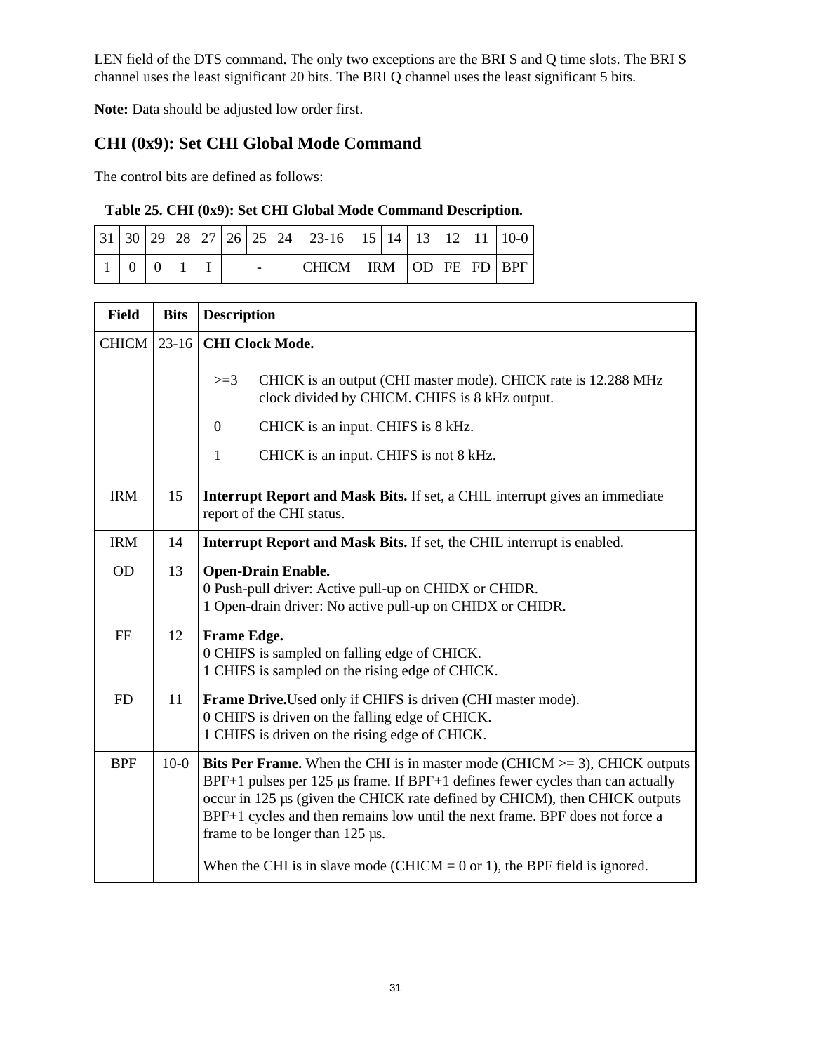LEN field of the DTS command. The only two exceptions are the BRI S and Q time slots. The BRI S channel uses the least significant 20 bits. The BRI Q channel uses the least significant 5 bits.

**Note:** Data should be adjusted low order first.

## CHI (0x9): Set CHI Global Mode Command

The control bits are defined as follows:

**Table 25. CHI (0x9): Set CHI Global Mode Command Description.**

| 31 | 30 | 29 | 28 | 27 | 26 | 25 | 24 | 23-16 | 15 | 14 | 13 | 12 | 11 | 10-0 |
|---|---|---|---|---|---|---|---|---|---|---|---|---|---|---|
| 1 | 0 | 0 | 1 | I | - | | | CHICM | IRM | | OD | FE | FD | BPF |

| Field | Bits | Description |
|---|---|---|
| CHICM | 23-16 | **CHI Clock Mode.**<br>>=3 CHICK is an output (CHI master mode). CHICK rate is 12.288 MHz clock divided by CHICM. CHIFS is 8 kHz output.<br>0 CHICK is an input. CHIFS is 8 kHz.<br>1 CHICK is an input. CHIFS is not 8 kHz. |
| IRM | 15 | **Interrupt Report and Mask Bits.** If set, a CHIL interrupt gives an immediate report of the CHI status. |
| IRM | 14 | **Interrupt Report and Mask Bits.** If set, the CHIL interrupt is enabled. |
| OD | 13 | **Open-Drain Enable.**<br>0 Push-pull driver: Active pull-up on CHIDX or CHIDR.<br>1 Open-drain driver: No active pull-up on CHIDX or CHIDR. |
| FE | 12 | **Frame Edge.**<br>0 CHIFS is sampled on falling edge of CHICK.<br>1 CHIFS is sampled on the rising edge of CHICK. |
| FD | 11 | **Frame Drive.**Used only if CHIFS is driven (CHI master mode).<br>0 CHIFS is driven on the falling edge of CHICK.<br>1 CHIFS is driven on the rising edge of CHICK. |
| BPF | 10-0 | **Bits Per Frame.** When the CHI is in master mode (CHICM >= 3), CHICK outputs BPF+1 pulses per 125 µs frame. If BPF+1 defines fewer cycles than can actually occur in 125 µs (given the CHICK rate defined by CHICM), then CHICK outputs BPF+1 cycles and then remains low until the next frame. BPF does not force a frame to be longer than 125 µs.<br><br>When the CHI is in slave mode (CHICM = 0 or 1), the BPF field is ignored. |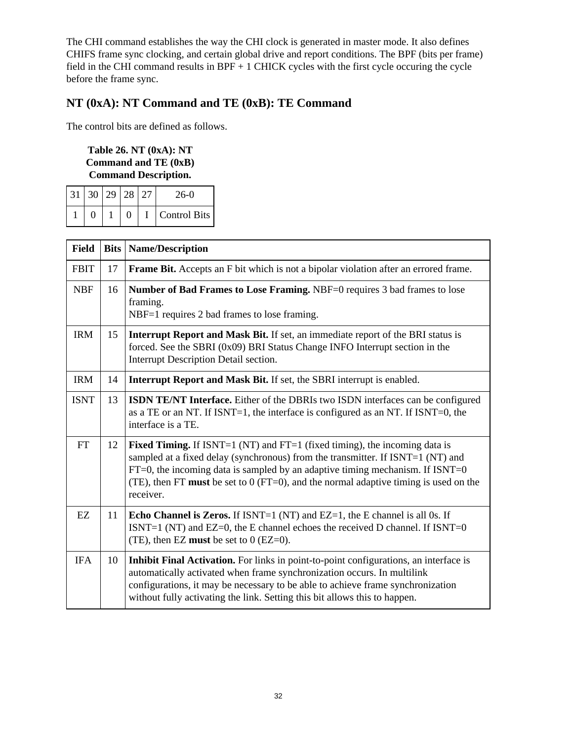The CHI command establishes the way the CHI clock is generated in master mode. It also defines CHIFS frame sync clocking, and certain global drive and report conditions. The BPF (bits per frame) field in the CHI command results in BPF + 1 CHICK cycles with the first cycle occuring the cycle before the frame sync.

## NT (0xA): NT Command and TE (0xB): TE Command

The control bits are defined as follows.

**Table 26. NT (0xA): NT Command and TE (0xB) Command Description.**

| 31 | 30 | 29 | 28 | 27 | 26-0 |
|---|---|---|---|---|---|
| 1 | 0 | 1 | 0 | I | Control Bits |

| Field | Bits | Name/Description |
|---|---|---|
| FBIT | 17 | **Frame Bit.** Accepts an F bit which is not a bipolar violation after an errored frame. |
| NBF | 16 | **Number of Bad Frames to Lose Framing.** NBF=0 requires 3 bad frames to lose framing.<br>NBF=1 requires 2 bad frames to lose framing. |
| IRM | 15 | **Interrupt Report and Mask Bit.** If set, an immediate report of the BRI status is forced. See the SBRI (0x09) BRI Status Change INFO Interrupt section in the Interrupt Description Detail section. |
| IRM | 14 | **Interrupt Report and Mask Bit.** If set, the SBRI interrupt is enabled. |
| ISNT | 13 | **ISDN TE/NT Interface.** Either of the DBRIs two ISDN interfaces can be configured as a TE or an NT. If ISNT=1, the interface is configured as an NT. If ISNT=0, the interface is a TE. |
| FT | 12 | **Fixed Timing.** If ISNT=1 (NT) and FT=1 (fixed timing), the incoming data is sampled at a fixed delay (synchronous) from the transmitter. If ISNT=1 (NT) and FT=0, the incoming data is sampled by an adaptive timing mechanism. If ISNT=0 (TE), then FT **must** be set to 0 (FT=0), and the normal adaptive timing is used on the receiver. |
| EZ | 11 | **Echo Channel is Zeros.** If ISNT=1 (NT) and EZ=1, the E channel is all 0s. If ISNT=1 (NT) and EZ=0, the E channel echoes the received D channel. If ISNT=0 (TE), then EZ **must** be set to 0 (EZ=0). |
| IFA | 10 | **Inhibit Final Activation.** For links in point-to-point configurations, an interface is automatically activated when frame synchronization occurs. In multilink configurations, it may be necessary to be able to achieve frame synchronization without fully activating the link. Setting this bit allows this to happen. |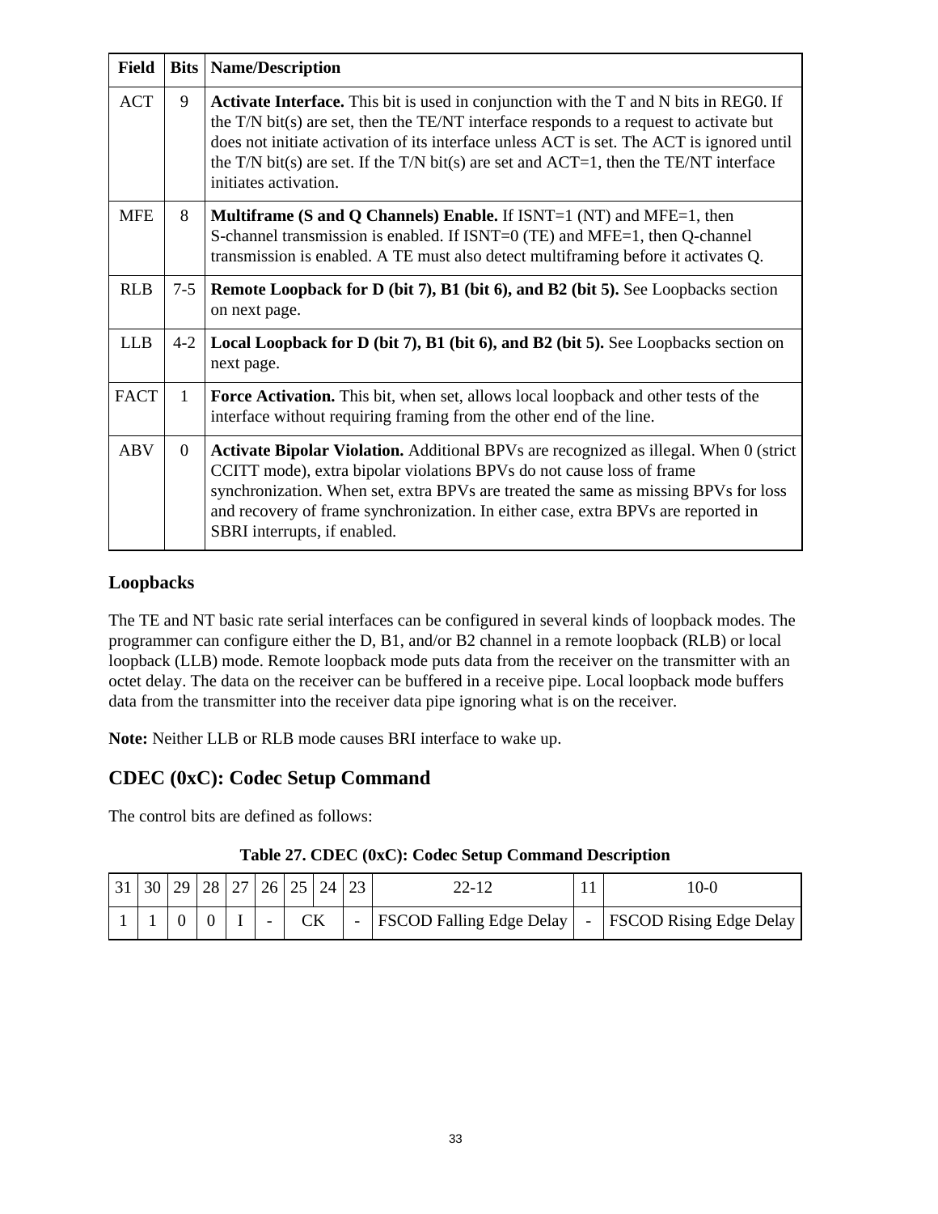| Field | Bits | Name/Description |
|---|---|---|
| ACT | 9 | **Activate Interface.** This bit is used in conjunction with the T and N bits in REG0. If the T/N bit(s) are set, then the TE/NT interface responds to a request to activate but does not initiate activation of its interface unless ACT is set. The ACT is ignored until the T/N bit(s) are set. If the T/N bit(s) are set and ACT=1, then the TE/NT interface initiates activation. |
| MFE | 8 | **Multiframe (S and Q Channels) Enable.** If ISNT=1 (NT) and MFE=1, then S-channel transmission is enabled. If ISNT=0 (TE) and MFE=1, then Q-channel transmission is enabled. A TE must also detect multiframing before it activates Q. |
| RLB | 7-5 | **Remote Loopback for D (bit 7), B1 (bit 6), and B2 (bit 5).** See Loopbacks section on next page. |
| LLB | 4-2 | **Local Loopback for D (bit 7), B1 (bit 6), and B2 (bit 5).** See Loopbacks section on next page. |
| FACT | 1 | **Force Activation.** This bit, when set, allows local loopback and other tests of the interface without requiring framing from the other end of the line. |
| ABV | 0 | **Activate Bipolar Violation.** Additional BPVs are recognized as illegal. When 0 (strict CCITT mode), extra bipolar violations BPVs do not cause loss of frame synchronization. When set, extra BPVs are treated the same as missing BPVs for loss and recovery of frame synchronization. In either case, extra BPVs are reported in SBRI interrupts, if enabled. |

### Loopbacks

The TE and NT basic rate serial interfaces can be configured in several kinds of loopback modes. The programmer can configure either the D, B1, and/or B2 channel in a remote loopback (RLB) or local loopback (LLB) mode. Remote loopback mode puts data from the receiver on the transmitter with an octet delay. The data on the receiver can be buffered in a receive pipe. Local loopback mode buffers data from the transmitter into the receiver data pipe ignoring what is on the receiver.

**Note:** Neither LLB or RLB mode causes BRI interface to wake up.

## CDEC (0xC): Codec Setup Command

The control bits are defined as follows:

**Table 27. CDEC (0xC): Codec Setup Command Description**

| 31 | 30 | 29 | 28 | 27 | 26 | 25 | 24 | 23 | 22-12 | 11 | 10-0 |
|---|---|---|---|---|---|---|---|---|---|---|---|
| 1 | 1 | 0 | 0 | I | - | CK | | - | FSCOD Falling Edge Delay | - | FSCOD Rising Edge Delay |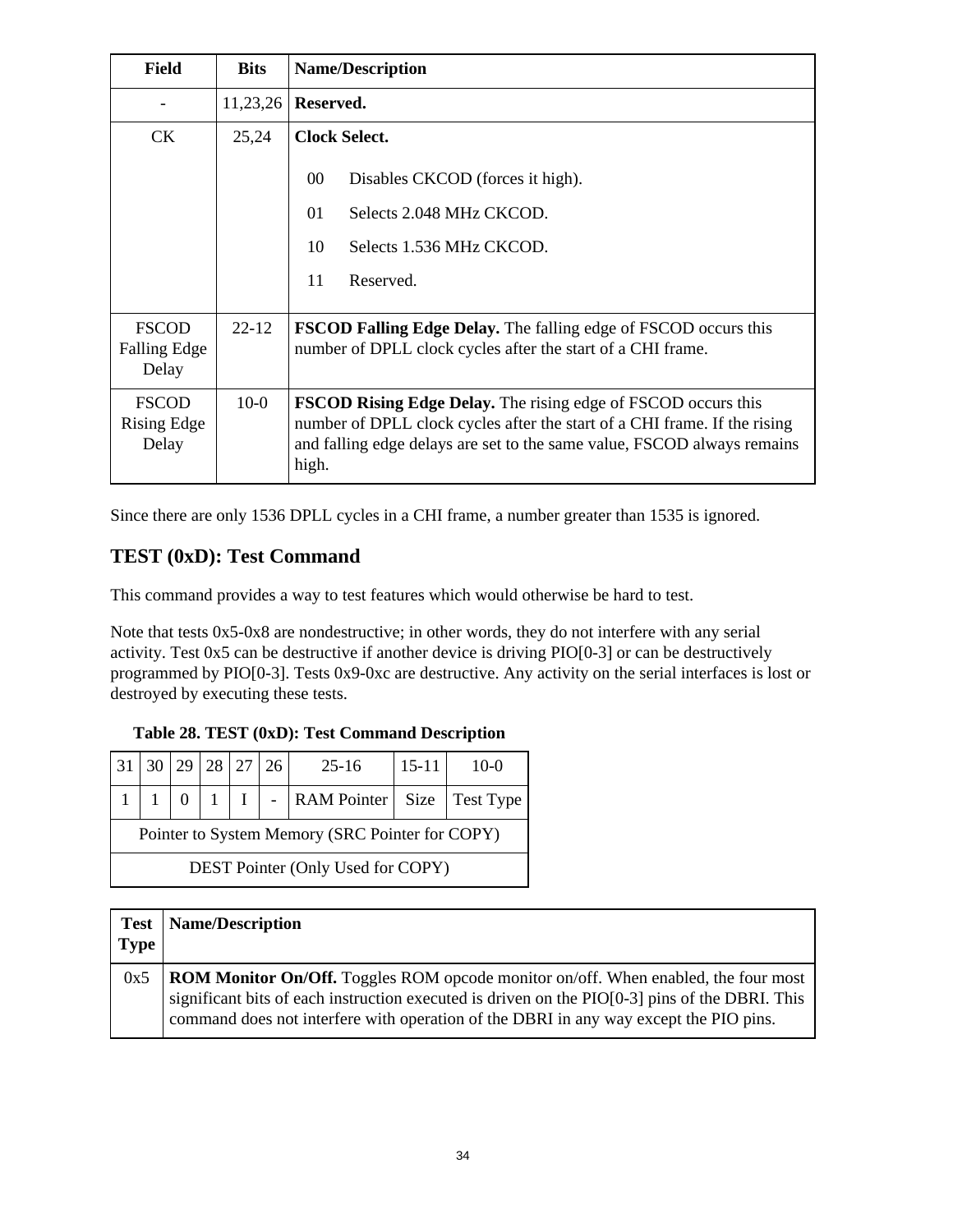| Field | Bits | Name/Description |
|---|---|---|
| - | 11,23,26 | **Reserved.** |
| CK | 25,24 | **Clock Select.**<br><br>00 Disables CKCOD (forces it high).<br><br>01 Selects 2.048 MHz CKCOD.<br><br>10 Selects 1.536 MHz CKCOD.<br><br>11 Reserved. |
| FSCOD Falling Edge Delay | 22-12 | **FSCOD Falling Edge Delay.** The falling edge of FSCOD occurs this number of DPLL clock cycles after the start of a CHI frame. |
| FSCOD Rising Edge Delay | 10-0 | **FSCOD Rising Edge Delay.** The rising edge of FSCOD occurs this number of DPLL clock cycles after the start of a CHI frame. If the rising and falling edge delays are set to the same value, FSCOD always remains high. |

Since there are only 1536 DPLL cycles in a CHI frame, a number greater than 1535 is ignored.

## TEST (0xD): Test Command

This command provides a way to test features which would otherwise be hard to test.

Note that tests 0x5-0x8 are nondestructive; in other words, they do not interfere with any serial activity. Test 0x5 can be destructive if another device is driving PIO[0-3] or can be destructively programmed by PIO[0-3]. Tests 0x9-0xc are destructive. Any activity on the serial interfaces is lost or destroyed by executing these tests.

**Table 28. TEST (0xD): Test Command Description**

| 31 | 30 | 29 | 28 | 27 | 26 | 25-16 | 15-11 | 10-0 |
|---|---|---|---|---|---|---|---|---|
| 1 | 1 | 0 | 1 | I | - | RAM Pointer | Size | Test Type |
| Pointer to System Memory (SRC Pointer for COPY) | | | | | | | | |
| DEST Pointer (Only Used for COPY) | | | | | | | | |

| Test Type | Name/Description |
|---|---|
| 0x5 | **ROM Monitor On/Off.** Toggles ROM opcode monitor on/off. When enabled, the four most significant bits of each instruction executed is driven on the PIO[0-3] pins of the DBRI. This command does not interfere with operation of the DBRI in any way except the PIO pins. |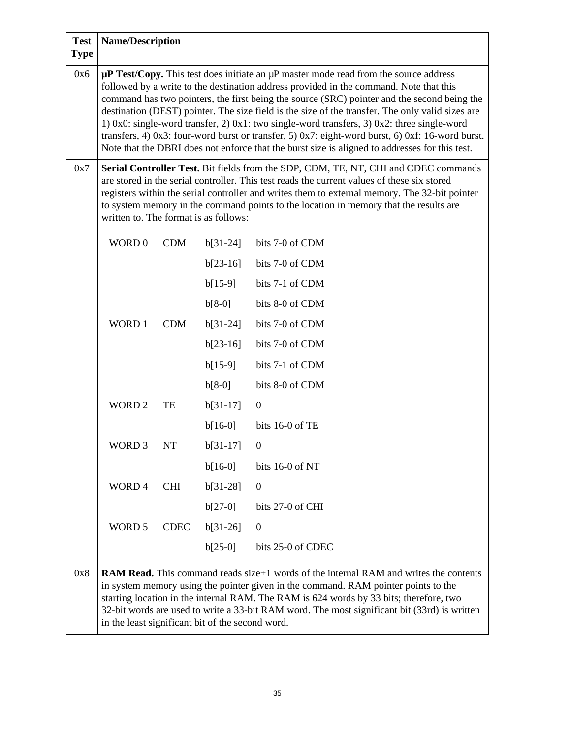| Test Type | Name/Description |
|---|---|
| 0x6 | **µP Test/Copy.** This test does initiate an µP master mode read from the source address followed by a write to the destination address provided in the command. Note that this command has two pointers, the first being the source (SRC) pointer and the second being the destination (DEST) pointer. The size field is the size of the transfer. The only valid sizes are 1) 0x0: single-word transfer, 2) 0x1: two single-word transfers, 3) 0x2: three single-word transfers, 4) 0x3: four-word burst or transfer, 5) 0x7: eight-word burst, 6) 0xf: 16-word burst. Note that the DBRI does not enforce that the burst size is aligned to addresses for this test. |
| 0x7 | **Serial Controller Test.** Bit fields from the SDP, CDM, TE, NT, CHI and CDEC commands are stored in the serial controller. This test reads the current values of these six stored registers within the serial controller and writes them to external memory. The 32-bit pointer to system memory in the command points to the location in memory that the results are written to. The format is as follows:<br><br>WORD 0 — CDM — b[31-24]: bits 7-0 of CDM<br>b[23-16]: bits 7-0 of CDM<br>b[15-9]: bits 7-1 of CDM<br>b[8-0]: bits 8-0 of CDM<br>WORD 1 — CDM — b[31-24]: bits 7-0 of CDM<br>b[23-16]: bits 7-0 of CDM<br>b[15-9]: bits 7-1 of CDM<br>b[8-0]: bits 8-0 of CDM<br>WORD 2 — TE — b[31-17]: 0<br>b[16-0]: bits 16-0 of TE<br>WORD 3 — NT — b[31-17]: 0<br>b[16-0]: bits 16-0 of NT<br>WORD 4 — CHI — b[31-28]: 0<br>b[27-0]: bits 27-0 of CHI<br>WORD 5 — CDEC — b[31-26]: 0<br>b[25-0]: bits 25-0 of CDEC |
| 0x8 | **RAM Read.** This command reads size+1 words of the internal RAM and writes the contents in system memory using the pointer given in the command. RAM pointer points to the starting location in the internal RAM. The RAM is 624 words by 33 bits; therefore, two 32-bit words are used to write a 33-bit RAM word. The most significant bit (33rd) is written in the least significant bit of the second word. |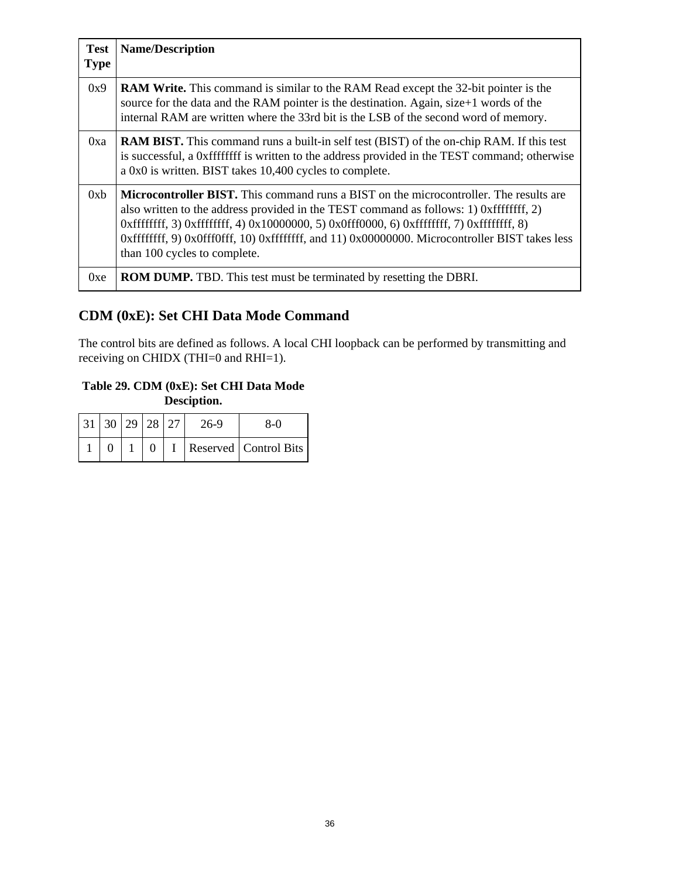| Test Type | Name/Description |
|---|---|
| 0x9 | **RAM Write.** This command is similar to the RAM Read except the 32-bit pointer is the source for the data and the RAM pointer is the destination. Again, size+1 words of the internal RAM are written where the 33rd bit is the LSB of the second word of memory. |
| 0xa | **RAM BIST.** This command runs a built-in self test (BIST) of the on-chip RAM. If this test is successful, a 0xffffffff is written to the address provided in the TEST command; otherwise a 0x0 is written. BIST takes 10,400 cycles to complete. |
| 0xb | **Microcontroller BIST.** This command runs a BIST on the microcontroller. The results are also written to the address provided in the TEST command as follows: 1) 0xffffffff, 2) 0xffffffff, 3) 0xffffffff, 4) 0x10000000, 5) 0x0fff0000, 6) 0xffffffff, 7) 0xffffffff, 8) 0xffffffff, 9) 0x0fff0fff, 10) 0xffffffff, and 11) 0x00000000. Microcontroller BIST takes less than 100 cycles to complete. |
| 0xe | **ROM DUMP.** TBD. This test must be terminated by resetting the DBRI. |

## CDM (0xE): Set CHI Data Mode Command

The control bits are defined as follows. A local CHI loopback can be performed by transmitting and receiving on CHIDX (THI=0 and RHI=1).

**Table 29. CDM (0xE): Set CHI Data Mode Desciption.**

| 31 | 30 | 29 | 28 | 27 | 26-9 | 8-0 |
|---|---|---|---|---|---|---|
| 1 | 0 | 1 | 0 | I | Reserved | Control Bits |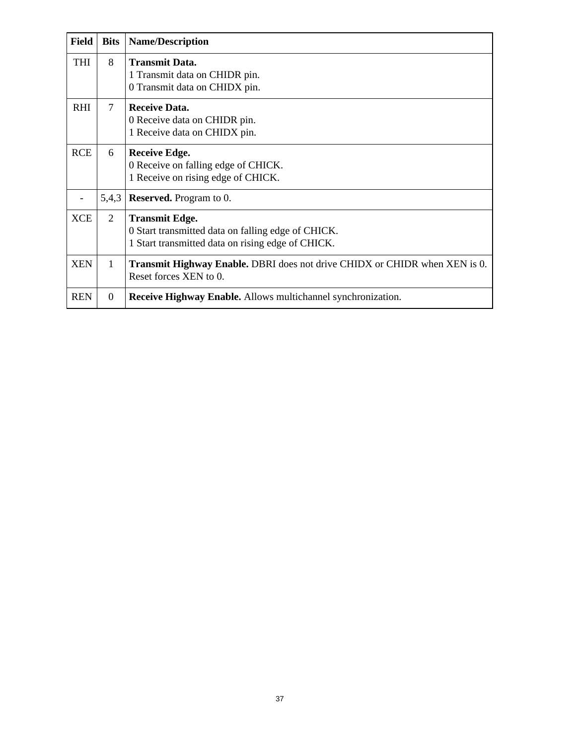| Field | Bits | Name/Description |
|---|---|---|
| THI | 8 | **Transmit Data.**<br>1 Transmit data on CHIDR pin.<br>0 Transmit data on CHIDX pin. |
| RHI | 7 | **Receive Data.**<br>0 Receive data on CHIDR pin.<br>1 Receive data on CHIDX pin. |
| RCE | 6 | **Receive Edge.**<br>0 Receive on falling edge of CHICK.<br>1 Receive on rising edge of CHICK. |
| - | 5,4,3 | **Reserved.** Program to 0. |
| XCE | 2 | **Transmit Edge.**<br>0 Start transmitted data on falling edge of CHICK.<br>1 Start transmitted data on rising edge of CHICK. |
| XEN | 1 | **Transmit Highway Enable.** DBRI does not drive CHIDX or CHIDR when XEN is 0. Reset forces XEN to 0. |
| REN | 0 | **Receive Highway Enable.** Allows multichannel synchronization. |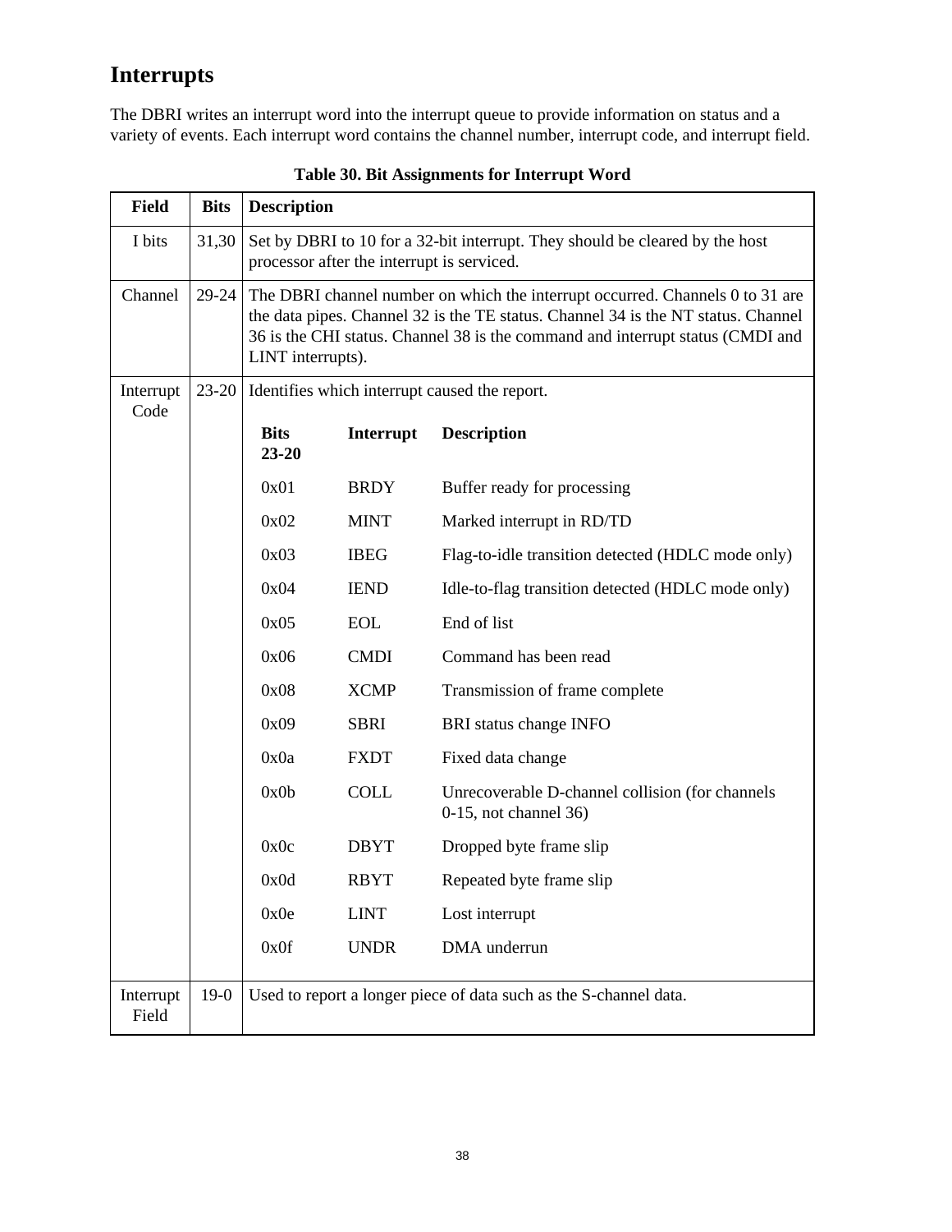## Interrupts

The DBRI writes an interrupt word into the interrupt queue to provide information on status and a variety of events. Each interrupt word contains the channel number, interrupt code, and interrupt field.

**Table 30. Bit Assignments for Interrupt Word**

| Field | Bits | Description |
|---|---|---|
| I bits | 31,30 | Set by DBRI to 10 for a 32-bit interrupt. They should be cleared by the host processor after the interrupt is serviced. |
| Channel | 29-24 | The DBRI channel number on which the interrupt occurred. Channels 0 to 31 are the data pipes. Channel 32 is the TE status. Channel 34 is the NT status. Channel 36 is the CHI status. Channel 38 is the command and interrupt status (CMDI and LINT interrupts). |
| Interrupt Code | 23-20 | Identifies which interrupt caused the report.<br><br>**Bits 23-20** / **Interrupt** / **Description**<br>0x01 BRDY Buffer ready for processing<br>0x02 MINT Marked interrupt in RD/TD<br>0x03 IBEG Flag-to-idle transition detected (HDLC mode only)<br>0x04 IEND Idle-to-flag transition detected (HDLC mode only)<br>0x05 EOL End of list<br>0x06 CMDI Command has been read<br>0x08 XCMP Transmission of frame complete<br>0x09 SBRI BRI status change INFO<br>0x0a FXDT Fixed data change<br>0x0b COLL Unrecoverable D-channel collision (for channels 0-15, not channel 36)<br>0x0c DBYT Dropped byte frame slip<br>0x0d RBYT Repeated byte frame slip<br>0x0e LINT Lost interrupt<br>0x0f UNDR DMA underrun |
| Interrupt Field | 19-0 | Used to report a longer piece of data such as the S-channel data. |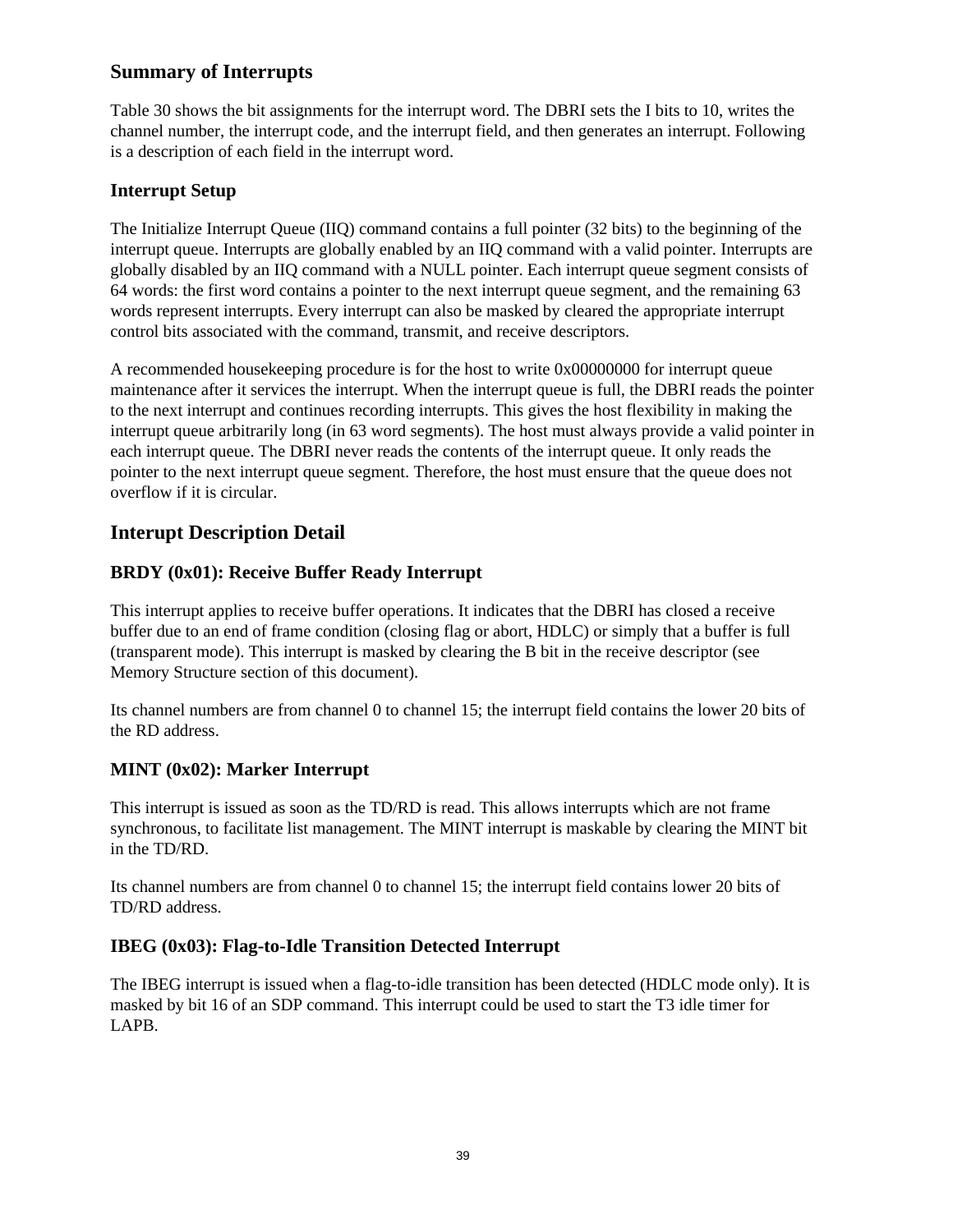## Summary of Interrupts

Table 30 shows the bit assignments for the interrupt word. The DBRI sets the I bits to 10, writes the channel number, the interrupt code, and the interrupt field, and then generates an interrupt. Following is a description of each field in the interrupt word.

### Interrupt Setup

The Initialize Interrupt Queue (IIQ) command contains a full pointer (32 bits) to the beginning of the interrupt queue. Interrupts are globally enabled by an IIQ command with a valid pointer. Interrupts are globally disabled by an IIQ command with a NULL pointer. Each interrupt queue segment consists of 64 words: the first word contains a pointer to the next interrupt queue segment, and the remaining 63 words represent interrupts. Every interrupt can also be masked by cleared the appropriate interrupt control bits associated with the command, transmit, and receive descriptors.

A recommended housekeeping procedure is for the host to write 0x00000000 for interrupt queue maintenance after it services the interrupt. When the interrupt queue is full, the DBRI reads the pointer to the next interrupt and continues recording interrupts. This gives the host flexibility in making the interrupt queue arbitrarily long (in 63 word segments). The host must always provide a valid pointer in each interrupt queue. The DBRI never reads the contents of the interrupt queue. It only reads the pointer to the next interrupt queue segment. Therefore, the host must ensure that the queue does not overflow if it is circular.

## Interupt Description Detail

### BRDY (0x01): Receive Buffer Ready Interrupt

This interrupt applies to receive buffer operations. It indicates that the DBRI has closed a receive buffer due to an end of frame condition (closing flag or abort, HDLC) or simply that a buffer is full (transparent mode). This interrupt is masked by clearing the B bit in the receive descriptor (see Memory Structure section of this document).

Its channel numbers are from channel 0 to channel 15; the interrupt field contains the lower 20 bits of the RD address.

### MINT (0x02): Marker Interrupt

This interrupt is issued as soon as the TD/RD is read. This allows interrupts which are not frame synchronous, to facilitate list management. The MINT interrupt is maskable by clearing the MINT bit in the TD/RD.

Its channel numbers are from channel 0 to channel 15; the interrupt field contains lower 20 bits of TD/RD address.

### IBEG (0x03): Flag-to-Idle Transition Detected Interrupt

The IBEG interrupt is issued when a flag-to-idle transition has been detected (HDLC mode only). It is masked by bit 16 of an SDP command. This interrupt could be used to start the T3 idle timer for LAPB.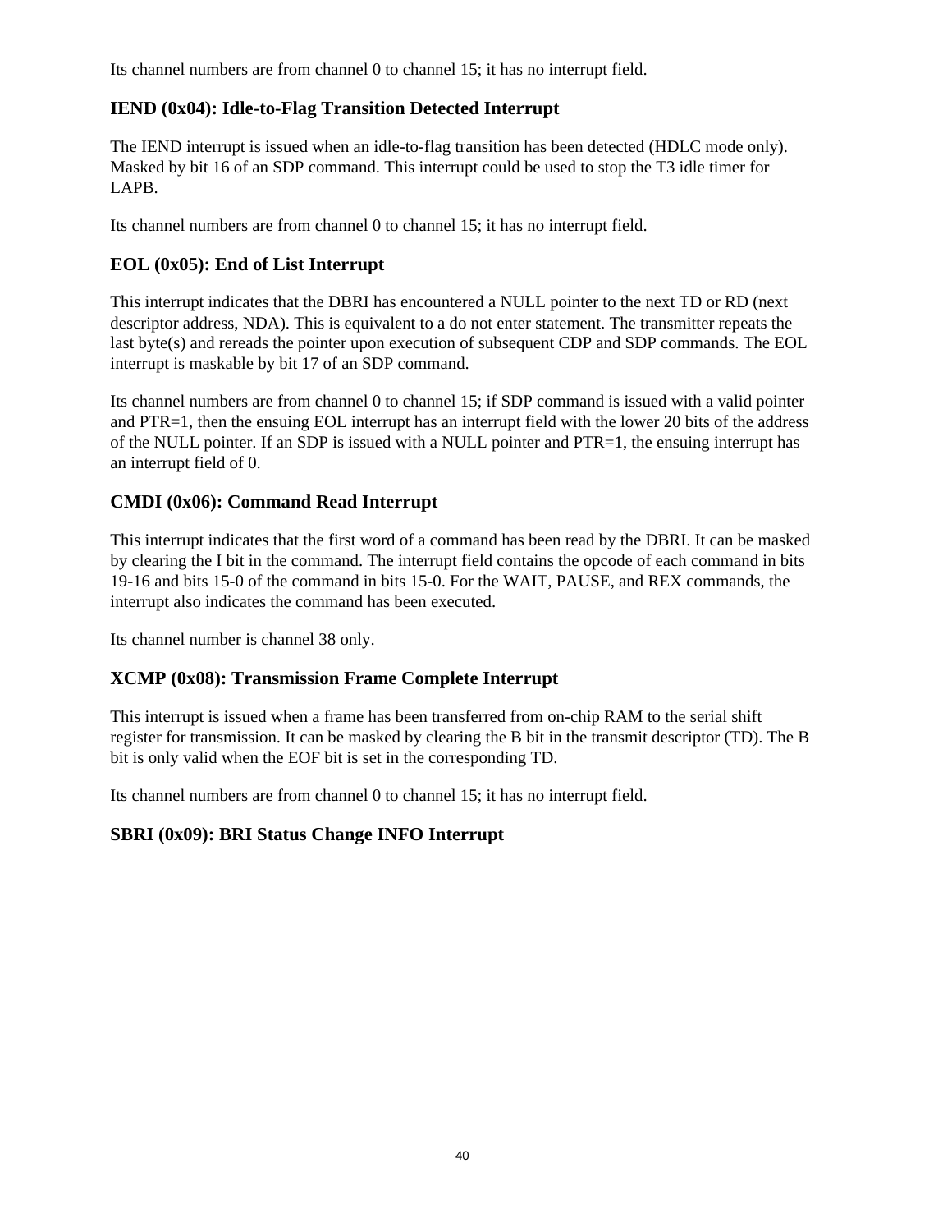Its channel numbers are from channel 0 to channel 15; it has no interrupt field.

### IEND (0x04): Idle-to-Flag Transition Detected Interrupt

The IEND interrupt is issued when an idle-to-flag transition has been detected (HDLC mode only). Masked by bit 16 of an SDP command. This interrupt could be used to stop the T3 idle timer for LAPB.

Its channel numbers are from channel 0 to channel 15; it has no interrupt field.

### EOL (0x05): End of List Interrupt

This interrupt indicates that the DBRI has encountered a NULL pointer to the next TD or RD (next descriptor address, NDA). This is equivalent to a do not enter statement. The transmitter repeats the last byte(s) and rereads the pointer upon execution of subsequent CDP and SDP commands. The EOL interrupt is maskable by bit 17 of an SDP command.

Its channel numbers are from channel 0 to channel 15; if SDP command is issued with a valid pointer and PTR=1, then the ensuing EOL interrupt has an interrupt field with the lower 20 bits of the address of the NULL pointer. If an SDP is issued with a NULL pointer and PTR=1, the ensuing interrupt has an interrupt field of 0.

### CMDI (0x06): Command Read Interrupt

This interrupt indicates that the first word of a command has been read by the DBRI. It can be masked by clearing the I bit in the command. The interrupt field contains the opcode of each command in bits 19-16 and bits 15-0 of the command in bits 15-0. For the WAIT, PAUSE, and REX commands, the interrupt also indicates the command has been executed.

Its channel number is channel 38 only.

### XCMP (0x08): Transmission Frame Complete Interrupt

This interrupt is issued when a frame has been transferred from on-chip RAM to the serial shift register for transmission. It can be masked by clearing the B bit in the transmit descriptor (TD). The B bit is only valid when the EOF bit is set in the corresponding TD.

Its channel numbers are from channel 0 to channel 15; it has no interrupt field.

### SBRI (0x09): BRI Status Change INFO Interrupt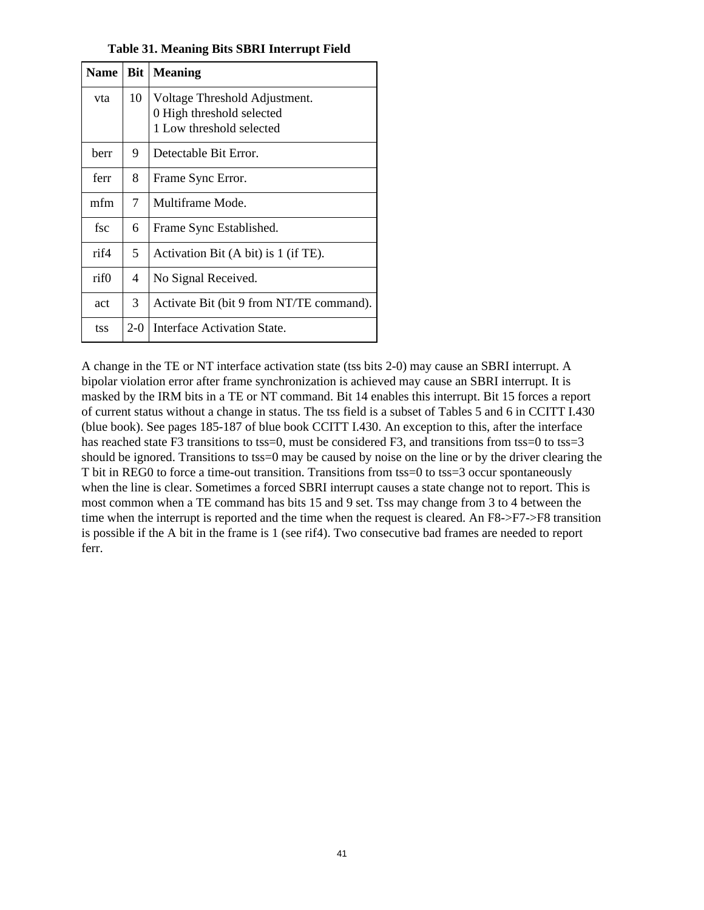**Table 31. Meaning Bits SBRI Interrupt Field**

| Name | Bit | Meaning |
|---|---|---|
| vta | 10 | Voltage Threshold Adjustment.<br>0 High threshold selected<br>1 Low threshold selected |
| berr | 9 | Detectable Bit Error. |
| ferr | 8 | Frame Sync Error. |
| mfm | 7 | Multiframe Mode. |
| fsc | 6 | Frame Sync Established. |
| rif4 | 5 | Activation Bit (A bit) is 1 (if TE). |
| rif0 | 4 | No Signal Received. |
| act | 3 | Activate Bit (bit 9 from NT/TE command). |
| tss | 2-0 | Interface Activation State. |

A change in the TE or NT interface activation state (tss bits 2-0) may cause an SBRI interrupt. A bipolar violation error after frame synchronization is achieved may cause an SBRI interrupt. It is masked by the IRM bits in a TE or NT command. Bit 14 enables this interrupt. Bit 15 forces a report of current status without a change in status. The tss field is a subset of Tables 5 and 6 in CCITT I.430 (blue book). See pages 185-187 of blue book CCITT I.430. An exception to this, after the interface has reached state F3 transitions to tss=0, must be considered F3, and transitions from tss=0 to tss=3 should be ignored. Transitions to tss=0 may be caused by noise on the line or by the driver clearing the T bit in REG0 to force a time-out transition. Transitions from tss=0 to tss=3 occur spontaneously when the line is clear. Sometimes a forced SBRI interrupt causes a state change not to report. This is most common when a TE command has bits 15 and 9 set. Tss may change from 3 to 4 between the time when the interrupt is reported and the time when the request is cleared. An F8->F7->F8 transition is possible if the A bit in the frame is 1 (see rif4). Two consecutive bad frames are needed to report ferr.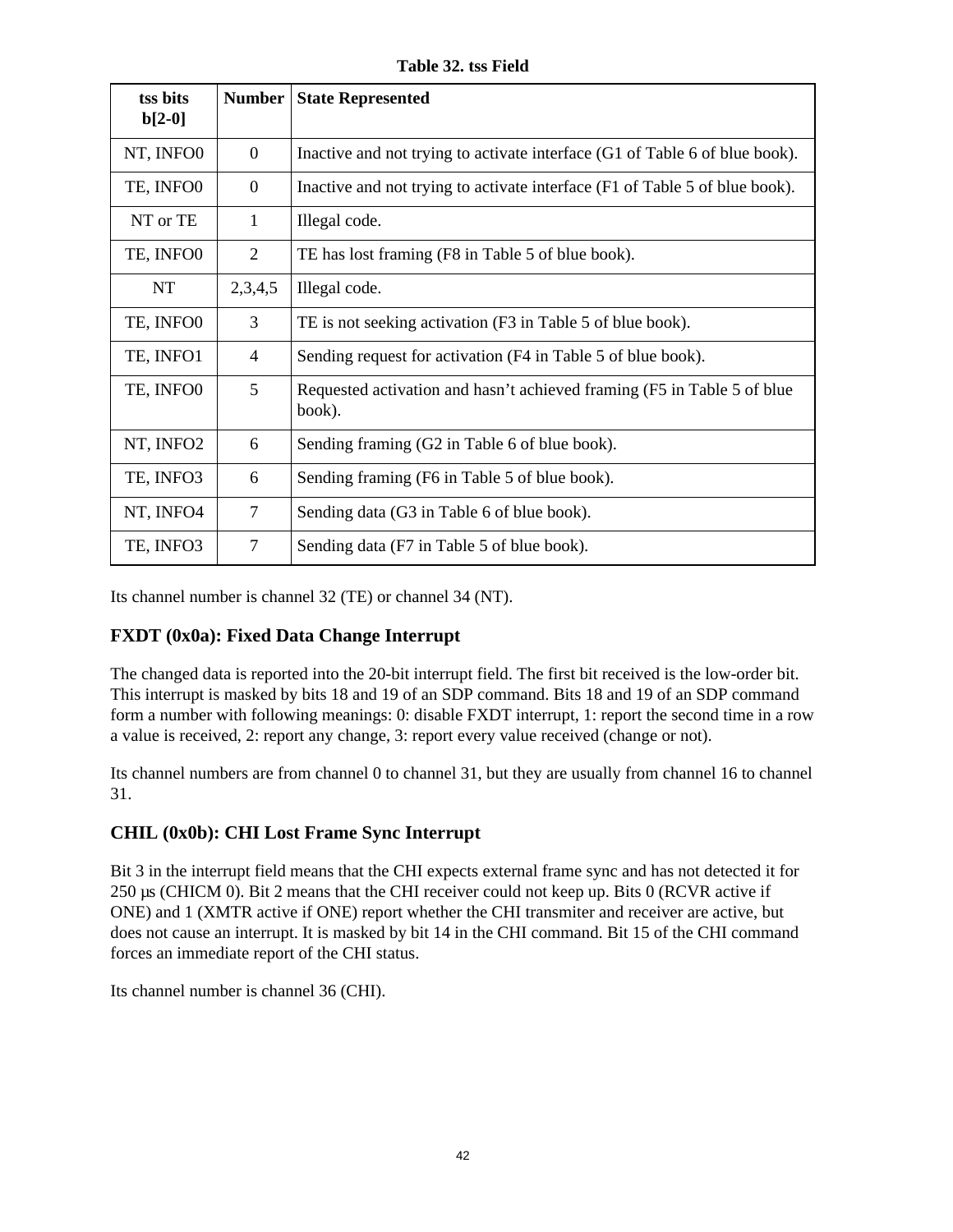**Table 32. tss Field**

| tss bits b[2-0] | Number | State Represented |
|---|---|---|
| NT, INFO0 | 0 | Inactive and not trying to activate interface (G1 of Table 6 of blue book). |
| TE, INFO0 | 0 | Inactive and not trying to activate interface (F1 of Table 5 of blue book). |
| NT or TE | 1 | Illegal code. |
| TE, INFO0 | 2 | TE has lost framing (F8 in Table 5 of blue book). |
| NT | 2,3,4,5 | Illegal code. |
| TE, INFO0 | 3 | TE is not seeking activation (F3 in Table 5 of blue book). |
| TE, INFO1 | 4 | Sending request for activation (F4 in Table 5 of blue book). |
| TE, INFO0 | 5 | Requested activation and hasn't achieved framing (F5 in Table 5 of blue book). |
| NT, INFO2 | 6 | Sending framing (G2 in Table 6 of blue book). |
| TE, INFO3 | 6 | Sending framing (F6 in Table 5 of blue book). |
| NT, INFO4 | 7 | Sending data (G3 in Table 6 of blue book). |
| TE, INFO3 | 7 | Sending data (F7 in Table 5 of blue book). |

Its channel number is channel 32 (TE) or channel 34 (NT).

### FXDT (0x0a): Fixed Data Change Interrupt

The changed data is reported into the 20-bit interrupt field. The first bit received is the low-order bit. This interrupt is masked by bits 18 and 19 of an SDP command. Bits 18 and 19 of an SDP command form a number with following meanings: 0: disable FXDT interrupt, 1: report the second time in a row a value is received, 2: report any change, 3: report every value received (change or not).

Its channel numbers are from channel 0 to channel 31, but they are usually from channel 16 to channel 31.

### CHIL (0x0b): CHI Lost Frame Sync Interrupt

Bit 3 in the interrupt field means that the CHI expects external frame sync and has not detected it for 250 µs (CHICM 0). Bit 2 means that the CHI receiver could not keep up. Bits 0 (RCVR active if ONE) and 1 (XMTR active if ONE) report whether the CHI transmiter and receiver are active, but does not cause an interrupt. It is masked by bit 14 in the CHI command. Bit 15 of the CHI command forces an immediate report of the CHI status.

Its channel number is channel 36 (CHI).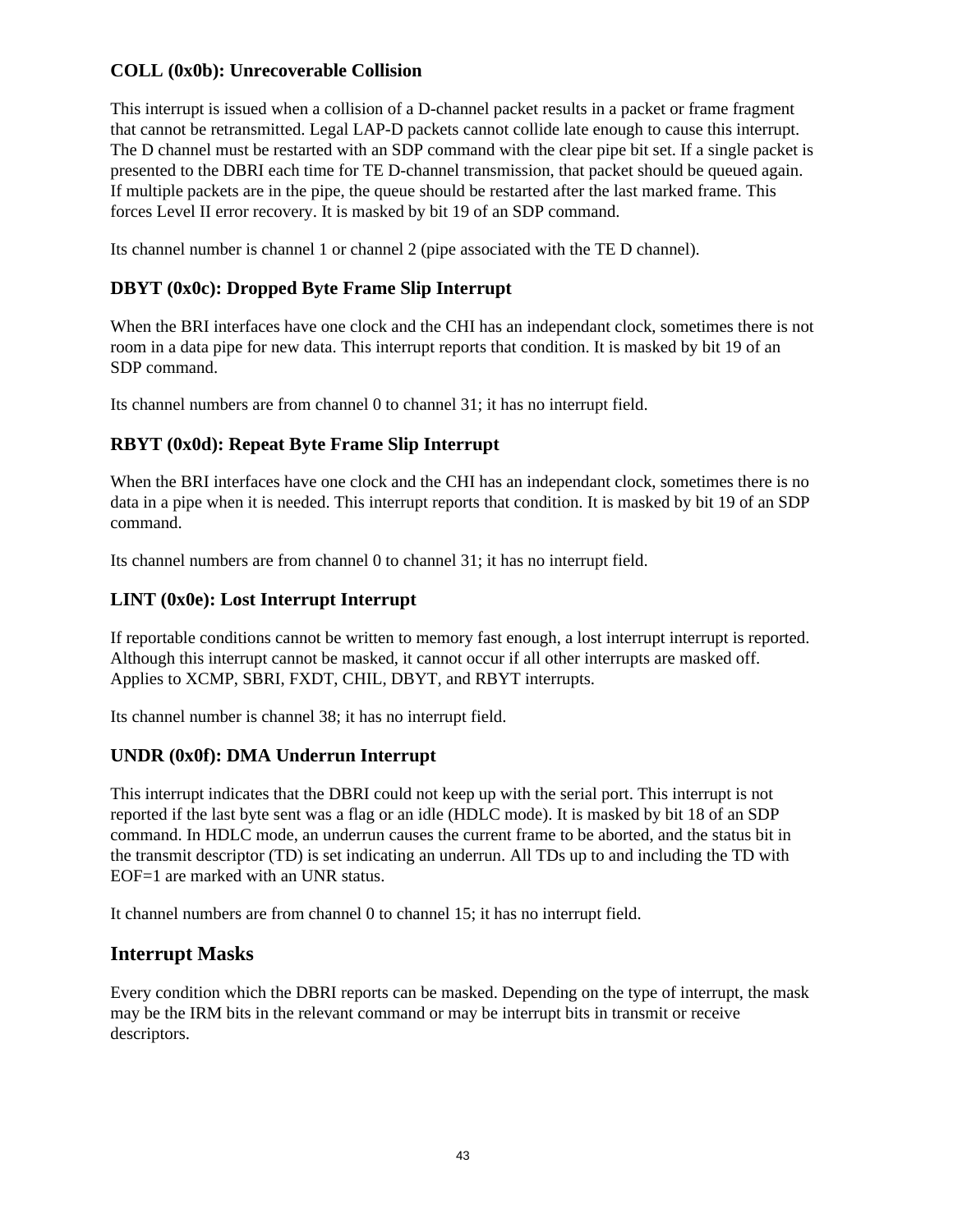### COLL (0x0b): Unrecoverable Collision

This interrupt is issued when a collision of a D-channel packet results in a packet or frame fragment that cannot be retransmitted. Legal LAP-D packets cannot collide late enough to cause this interrupt. The D channel must be restarted with an SDP command with the clear pipe bit set. If a single packet is presented to the DBRI each time for TE D-channel transmission, that packet should be queued again. If multiple packets are in the pipe, the queue should be restarted after the last marked frame. This forces Level II error recovery. It is masked by bit 19 of an SDP command.

Its channel number is channel 1 or channel 2 (pipe associated with the TE D channel).

### DBYT (0x0c): Dropped Byte Frame Slip Interrupt

When the BRI interfaces have one clock and the CHI has an independant clock, sometimes there is not room in a data pipe for new data. This interrupt reports that condition. It is masked by bit 19 of an SDP command.

Its channel numbers are from channel 0 to channel 31; it has no interrupt field.

### RBYT (0x0d): Repeat Byte Frame Slip Interrupt

When the BRI interfaces have one clock and the CHI has an independant clock, sometimes there is no data in a pipe when it is needed. This interrupt reports that condition. It is masked by bit 19 of an SDP command.

Its channel numbers are from channel 0 to channel 31; it has no interrupt field.

### LINT (0x0e): Lost Interrupt Interrupt

If reportable conditions cannot be written to memory fast enough, a lost interrupt interrupt is reported. Although this interrupt cannot be masked, it cannot occur if all other interrupts are masked off. Applies to XCMP, SBRI, FXDT, CHIL, DBYT, and RBYT interrupts.

Its channel number is channel 38; it has no interrupt field.

### UNDR (0x0f): DMA Underrun Interrupt

This interrupt indicates that the DBRI could not keep up with the serial port. This interrupt is not reported if the last byte sent was a flag or an idle (HDLC mode). It is masked by bit 18 of an SDP command. In HDLC mode, an underrun causes the current frame to be aborted, and the status bit in the transmit descriptor (TD) is set indicating an underrun. All TDs up to and including the TD with EOF=1 are marked with an UNR status.

It channel numbers are from channel 0 to channel 15; it has no interrupt field.

## Interrupt Masks

Every condition which the DBRI reports can be masked. Depending on the type of interrupt, the mask may be the IRM bits in the relevant command or may be interrupt bits in transmit or receive descriptors.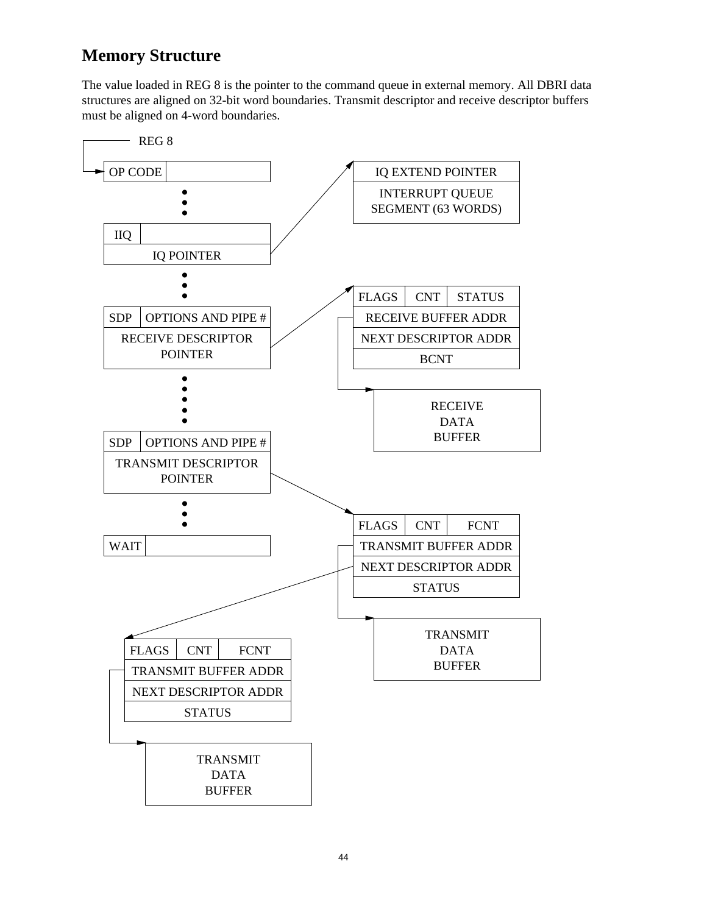## Memory Structure

The value loaded in REG 8 is the pointer to the command queue in external memory. All DBRI data structures are aligned on 32-bit word boundaries. Transmit descriptor and receive descriptor buffers must be aligned on 4-word boundaries.

REG 8

| OP CODE | |
|---|---|

•
•
•

| IIQ | |
|---|---|
| IQ POINTER | |

| IQ EXTEND POINTER |
|---|
| INTERRUPT QUEUE SEGMENT (63 WORDS) |

•
•
•

| SDP | OPTIONS AND PIPE # |
|---|---|
| RECEIVE DESCRIPTOR POINTER | |

| FLAGS | CNT | STATUS |
|---|---|---|
| RECEIVE BUFFER ADDR | | |
| NEXT DESCRIPTOR ADDR | | |
| BCNT | | |

RECEIVE DATA BUFFER

•
•
•
•
•

| SDP | OPTIONS AND PIPE # |
|---|---|
| TRANSMIT DESCRIPTOR POINTER | |

•
•
•

| WAIT | |
|---|---|

| FLAGS | CNT | FCNT |
|---|---|---|
| TRANSMIT BUFFER ADDR | | |
| NEXT DESCRIPTOR ADDR | | |
| STATUS | | |

TRANSMIT DATA BUFFER

| FLAGS | CNT | FCNT |
|---|---|---|
| TRANSMIT BUFFER ADDR | | |
| NEXT DESCRIPTOR ADDR | | |
| STATUS | | |

TRANSMIT DATA BUFFER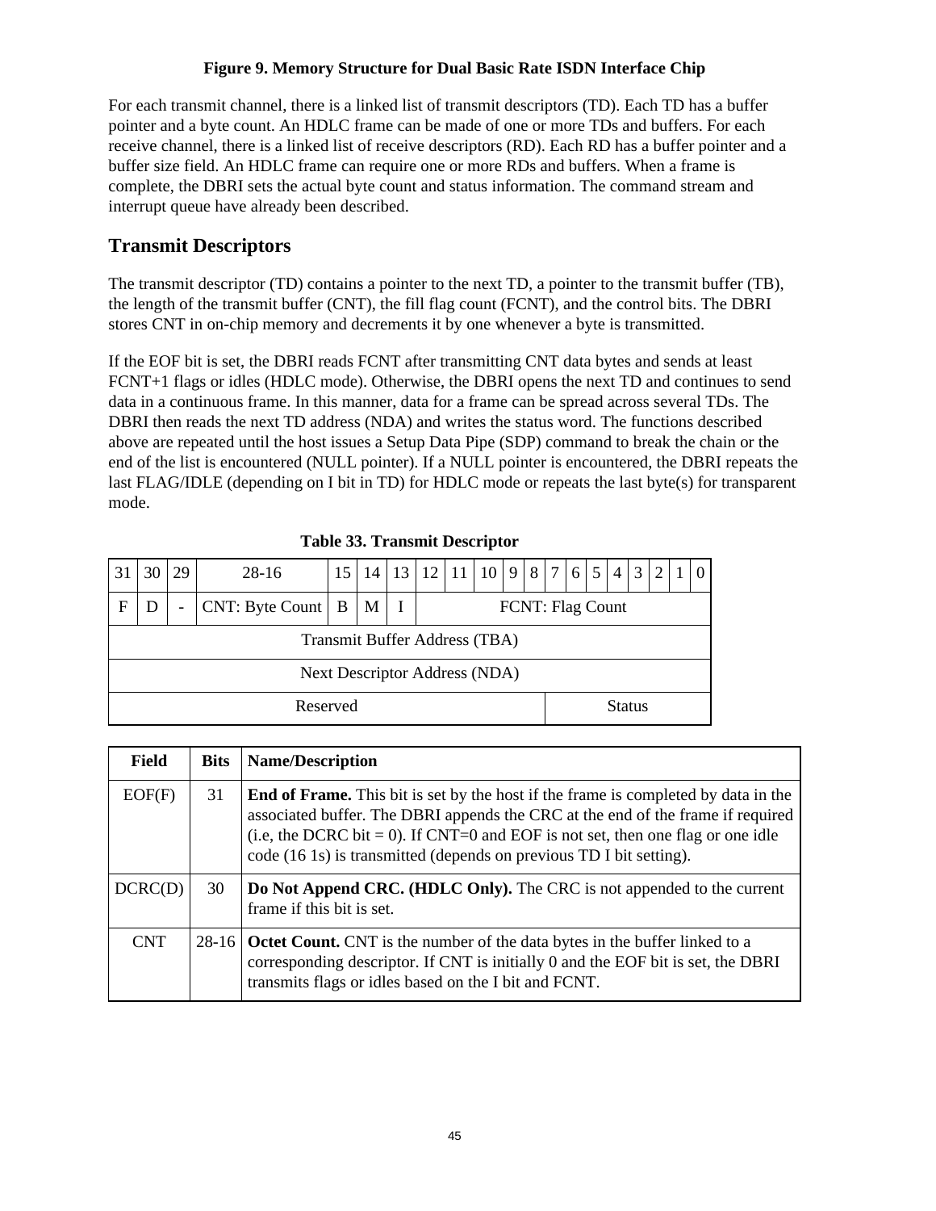**Figure 9. Memory Structure for Dual Basic Rate ISDN Interface Chip**

For each transmit channel, there is a linked list of transmit descriptors (TD). Each TD has a buffer pointer and a byte count. An HDLC frame can be made of one or more TDs and buffers. For each receive channel, there is a linked list of receive descriptors (RD). Each RD has a buffer pointer and a buffer size field. An HDLC frame can require one or more RDs and buffers. When a frame is complete, the DBRI sets the actual byte count and status information. The command stream and interrupt queue have already been described.

## Transmit Descriptors

The transmit descriptor (TD) contains a pointer to the next TD, a pointer to the transmit buffer (TB), the length of the transmit buffer (CNT), the fill flag count (FCNT), and the control bits. The DBRI stores CNT in on-chip memory and decrements it by one whenever a byte is transmitted.

If the EOF bit is set, the DBRI reads FCNT after transmitting CNT data bytes and sends at least FCNT+1 flags or idles (HDLC mode). Otherwise, the DBRI opens the next TD and continues to send data in a continuous frame. In this manner, data for a frame can be spread across several TDs. The DBRI then reads the next TD address (NDA) and writes the status word. The functions described above are repeated until the host issues a Setup Data Pipe (SDP) command to break the chain or the end of the list is encountered (NULL pointer). If a NULL pointer is encountered, the DBRI repeats the last FLAG/IDLE (depending on I bit in TD) for HDLC mode or repeats the last byte(s) for transparent mode.

**Table 33. Transmit Descriptor**

| 31 | 30 | 29 | 28-16 | 15 | 14 | 13 | 12 | 11 | 10 | 9 | 8 | 7 | 6 | 5 | 4 | 3 | 2 | 1 | 0 |
|---|---|---|---|---|---|---|---|---|---|---|---|---|---|---|---|---|---|---|---|
| F | D | - | CNT: Byte Count | B | M | I | FCNT: Flag Count | | | | | | | | | | | | |
| Transmit Buffer Address (TBA) | | | | | | | | | | | | | | | | | | | |
| Next Descriptor Address (NDA) | | | | | | | | | | | | | | | | | | | |
| Reserved | | | | | | | | | | | | Status | | | | | | | |

| Field | Bits | Name/Description |
|---|---|---|
| EOF(F) | 31 | **End of Frame.** This bit is set by the host if the frame is completed by data in the associated buffer. The DBRI appends the CRC at the end of the frame if required (i.e, the DCRC bit = 0). If CNT=0 and EOF is not set, then one flag or one idle code (16 1s) is transmitted (depends on previous TD I bit setting). |
| DCRC(D) | 30 | **Do Not Append CRC. (HDLC Only).** The CRC is not appended to the current frame if this bit is set. |
| CNT | 28-16 | **Octet Count.** CNT is the number of the data bytes in the buffer linked to a corresponding descriptor. If CNT is initially 0 and the EOF bit is set, the DBRI transmits flags or idles based on the I bit and FCNT. |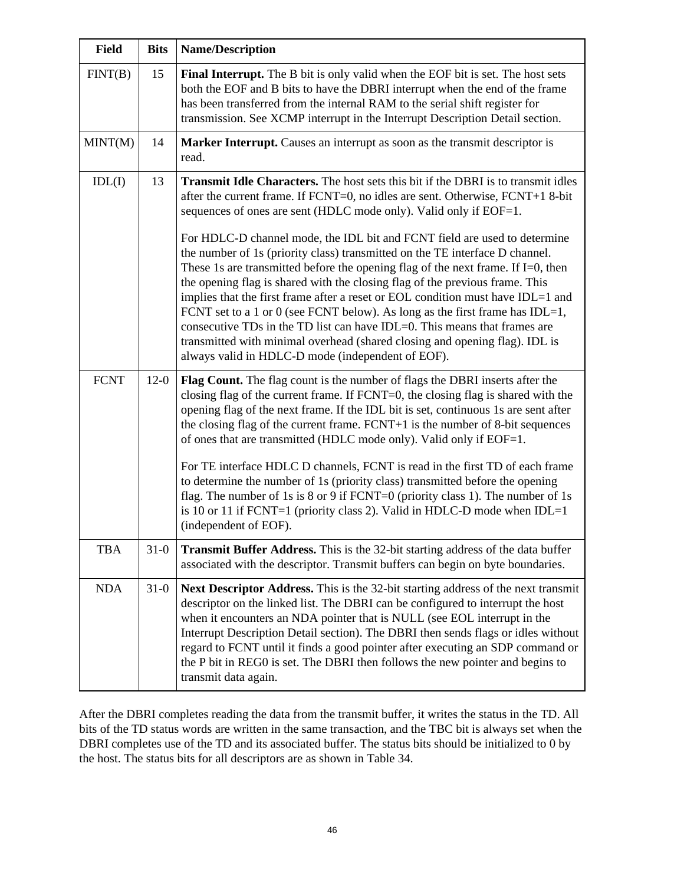| Field | Bits | Name/Description |
|---|---|---|
| FINT(B) | 15 | **Final Interrupt.** The B bit is only valid when the EOF bit is set. The host sets both the EOF and B bits to have the DBRI interrupt when the end of the frame has been transferred from the internal RAM to the serial shift register for transmission. See XCMP interrupt in the Interrupt Description Detail section. |
| MINT(M) | 14 | **Marker Interrupt.** Causes an interrupt as soon as the transmit descriptor is read. |
| IDL(I) | 13 | **Transmit Idle Characters.** The host sets this bit if the DBRI is to transmit idles after the current frame. If FCNT=0, no idles are sent. Otherwise, FCNT+1 8-bit sequences of ones are sent (HDLC mode only). Valid only if EOF=1. <br><br> For HDLC-D channel mode, the IDL bit and FCNT field are used to determine the number of 1s (priority class) transmitted on the TE interface D channel. These 1s are transmitted before the opening flag of the next frame. If I=0, then the opening flag is shared with the closing flag of the previous frame. This implies that the first frame after a reset or EOL condition must have IDL=1 and FCNT set to a 1 or 0 (see FCNT below). As long as the first frame has IDL=1, consecutive TDs in the TD list can have IDL=0. This means that frames are transmitted with minimal overhead (shared closing and opening flag). IDL is always valid in HDLC-D mode (independent of EOF). |
| FCNT | 12-0 | **Flag Count.** The flag count is the number of flags the DBRI inserts after the closing flag of the current frame. If FCNT=0, the closing flag is shared with the opening flag of the next frame. If the IDL bit is set, continuous 1s are sent after the closing flag of the current frame. FCNT+1 is the number of 8-bit sequences of ones that are transmitted (HDLC mode only). Valid only if EOF=1. <br><br> For TE interface HDLC D channels, FCNT is read in the first TD of each frame to determine the number of 1s (priority class) transmitted before the opening flag. The number of 1s is 8 or 9 if FCNT=0 (priority class 1). The number of 1s is 10 or 11 if FCNT=1 (priority class 2). Valid in HDLC-D mode when IDL=1 (independent of EOF). |
| TBA | 31-0 | **Transmit Buffer Address.** This is the 32-bit starting address of the data buffer associated with the descriptor. Transmit buffers can begin on byte boundaries. |
| NDA | 31-0 | **Next Descriptor Address.** This is the 32-bit starting address of the next transmit descriptor on the linked list. The DBRI can be configured to interrupt the host when it encounters an NDA pointer that is NULL (see EOL interrupt in the Interrupt Description Detail section). The DBRI then sends flags or idles without regard to FCNT until it finds a good pointer after executing an SDP command or the P bit in REG0 is set. The DBRI then follows the new pointer and begins to transmit data again. |

After the DBRI completes reading the data from the transmit buffer, it writes the status in the TD. All bits of the TD status words are written in the same transaction, and the TBC bit is always set when the DBRI completes use of the TD and its associated buffer. The status bits should be initialized to 0 by the host. The status bits for all descriptors are as shown in Table 34.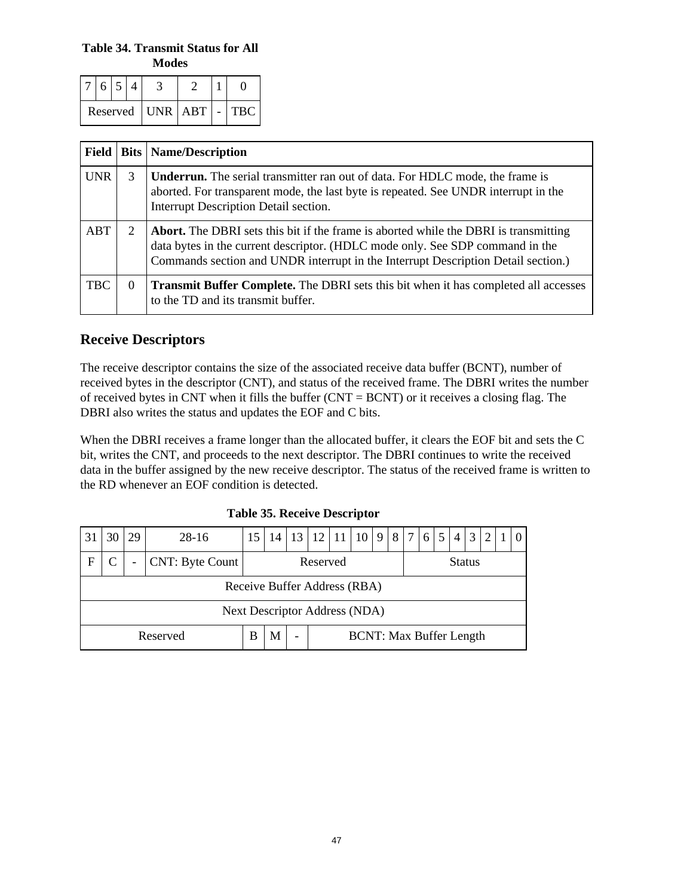**Table 34. Transmit Status for All Modes**

| 7 | 6 | 5 | 4 | 3 | 2 | 1 | 0 |
|---|---|---|---|---|---|---|---|
| Reserved | | | | UNR | ABT | - | TBC |

| Field | Bits | Name/Description |
|---|---|---|
| UNR | 3 | **Underrun.** The serial transmitter ran out of data. For HDLC mode, the frame is aborted. For transparent mode, the last byte is repeated. See UNDR interrupt in the Interrupt Description Detail section. |
| ABT | 2 | **Abort.** The DBRI sets this bit if the frame is aborted while the DBRI is transmitting data bytes in the current descriptor. (HDLC mode only. See SDP command in the Commands section and UNDR interrupt in the Interrupt Description Detail section.) |
| TBC | 0 | **Transmit Buffer Complete.** The DBRI sets this bit when it has completed all accesses to the TD and its transmit buffer. |

## Receive Descriptors

The receive descriptor contains the size of the associated receive data buffer (BCNT), number of received bytes in the descriptor (CNT), and status of the received frame. The DBRI writes the number of received bytes in CNT when it fills the buffer (CNT = BCNT) or it receives a closing flag. The DBRI also writes the status and updates the EOF and C bits.

When the DBRI receives a frame longer than the allocated buffer, it clears the EOF bit and sets the C bit, writes the CNT, and proceeds to the next descriptor. The DBRI continues to write the received data in the buffer assigned by the new receive descriptor. The status of the received frame is written to the RD whenever an EOF condition is detected.

**Table 35. Receive Descriptor**

| 31 | 30 | 29 | 28-16 | 15 | 14 | 13 | 12 | 11 | 10 | 9 | 8 | 7 | 6 | 5 | 4 | 3 | 2 | 1 | 0 |
|---|---|---|---|---|---|---|---|---|---|---|---|---|---|---|---|---|---|---|---|
| F | C | - | CNT: Byte Count | Reserved | | | | | | | | Status | | | | | | | |
| Receive Buffer Address (RBA) | | | | | | | | | | | | | | | | | | | |
| Next Descriptor Address (NDA) | | | | | | | | | | | | | | | | | | | |
| Reserved | | | | B | M | - | BCNT: Max Buffer Length | | | | | | | | | | | | |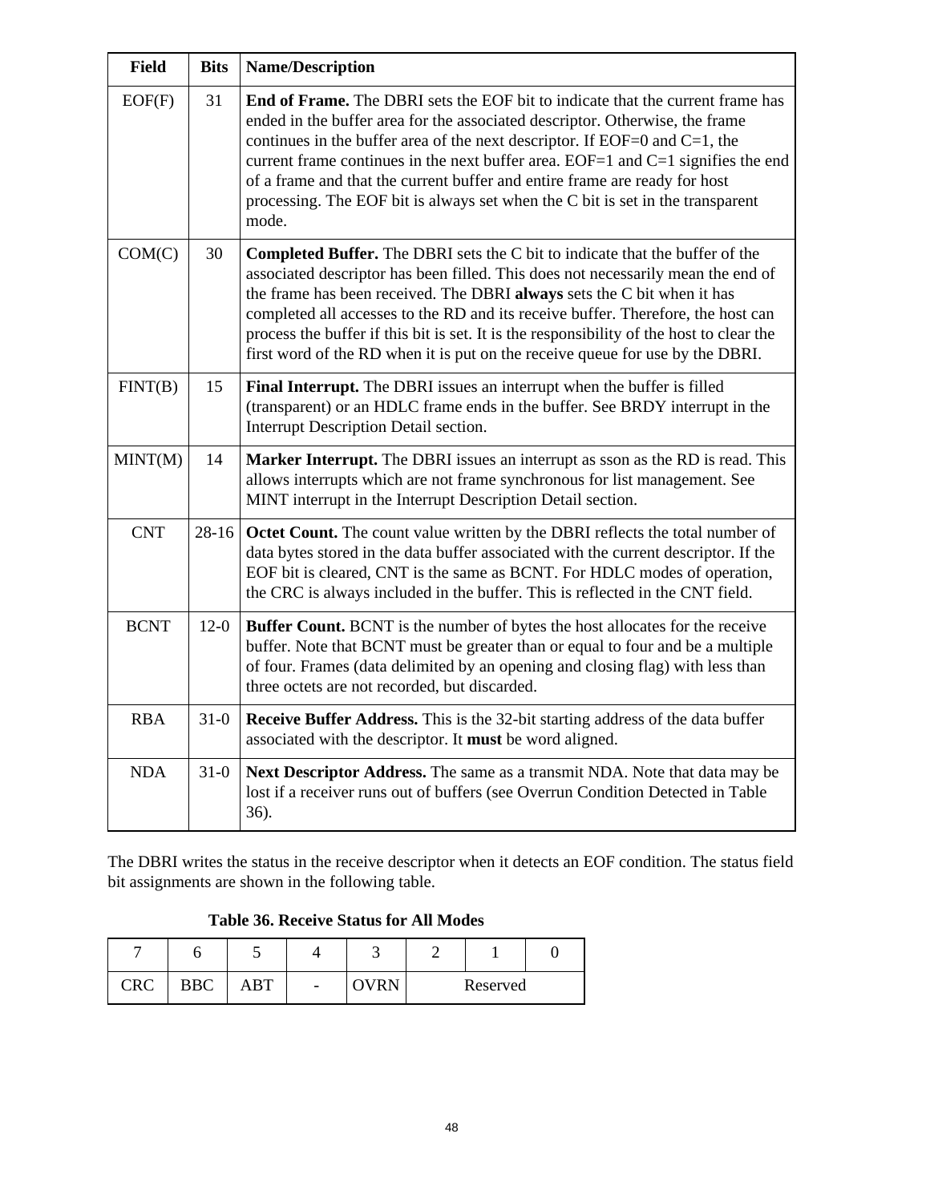| Field | Bits | Name/Description |
|---|---|---|
| EOF(F) | 31 | **End of Frame.** The DBRI sets the EOF bit to indicate that the current frame has ended in the buffer area for the associated descriptor. Otherwise, the frame continues in the buffer area of the next descriptor. If EOF=0 and C=1, the current frame continues in the next buffer area. EOF=1 and C=1 signifies the end of a frame and that the current buffer and entire frame are ready for host processing. The EOF bit is always set when the C bit is set in the transparent mode. |
| COM(C) | 30 | **Completed Buffer.** The DBRI sets the C bit to indicate that the buffer of the associated descriptor has been filled. This does not necessarily mean the end of the frame has been received. The DBRI **always** sets the C bit when it has completed all accesses to the RD and its receive buffer. Therefore, the host can process the buffer if this bit is set. It is the responsibility of the host to clear the first word of the RD when it is put on the receive queue for use by the DBRI. |
| FINT(B) | 15 | **Final Interrupt.** The DBRI issues an interrupt when the buffer is filled (transparent) or an HDLC frame ends in the buffer. See BRDY interrupt in the Interrupt Description Detail section. |
| MINT(M) | 14 | **Marker Interrupt.** The DBRI issues an interrupt as sson as the RD is read. This allows interrupts which are not frame synchronous for list management. See MINT interrupt in the Interrupt Description Detail section. |
| CNT | 28-16 | **Octet Count.** The count value written by the DBRI reflects the total number of data bytes stored in the data buffer associated with the current descriptor. If the EOF bit is cleared, CNT is the same as BCNT. For HDLC modes of operation, the CRC is always included in the buffer. This is reflected in the CNT field. |
| BCNT | 12-0 | **Buffer Count.** BCNT is the number of bytes the host allocates for the receive buffer. Note that BCNT must be greater than or equal to four and be a multiple of four. Frames (data delimited by an opening and closing flag) with less than three octets are not recorded, but discarded. |
| RBA | 31-0 | **Receive Buffer Address.** This is the 32-bit starting address of the data buffer associated with the descriptor. It **must** be word aligned. |
| NDA | 31-0 | **Next Descriptor Address.** The same as a transmit NDA. Note that data may be lost if a receiver runs out of buffers (see Overrun Condition Detected in Table 36). |

The DBRI writes the status in the receive descriptor when it detects an EOF condition. The status field bit assignments are shown in the following table.

**Table 36. Receive Status for All Modes**

| 7 | 6 | 5 | 4 | 3 | 2 | 1 | 0 |
|---|---|---|---|---|---|---|---|
| CRC | BBC | ABT | - | OVRN | Reserved | | |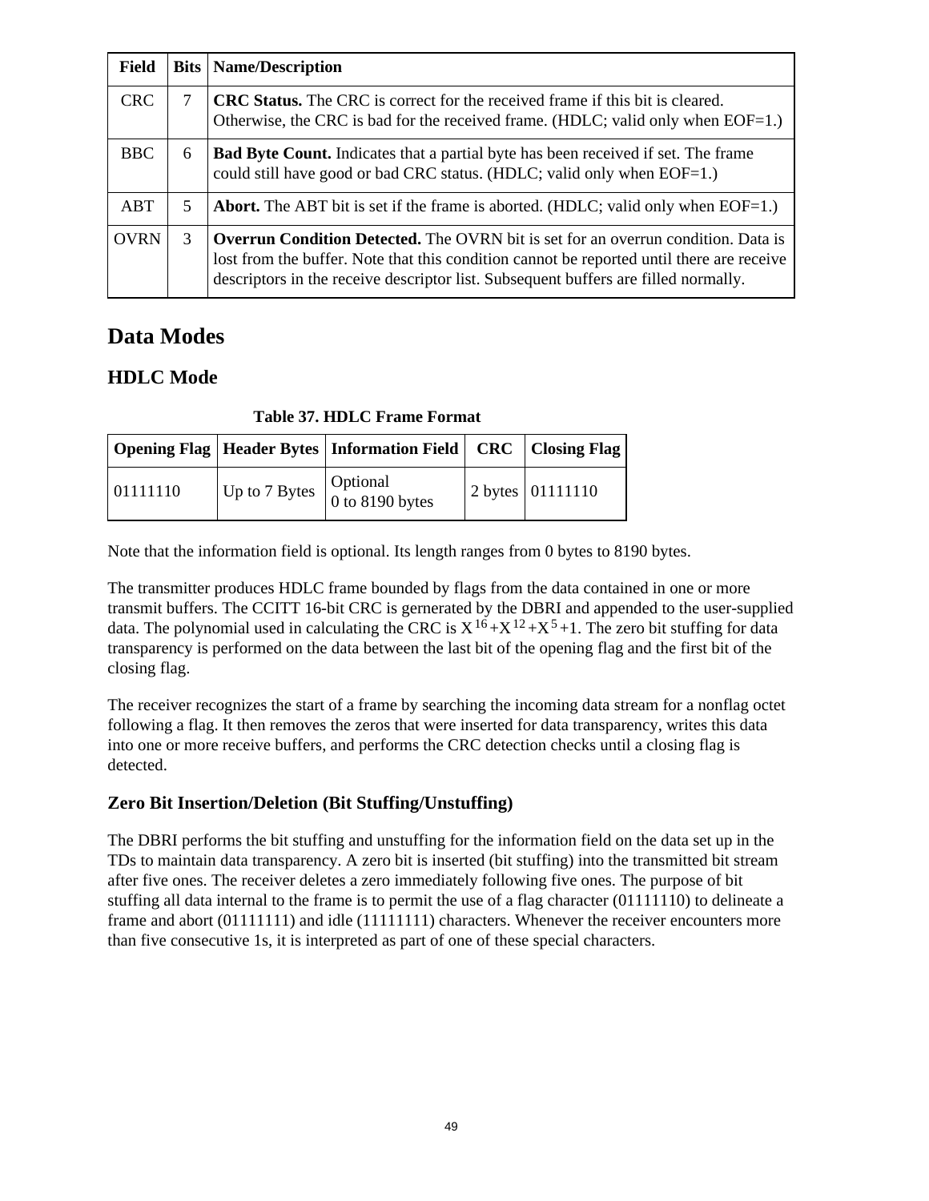| Field | Bits | Name/Description |
|---|---|---|
| CRC | 7 | **CRC Status.** The CRC is correct for the received frame if this bit is cleared. Otherwise, the CRC is bad for the received frame. (HDLC; valid only when EOF=1.) |
| BBC | 6 | **Bad Byte Count.** Indicates that a partial byte has been received if set. The frame could still have good or bad CRC status. (HDLC; valid only when EOF=1.) |
| ABT | 5 | **Abort.** The ABT bit is set if the frame is aborted. (HDLC; valid only when EOF=1.) |
| OVRN | 3 | **Overrun Condition Detected.** The OVRN bit is set for an overrun condition. Data is lost from the buffer. Note that this condition cannot be reported until there are receive descriptors in the receive descriptor list. Subsequent buffers are filled normally. |

## Data Modes

### HDLC Mode

**Table 37. HDLC Frame Format**

| Opening Flag | Header Bytes | Information Field | CRC | Closing Flag |
|---|---|---|---|---|
| 01111110 | Up to 7 Bytes | Optional<br>0 to 8190 bytes | 2 bytes | 01111110 |

Note that the information field is optional. Its length ranges from 0 bytes to 8190 bytes.

The transmitter produces HDLC frame bounded by flags from the data contained in one or more transmit buffers. The CCITT 16-bit CRC is gernerated by the DBRI and appended to the user-supplied data. The polynomial used in calculating the CRC is $X^{16}+X^{12}+X^{5}+1$. The zero bit stuffing for data transparency is performed on the data between the last bit of the opening flag and the first bit of the closing flag.

The receiver recognizes the start of a frame by searching the incoming data stream for a nonflag octet following a flag. It then removes the zeros that were inserted for data transparency, writes this data into one or more receive buffers, and performs the CRC detection checks until a closing flag is detected.

#### Zero Bit Insertion/Deletion (Bit Stuffing/Unstuffing)

The DBRI performs the bit stuffing and unstuffing for the information field on the data set up in the TDs to maintain data transparency. A zero bit is inserted (bit stuffing) into the transmitted bit stream after five ones. The receiver deletes a zero immediately following five ones. The purpose of bit stuffing all data internal to the frame is to permit the use of a flag character (01111110) to delineate a frame and abort (01111111) and idle (11111111) characters. Whenever the receiver encounters more than five consecutive 1s, it is interpreted as part of one of these special characters.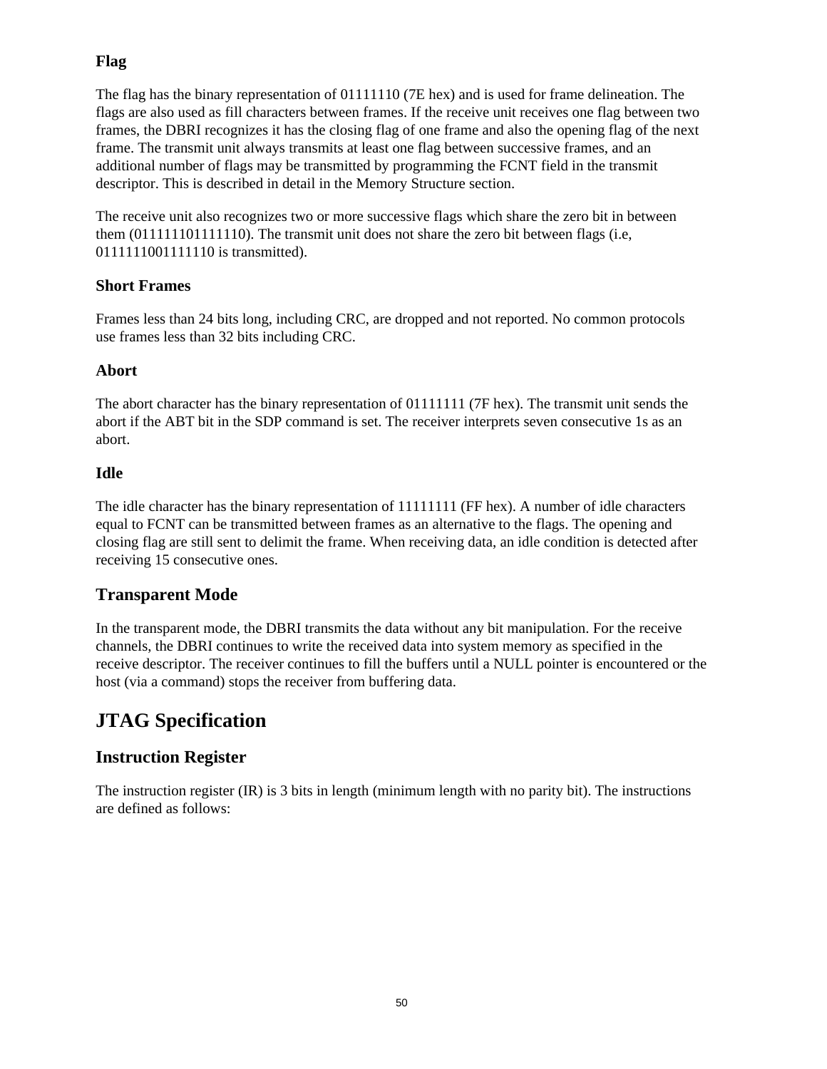### Flag

The flag has the binary representation of 01111110 (7E hex) and is used for frame delineation. The flags are also used as fill characters between frames. If the receive unit receives one flag between two frames, the DBRI recognizes it has the closing flag of one frame and also the opening flag of the next frame. The transmit unit always transmits at least one flag between successive frames, and an additional number of flags may be transmitted by programming the FCNT field in the transmit descriptor. This is described in detail in the Memory Structure section.

The receive unit also recognizes two or more successive flags which share the zero bit in between them (011111101111110). The transmit unit does not share the zero bit between flags (i.e, 0111111001111110 is transmitted).

### Short Frames

Frames less than 24 bits long, including CRC, are dropped and not reported. No common protocols use frames less than 32 bits including CRC.

### Abort

The abort character has the binary representation of 01111111 (7F hex). The transmit unit sends the abort if the ABT bit in the SDP command is set. The receiver interprets seven consecutive 1s as an abort.

### Idle

The idle character has the binary representation of 11111111 (FF hex). A number of idle characters equal to FCNT can be transmitted between frames as an alternative to the flags. The opening and closing flag are still sent to delimit the frame. When receiving data, an idle condition is detected after receiving 15 consecutive ones.

## Transparent Mode

In the transparent mode, the DBRI transmits the data without any bit manipulation. For the receive channels, the DBRI continues to write the received data into system memory as specified in the receive descriptor. The receiver continues to fill the buffers until a NULL pointer is encountered or the host (via a command) stops the receiver from buffering data.

# JTAG Specification

## Instruction Register

The instruction register (IR) is 3 bits in length (minimum length with no parity bit). The instructions are defined as follows: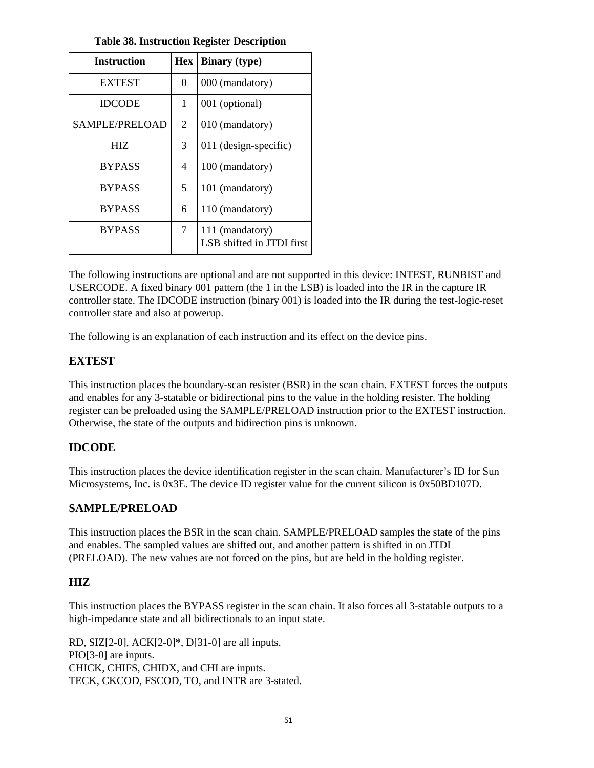**Table 38. Instruction Register Description**

| Instruction | Hex | Binary (type) |
|---|---|---|
| EXTEST | 0 | 000 (mandatory) |
| IDCODE | 1 | 001 (optional) |
| SAMPLE/PRELOAD | 2 | 010 (mandatory) |
| HIZ | 3 | 011 (design-specific) |
| BYPASS | 4 | 100 (mandatory) |
| BYPASS | 5 | 101 (mandatory) |
| BYPASS | 6 | 110 (mandatory) |
| BYPASS | 7 | 111 (mandatory)<br>LSB shifted in JTDI first |

The following instructions are optional and are not supported in this device: INTEST, RUNBIST and USERCODE. A fixed binary 001 pattern (the 1 in the LSB) is loaded into the IR in the capture IR controller state. The IDCODE instruction (binary 001) is loaded into the IR during the test-logic-reset controller state and also at powerup.

The following is an explanation of each instruction and its effect on the device pins.

## EXTEST

This instruction places the boundary-scan resister (BSR) in the scan chain. EXTEST forces the outputs and enables for any 3-statable or bidirectional pins to the value in the holding resister. The holding register can be preloaded using the SAMPLE/PRELOAD instruction prior to the EXTEST instruction. Otherwise, the state of the outputs and bidirection pins is unknown.

## IDCODE

This instruction places the device identification register in the scan chain. Manufacturer's ID for Sun Microsystems, Inc. is 0x3E. The device ID register value for the current silicon is 0x50BD107D.

## SAMPLE/PRELOAD

This instruction places the BSR in the scan chain. SAMPLE/PRELOAD samples the state of the pins and enables. The sampled values are shifted out, and another pattern is shifted in on JTDI (PRELOAD). The new values are not forced on the pins, but are held in the holding register.

## HIZ

This instruction places the BYPASS register in the scan chain. It also forces all 3-statable outputs to a high-impedance state and all bidirectionals to an input state.

RD, SIZ[2-0], ACK[2-0]*, D[31-0] are all inputs.
PIO[3-0] are inputs.
CHICK, CHIFS, CHIDX, and CHI are inputs.
TECK, CKCOD, FSCOD, TO, and INTR are 3-stated.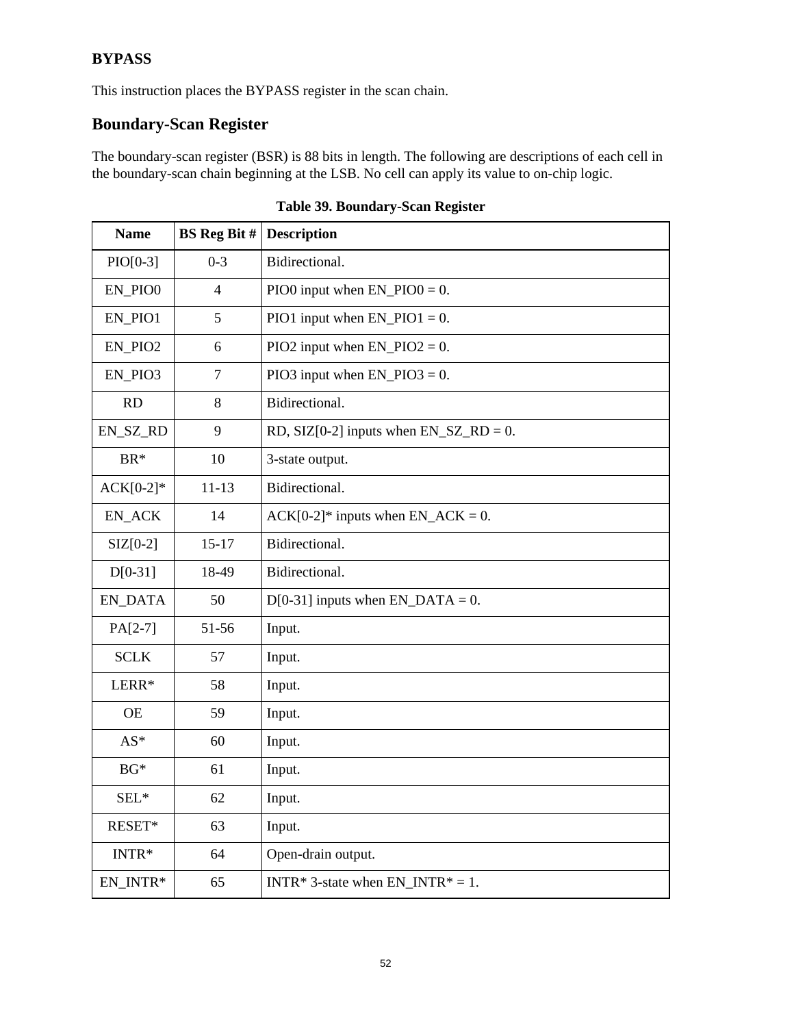### BYPASS

This instruction places the BYPASS register in the scan chain.

## Boundary-Scan Register

The boundary-scan register (BSR) is 88 bits in length. The following are descriptions of each cell in the boundary-scan chain beginning at the LSB. No cell can apply its value to on-chip logic.

**Table 39. Boundary-Scan Register**

| Name | BS Reg Bit # | Description |
|---|---|---|
| PIO[0-3] | 0-3 | Bidirectional. |
| EN_PIO0 | 4 | PIO0 input when EN_PIO0 = 0. |
| EN_PIO1 | 5 | PIO1 input when EN_PIO1 = 0. |
| EN_PIO2 | 6 | PIO2 input when EN_PIO2 = 0. |
| EN_PIO3 | 7 | PIO3 input when EN_PIO3 = 0. |
| RD | 8 | Bidirectional. |
| EN_SZ_RD | 9 | RD, SIZ[0-2] inputs when EN_SZ_RD = 0. |
| BR* | 10 | 3-state output. |
| ACK[0-2]* | 11-13 | Bidirectional. |
| EN_ACK | 14 | ACK[0-2]* inputs when EN_ACK = 0. |
| SIZ[0-2] | 15-17 | Bidirectional. |
| D[0-31] | 18-49 | Bidirectional. |
| EN_DATA | 50 | D[0-31] inputs when EN_DATA = 0. |
| PA[2-7] | 51-56 | Input. |
| SCLK | 57 | Input. |
| LERR* | 58 | Input. |
| OE | 59 | Input. |
| AS* | 60 | Input. |
| BG* | 61 | Input. |
| SEL* | 62 | Input. |
| RESET* | 63 | Input. |
| INTR* | 64 | Open-drain output. |
| EN_INTR* | 65 | INTR* 3-state when EN_INTR* = 1. |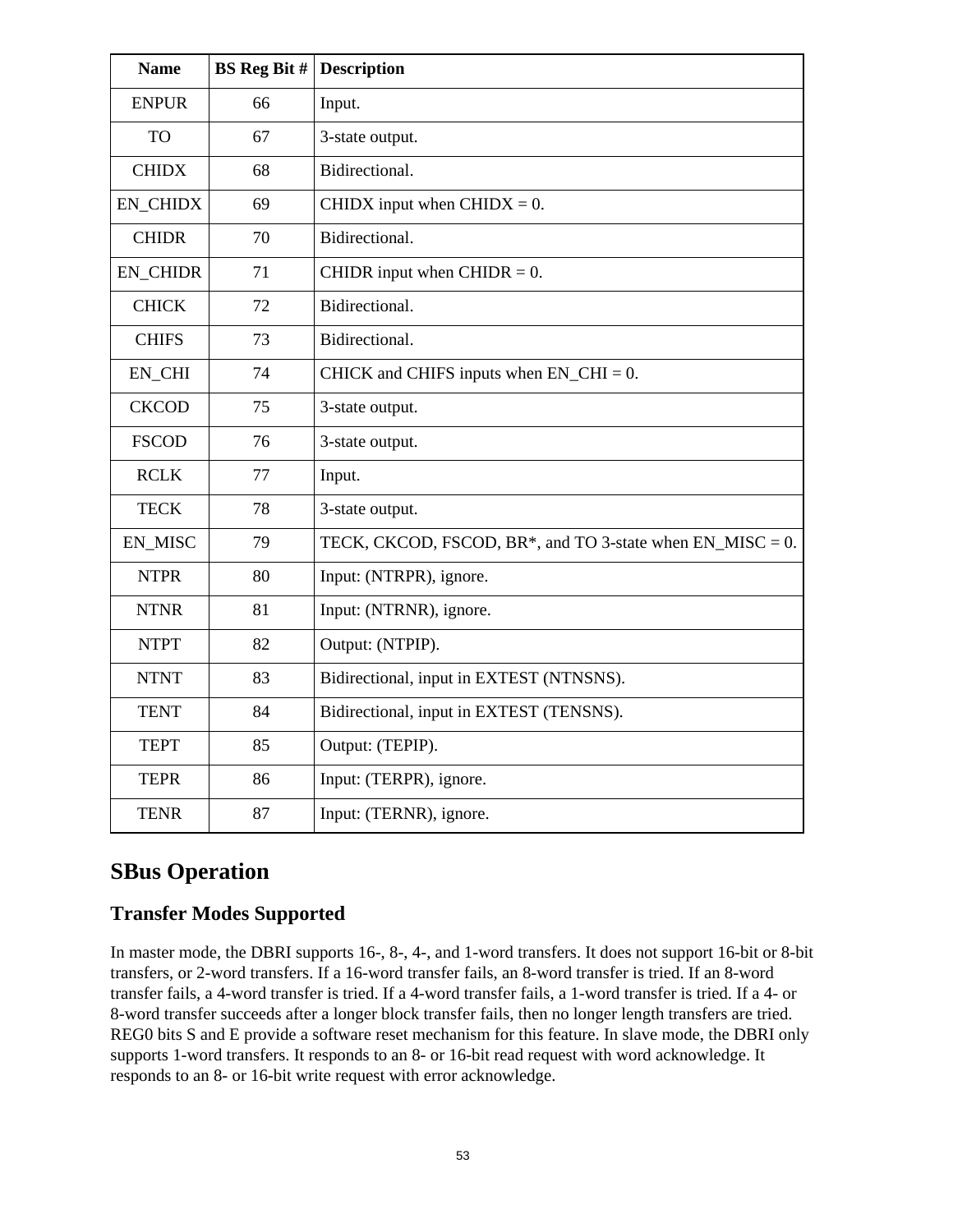| Name | BS Reg Bit # | Description |
|---|---|---|
| ENPUR | 66 | Input. |
| TO | 67 | 3-state output. |
| CHIDX | 68 | Bidirectional. |
| EN_CHIDX | 69 | CHIDX input when CHIDX = 0. |
| CHIDR | 70 | Bidirectional. |
| EN_CHIDR | 71 | CHIDR input when CHIDR = 0. |
| CHICK | 72 | Bidirectional. |
| CHIFS | 73 | Bidirectional. |
| EN_CHI | 74 | CHICK and CHIFS inputs when EN_CHI = 0. |
| CKCOD | 75 | 3-state output. |
| FSCOD | 76 | 3-state output. |
| RCLK | 77 | Input. |
| TECK | 78 | 3-state output. |
| EN_MISC | 79 | TECK, CKCOD, FSCOD, BR*, and TO 3-state when EN_MISC = 0. |
| NTPR | 80 | Input: (NTRPR), ignore. |
| NTNR | 81 | Input: (NTRNR), ignore. |
| NTPT | 82 | Output: (NTPIP). |
| NTNT | 83 | Bidirectional, input in EXTEST (NTNSNS). |
| TENT | 84 | Bidirectional, input in EXTEST (TENSNS). |
| TEPT | 85 | Output: (TEPIP). |
| TEPR | 86 | Input: (TERPR), ignore. |
| TENR | 87 | Input: (TERNR), ignore. |

## SBus Operation

### Transfer Modes Supported

In master mode, the DBRI supports 16-, 8-, 4-, and 1-word transfers. It does not support 16-bit or 8-bit transfers, or 2-word transfers. If a 16-word transfer fails, an 8-word transfer is tried. If an 8-word transfer fails, a 4-word transfer is tried. If a 4-word transfer fails, a 1-word transfer is tried. If a 4- or 8-word transfer succeeds after a longer block transfer fails, then no longer length transfers are tried. REG0 bits S and E provide a software reset mechanism for this feature. In slave mode, the DBRI only supports 1-word transfers. It responds to an 8- or 16-bit read request with word acknowledge. It responds to an 8- or 16-bit write request with error acknowledge.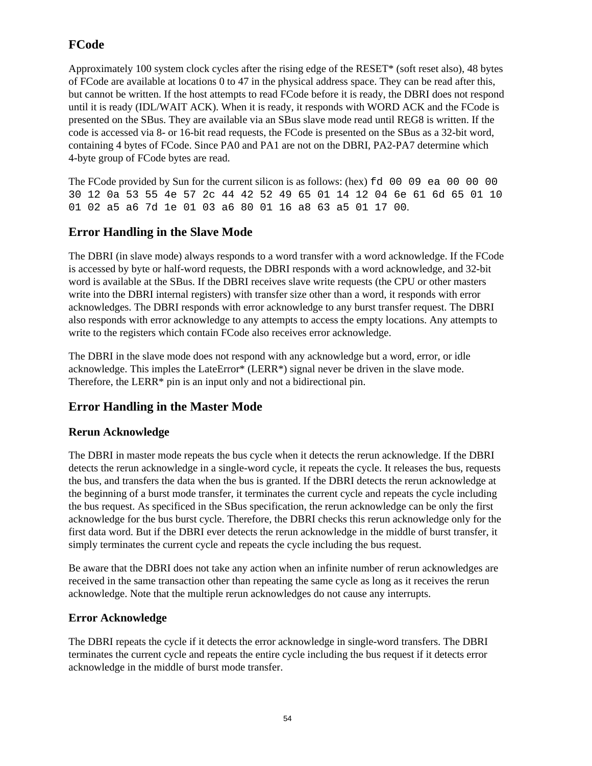## FCode

Approximately 100 system clock cycles after the rising edge of the RESET* (soft reset also), 48 bytes of FCode are available at locations 0 to 47 in the physical address space. They can be read after this, but cannot be written. If the host attempts to read FCode before it is ready, the DBRI does not respond until it is ready (IDL/WAIT ACK). When it is ready, it responds with WORD ACK and the FCode is presented on the SBus. They are available via an SBus slave mode read until REG8 is written. If the code is accessed via 8- or 16-bit read requests, the FCode is presented on the SBus as a 32-bit word, containing 4 bytes of FCode. Since PA0 and PA1 are not on the DBRI, PA2-PA7 determine which 4-byte group of FCode bytes are read.

The FCode provided by Sun for the current silicon is as follows: (hex) `fd 00 09 ea 00 00 00 30 12 0a 53 55 4e 57 2c 44 42 52 49 65 01 14 12 04 6e 61 6d 65 01 10 01 02 a5 a6 7d 1e 01 03 a6 80 01 16 a8 63 a5 01 17 00`.

## Error Handling in the Slave Mode

The DBRI (in slave mode) always responds to a word transfer with a word acknowledge. If the FCode is accessed by byte or half-word requests, the DBRI responds with a word acknowledge, and 32-bit word is available at the SBus. If the DBRI receives slave write requests (the CPU or other masters write into the DBRI internal registers) with transfer size other than a word, it responds with error acknowledges. The DBRI responds with error acknowledge to any burst transfer request. The DBRI also responds with error acknowledge to any attempts to access the empty locations. Any attempts to write to the registers which contain FCode also receives error acknowledge.

The DBRI in the slave mode does not respond with any acknowledge but a word, error, or idle acknowledge. This imples the LateError* (LERR*) signal never be driven in the slave mode. Therefore, the LERR* pin is an input only and not a bidirectional pin.

## Error Handling in the Master Mode

### Rerun Acknowledge

The DBRI in master mode repeats the bus cycle when it detects the rerun acknowledge. If the DBRI detects the rerun acknowledge in a single-word cycle, it repeats the cycle. It releases the bus, requests the bus, and transfers the data when the bus is granted. If the DBRI detects the rerun acknowledge at the beginning of a burst mode transfer, it terminates the current cycle and repeats the cycle including the bus request. As specificed in the SBus specification, the rerun acknowledge can be only the first acknowledge for the bus burst cycle. Therefore, the DBRI checks this rerun acknowledge only for the first data word. But if the DBRI ever detects the rerun acknowledge in the middle of burst transfer, it simply terminates the current cycle and repeats the cycle including the bus request.

Be aware that the DBRI does not take any action when an infinite number of rerun acknowledges are received in the same transaction other than repeating the same cycle as long as it receives the rerun acknowledge. Note that the multiple rerun acknowledges do not cause any interrupts.

### Error Acknowledge

The DBRI repeats the cycle if it detects the error acknowledge in single-word transfers. The DBRI terminates the current cycle and repeats the entire cycle including the bus request if it detects error acknowledge in the middle of burst mode transfer.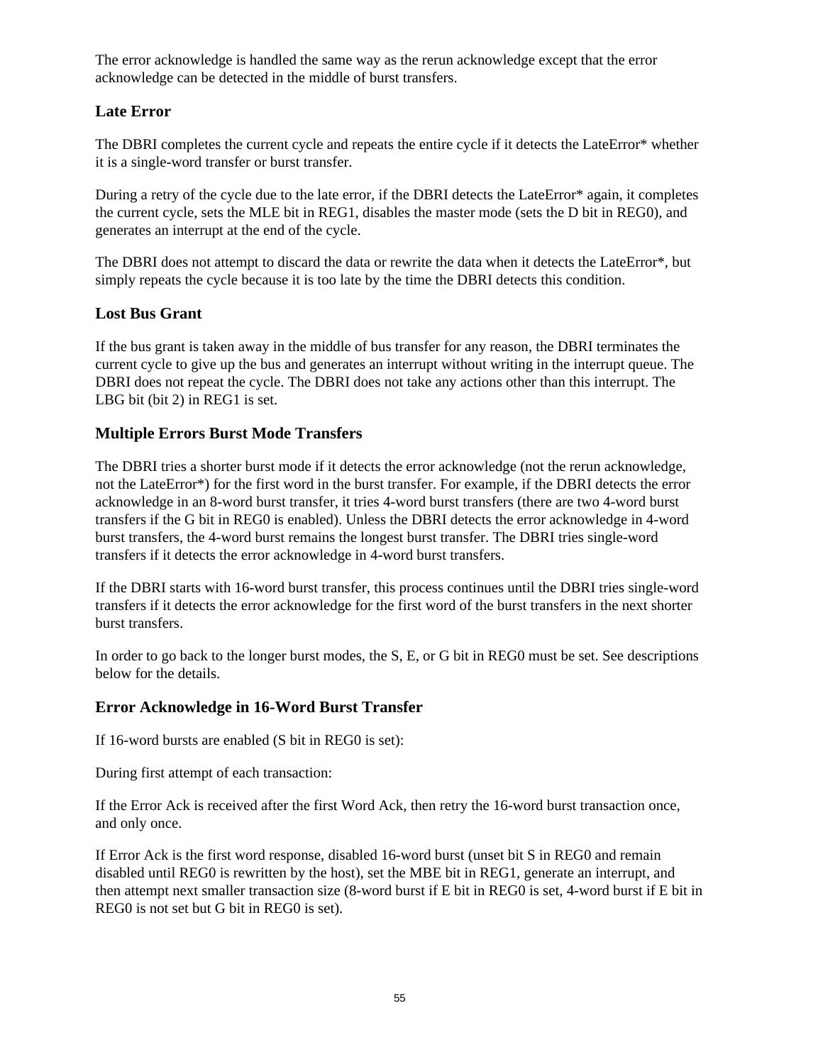The error acknowledge is handled the same way as the rerun acknowledge except that the error acknowledge can be detected in the middle of burst transfers.

### Late Error

The DBRI completes the current cycle and repeats the entire cycle if it detects the LateError* whether it is a single-word transfer or burst transfer.

During a retry of the cycle due to the late error, if the DBRI detects the LateError* again, it completes the current cycle, sets the MLE bit in REG1, disables the master mode (sets the D bit in REG0), and generates an interrupt at the end of the cycle.

The DBRI does not attempt to discard the data or rewrite the data when it detects the LateError*, but simply repeats the cycle because it is too late by the time the DBRI detects this condition.

### Lost Bus Grant

If the bus grant is taken away in the middle of bus transfer for any reason, the DBRI terminates the current cycle to give up the bus and generates an interrupt without writing in the interrupt queue. The DBRI does not repeat the cycle. The DBRI does not take any actions other than this interrupt. The LBG bit (bit 2) in REG1 is set.

### Multiple Errors Burst Mode Transfers

The DBRI tries a shorter burst mode if it detects the error acknowledge (not the rerun acknowledge, not the LateError*) for the first word in the burst transfer. For example, if the DBRI detects the error acknowledge in an 8-word burst transfer, it tries 4-word burst transfers (there are two 4-word burst transfers if the G bit in REG0 is enabled). Unless the DBRI detects the error acknowledge in 4-word burst transfers, the 4-word burst remains the longest burst transfer. The DBRI tries single-word transfers if it detects the error acknowledge in 4-word burst transfers.

If the DBRI starts with 16-word burst transfer, this process continues until the DBRI tries single-word transfers if it detects the error acknowledge for the first word of the burst transfers in the next shorter burst transfers.

In order to go back to the longer burst modes, the S, E, or G bit in REG0 must be set. See descriptions below for the details.

### Error Acknowledge in 16-Word Burst Transfer

If 16-word bursts are enabled (S bit in REG0 is set):

During first attempt of each transaction:

If the Error Ack is received after the first Word Ack, then retry the 16-word burst transaction once, and only once.

If Error Ack is the first word response, disabled 16-word burst (unset bit S in REG0 and remain disabled until REG0 is rewritten by the host), set the MBE bit in REG1, generate an interrupt, and then attempt next smaller transaction size (8-word burst if E bit in REG0 is set, 4-word burst if E bit in REG0 is not set but G bit in REG0 is set).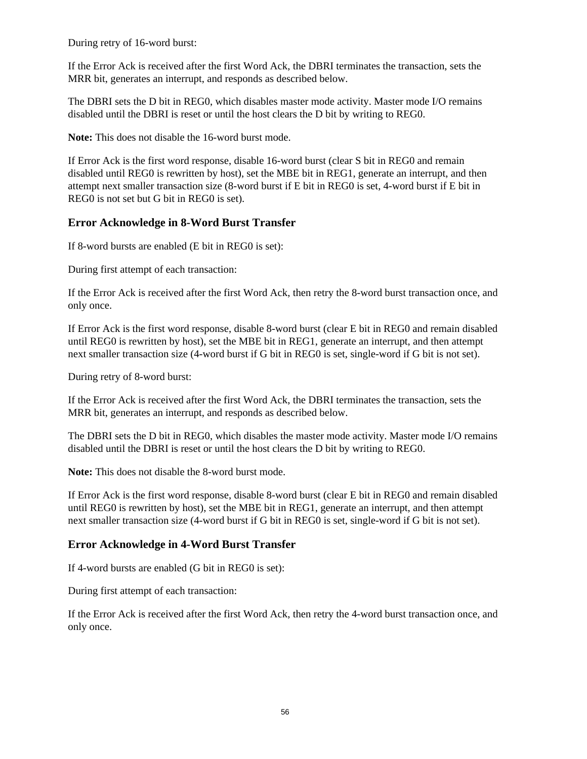During retry of 16-word burst:

If the Error Ack is received after the first Word Ack, the DBRI terminates the transaction, sets the MRR bit, generates an interrupt, and responds as described below.

The DBRI sets the D bit in REG0, which disables master mode activity. Master mode I/O remains disabled until the DBRI is reset or until the host clears the D bit by writing to REG0.

**Note:** This does not disable the 16-word burst mode.

If Error Ack is the first word response, disable 16-word burst (clear S bit in REG0 and remain disabled until REG0 is rewritten by host), set the MBE bit in REG1, generate an interrupt, and then attempt next smaller transaction size (8-word burst if E bit in REG0 is set, 4-word burst if E bit in REG0 is not set but G bit in REG0 is set).

### Error Acknowledge in 8-Word Burst Transfer

If 8-word bursts are enabled (E bit in REG0 is set):

During first attempt of each transaction:

If the Error Ack is received after the first Word Ack, then retry the 8-word burst transaction once, and only once.

If Error Ack is the first word response, disable 8-word burst (clear E bit in REG0 and remain disabled until REG0 is rewritten by host), set the MBE bit in REG1, generate an interrupt, and then attempt next smaller transaction size (4-word burst if G bit in REG0 is set, single-word if G bit is not set).

During retry of 8-word burst:

If the Error Ack is received after the first Word Ack, the DBRI terminates the transaction, sets the MRR bit, generates an interrupt, and responds as described below.

The DBRI sets the D bit in REG0, which disables the master mode activity. Master mode I/O remains disabled until the DBRI is reset or until the host clears the D bit by writing to REG0.

**Note:** This does not disable the 8-word burst mode.

If Error Ack is the first word response, disable 8-word burst (clear E bit in REG0 and remain disabled until REG0 is rewritten by host), set the MBE bit in REG1, generate an interrupt, and then attempt next smaller transaction size (4-word burst if G bit in REG0 is set, single-word if G bit is not set).

### Error Acknowledge in 4-Word Burst Transfer

If 4-word bursts are enabled (G bit in REG0 is set):

During first attempt of each transaction:

If the Error Ack is received after the first Word Ack, then retry the 4-word burst transaction once, and only once.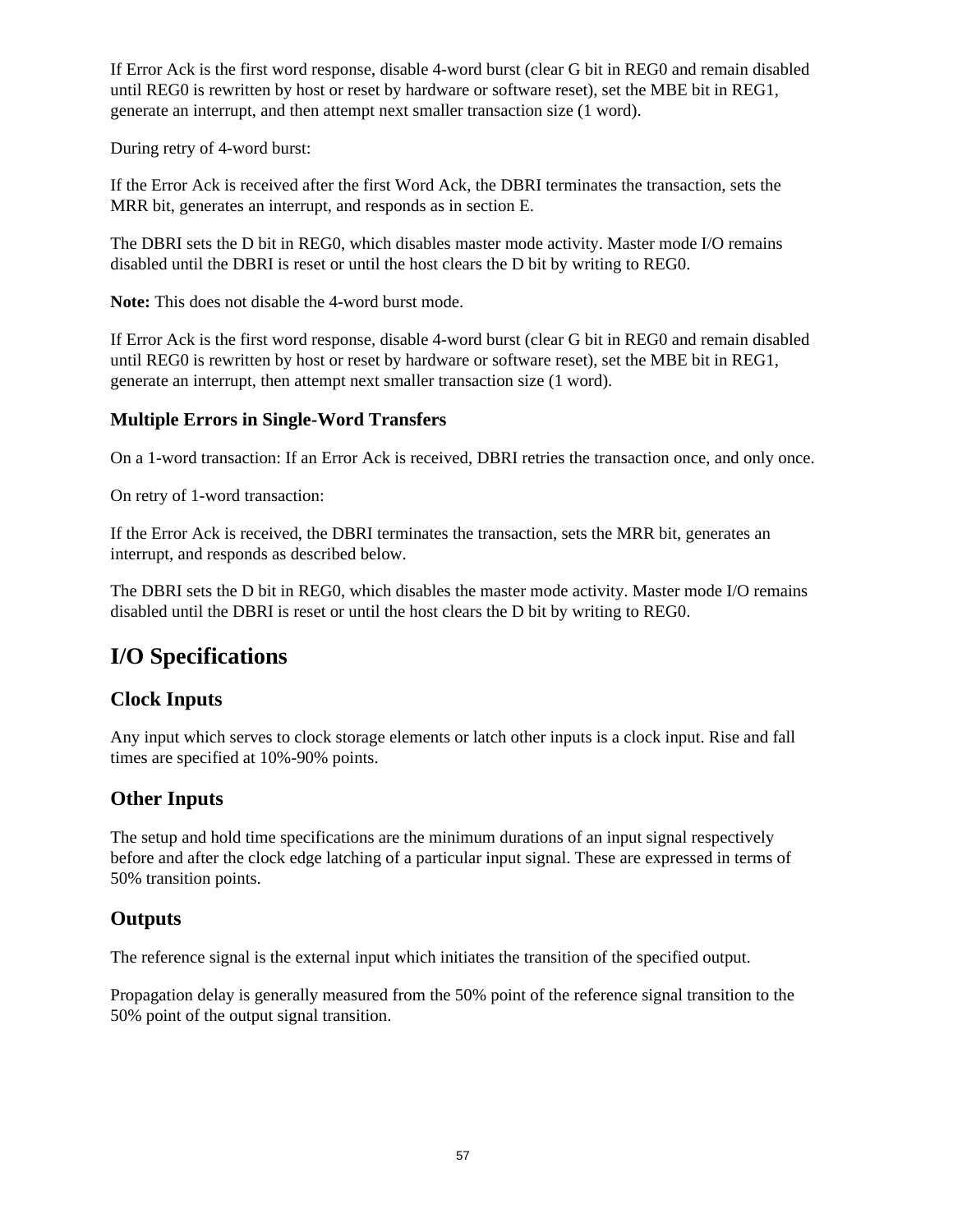If Error Ack is the first word response, disable 4-word burst (clear G bit in REG0 and remain disabled until REG0 is rewritten by host or reset by hardware or software reset), set the MBE bit in REG1, generate an interrupt, and then attempt next smaller transaction size (1 word).

During retry of 4-word burst:

If the Error Ack is received after the first Word Ack, the DBRI terminates the transaction, sets the MRR bit, generates an interrupt, and responds as in section E.

The DBRI sets the D bit in REG0, which disables master mode activity. Master mode I/O remains disabled until the DBRI is reset or until the host clears the D bit by writing to REG0.

**Note:** This does not disable the 4-word burst mode.

If Error Ack is the first word response, disable 4-word burst (clear G bit in REG0 and remain disabled until REG0 is rewritten by host or reset by hardware or software reset), set the MBE bit in REG1, generate an interrupt, then attempt next smaller transaction size (1 word).

### Multiple Errors in Single-Word Transfers

On a 1-word transaction: If an Error Ack is received, DBRI retries the transaction once, and only once.

On retry of 1-word transaction:

If the Error Ack is received, the DBRI terminates the transaction, sets the MRR bit, generates an interrupt, and responds as described below.

The DBRI sets the D bit in REG0, which disables the master mode activity. Master mode I/O remains disabled until the DBRI is reset or until the host clears the D bit by writing to REG0.

# I/O Specifications

## Clock Inputs

Any input which serves to clock storage elements or latch other inputs is a clock input. Rise and fall times are specified at 10%-90% points.

## Other Inputs

The setup and hold time specifications are the minimum durations of an input signal respectively before and after the clock edge latching of a particular input signal. These are expressed in terms of 50% transition points.

## Outputs

The reference signal is the external input which initiates the transition of the specified output.

Propagation delay is generally measured from the 50% point of the reference signal transition to the 50% point of the output signal transition.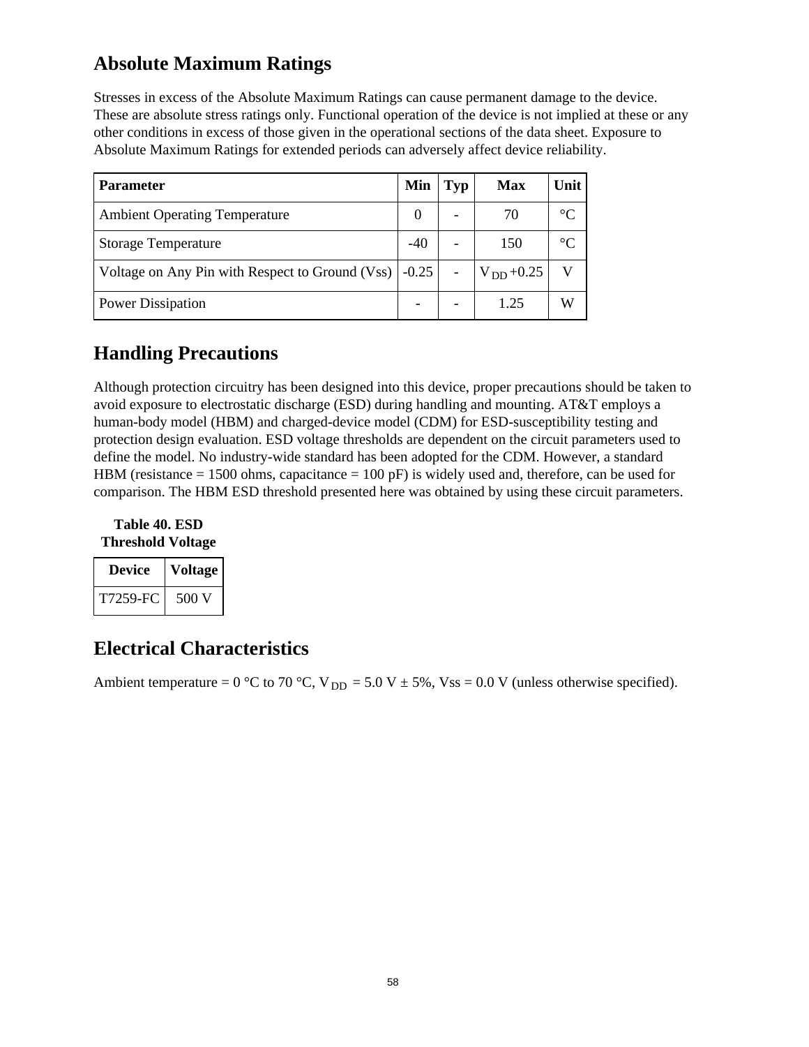## Absolute Maximum Ratings

Stresses in excess of the Absolute Maximum Ratings can cause permanent damage to the device. These are absolute stress ratings only. Functional operation of the device is not implied at these or any other conditions in excess of those given in the operational sections of the data sheet. Exposure to Absolute Maximum Ratings for extended periods can adversely affect device reliability.

| Parameter | Min | Typ | Max | Unit |
|---|---|---|---|---|
| Ambient Operating Temperature | 0 | - | 70 | °C |
| Storage Temperature | -40 | - | 150 | °C |
| Voltage on Any Pin with Respect to Ground (Vss) | -0.25 | - | $V_{DD}$ +0.25 | V |
| Power Dissipation | - | - | 1.25 | W |

## Handling Precautions

Although protection circuitry has been designed into this device, proper precautions should be taken to avoid exposure to electrostatic discharge (ESD) during handling and mounting. AT&T employs a human-body model (HBM) and charged-device model (CDM) for ESD-susceptibility testing and protection design evaluation. ESD voltage thresholds are dependent on the circuit parameters used to define the model. No industry-wide standard has been adopted for the CDM. However, a standard HBM (resistance = 1500 ohms, capacitance = 100 pF) is widely used and, therefore, can be used for comparison. The HBM ESD threshold presented here was obtained by using these circuit parameters.

**Table 40. ESD Threshold Voltage**

| Device | Voltage |
|---|---|
| T7259-FC | 500 V |

## Electrical Characteristics

Ambient temperature = 0 °C to 70 °C, $V_{DD}$ = 5.0 V ± 5%, Vss = 0.0 V (unless otherwise specified).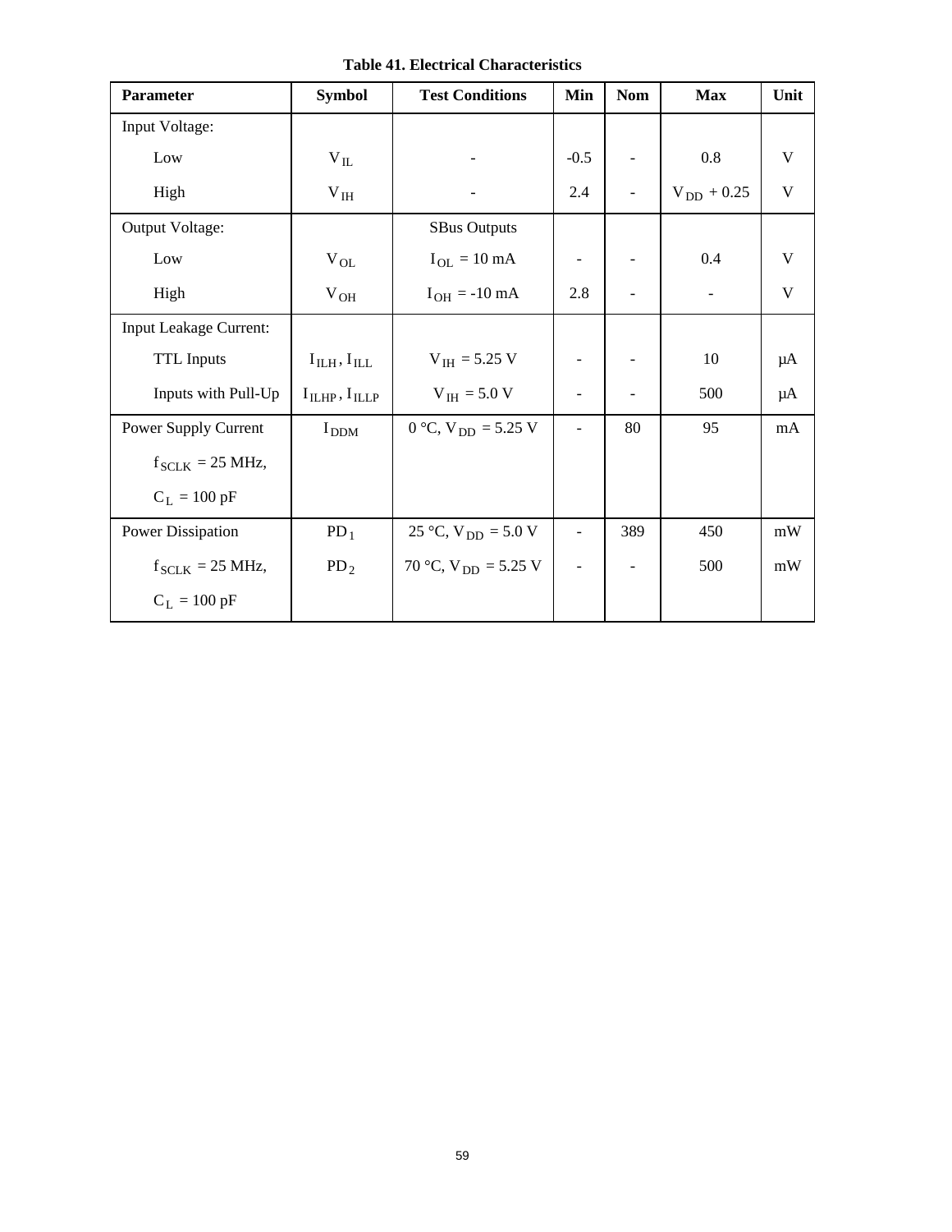**Table 41. Electrical Characteristics**

| Parameter | Symbol | Test Conditions | Min | Nom | Max | Unit |
|---|---|---|---|---|---|---|
| Input Voltage: | | | | | | |
| Low | $V_{IL}$ | - | -0.5 | - | 0.8 | V |
| High | $V_{IH}$ | - | 2.4 | - | $V_{DD}$ + 0.25 | V |
| Output Voltage: | | SBus Outputs | | | | |
| Low | $V_{OL}$ | $I_{OL}$ = 10 mA | - | - | 0.4 | V |
| High | $V_{OH}$ | $I_{OH}$ = -10 mA | 2.8 | - | - | V |
| Input Leakage Current: | | | | | | |
| TTL Inputs | $I_{ILH}$, $I_{ILL}$ | $V_{IH}$ = 5.25 V | - | - | 10 | µA |
| Inputs with Pull-Up | $I_{ILHP}$, $I_{ILLP}$ | $V_{IH}$ = 5.0 V | - | - | 500 | µA |
| Power Supply Current $f_{SCLK}$ = 25 MHz, $C_L$ = 100 pF | $I_{DDM}$ | 0 °C, $V_{DD}$ = 5.25 V | - | 80 | 95 | mA |
| Power Dissipation $f_{SCLK}$ = 25 MHz, $C_L$ = 100 pF | $PD_1$ | 25 °C, $V_{DD}$ = 5.0 V | - | 389 | 450 | mW |
| | $PD_2$ | 70 °C, $V_{DD}$ = 5.25 V | - | - | 500 | mW |